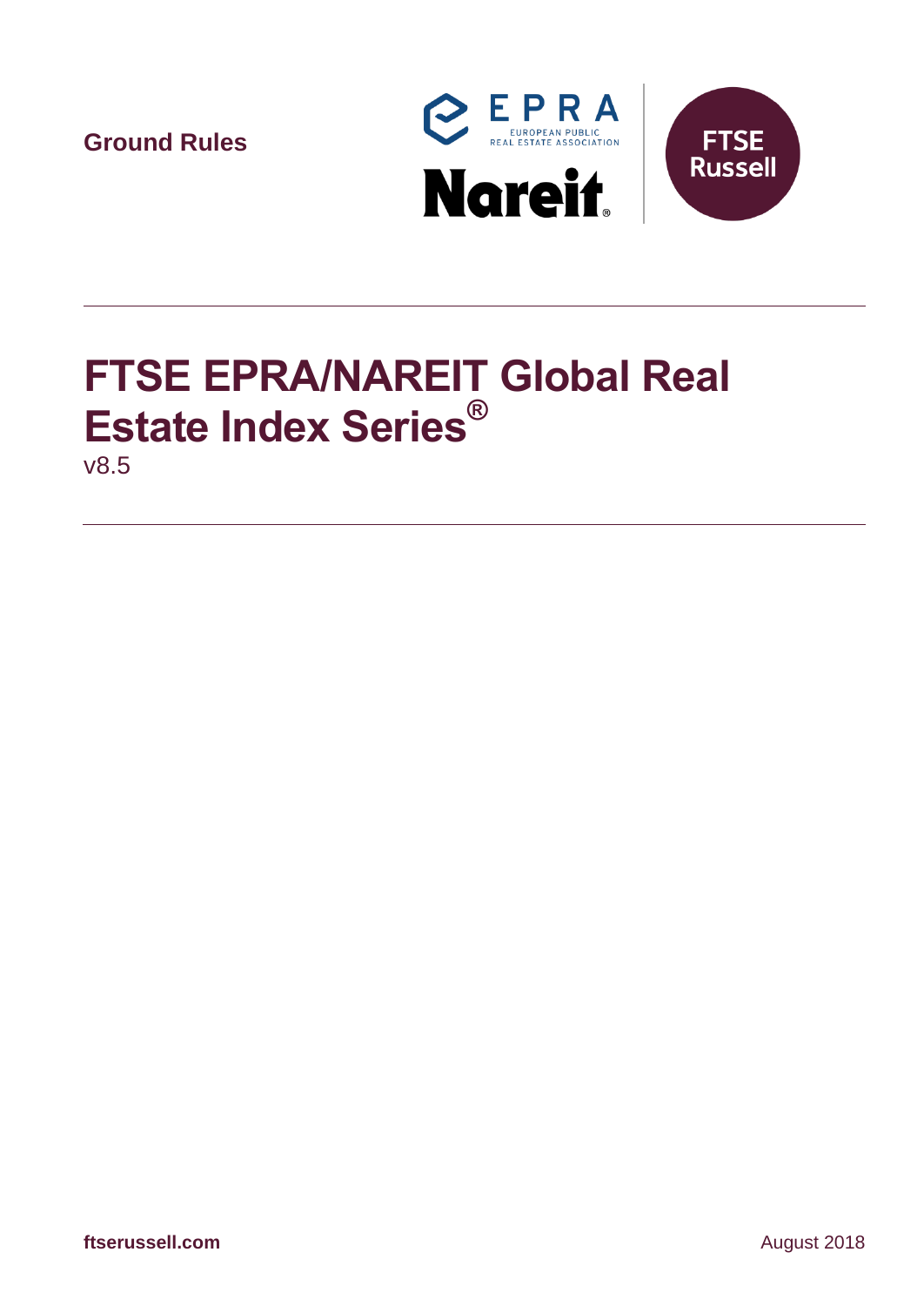Ground Rules

EPRA
EUROPEAN PUBLIC REAL ESTATE ASSOCIATION

Nareit

FTSE Russell

# FTSE EPRA/NAREIT Global Real Estate Index Series®

v8.5

ftserussell.com

August 2018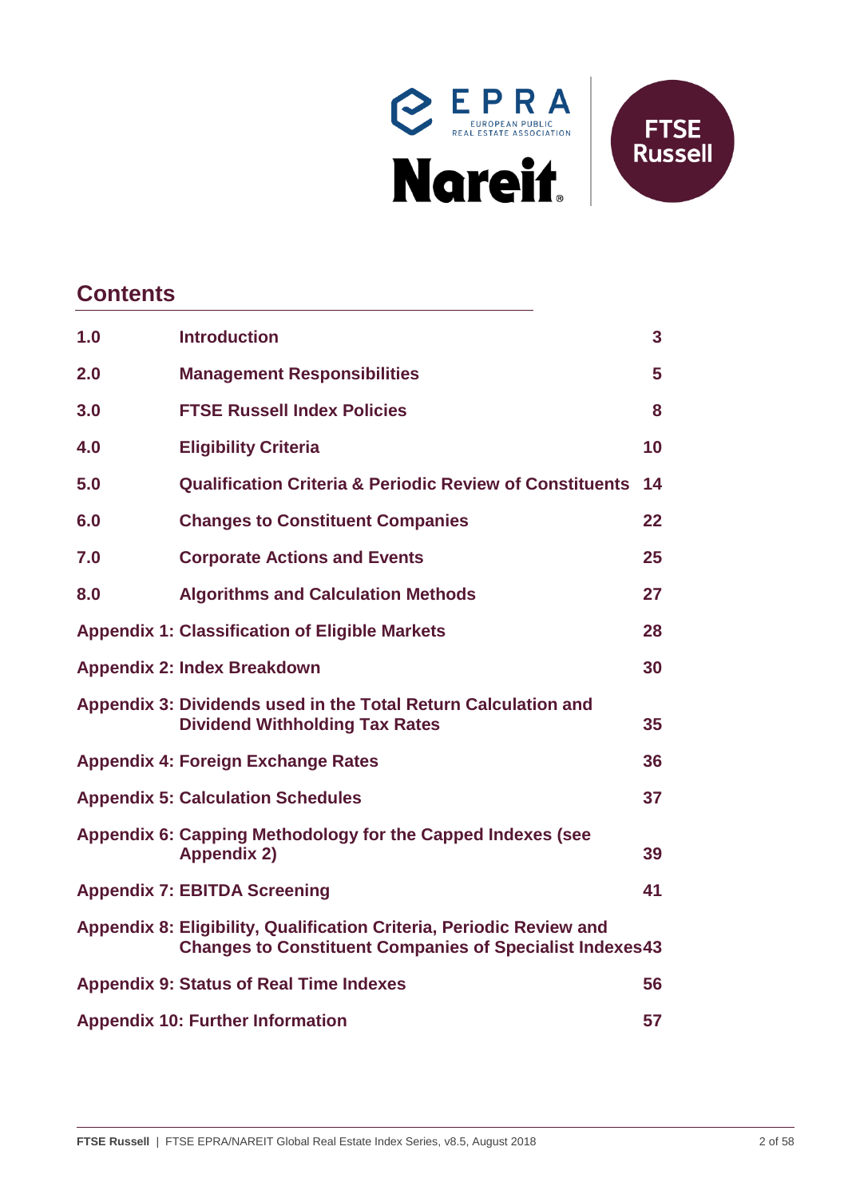## Contents

| | | |
|---|---|---|
| 1.0 | Introduction | 3 |
| 2.0 | Management Responsibilities | 5 |
| 3.0 | FTSE Russell Index Policies | 8 |
| 4.0 | Eligibility Criteria | 10 |
| 5.0 | Qualification Criteria & Periodic Review of Constituents | 14 |
| 6.0 | Changes to Constituent Companies | 22 |
| 7.0 | Corporate Actions and Events | 25 |
| 8.0 | Algorithms and Calculation Methods | 27 |
| Appendix 1: | Classification of Eligible Markets | 28 |
| Appendix 2: | Index Breakdown | 30 |
| Appendix 3: | Dividends used in the Total Return Calculation and Dividend Withholding Tax Rates | 35 |
| Appendix 4: | Foreign Exchange Rates | 36 |
| Appendix 5: | Calculation Schedules | 37 |
| Appendix 6: | Capping Methodology for the Capped Indexes (see Appendix 2) | 39 |
| Appendix 7: | EBITDA Screening | 41 |
| Appendix 8: | Eligibility, Qualification Criteria, Periodic Review and Changes to Constituent Companies of Specialist Indexes | 43 |
| Appendix 9: | Status of Real Time Indexes | 56 |
| Appendix 10: | Further Information | 57 |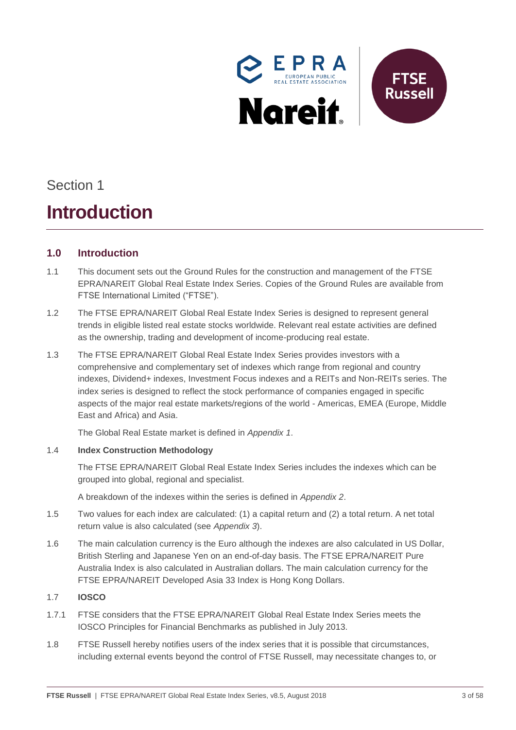Section 1

# Introduction

## 1.0 Introduction

1.1 This document sets out the Ground Rules for the construction and management of the FTSE EPRA/NAREIT Global Real Estate Index Series. Copies of the Ground Rules are available from FTSE International Limited ("FTSE").

1.2 The FTSE EPRA/NAREIT Global Real Estate Index Series is designed to represent general trends in eligible listed real estate stocks worldwide. Relevant real estate activities are defined as the ownership, trading and development of income-producing real estate.

1.3 The FTSE EPRA/NAREIT Global Real Estate Index Series provides investors with a comprehensive and complementary set of indexes which range from regional and country indexes, Dividend+ indexes, Investment Focus indexes and a REITs and Non-REITs series. The index series is designed to reflect the stock performance of companies engaged in specific aspects of the major real estate markets/regions of the world - Americas, EMEA (Europe, Middle East and Africa) and Asia.

The Global Real Estate market is defined in *Appendix 1*.

1.4 **Index Construction Methodology**

The FTSE EPRA/NAREIT Global Real Estate Index Series includes the indexes which can be grouped into global, regional and specialist.

A breakdown of the indexes within the series is defined in *Appendix 2*.

1.5 Two values for each index are calculated: (1) a capital return and (2) a total return. A net total return value is also calculated (see *Appendix 3*).

1.6 The main calculation currency is the Euro although the indexes are also calculated in US Dollar, British Sterling and Japanese Yen on an end-of-day basis. The FTSE EPRA/NAREIT Pure Australia Index is also calculated in Australian dollars. The main calculation currency for the FTSE EPRA/NAREIT Developed Asia 33 Index is Hong Kong Dollars.

1.7 **IOSCO**

1.7.1 FTSE considers that the FTSE EPRA/NAREIT Global Real Estate Index Series meets the IOSCO Principles for Financial Benchmarks as published in July 2013.

1.8 FTSE Russell hereby notifies users of the index series that it is possible that circumstances, including external events beyond the control of FTSE Russell, may necessitate changes to, or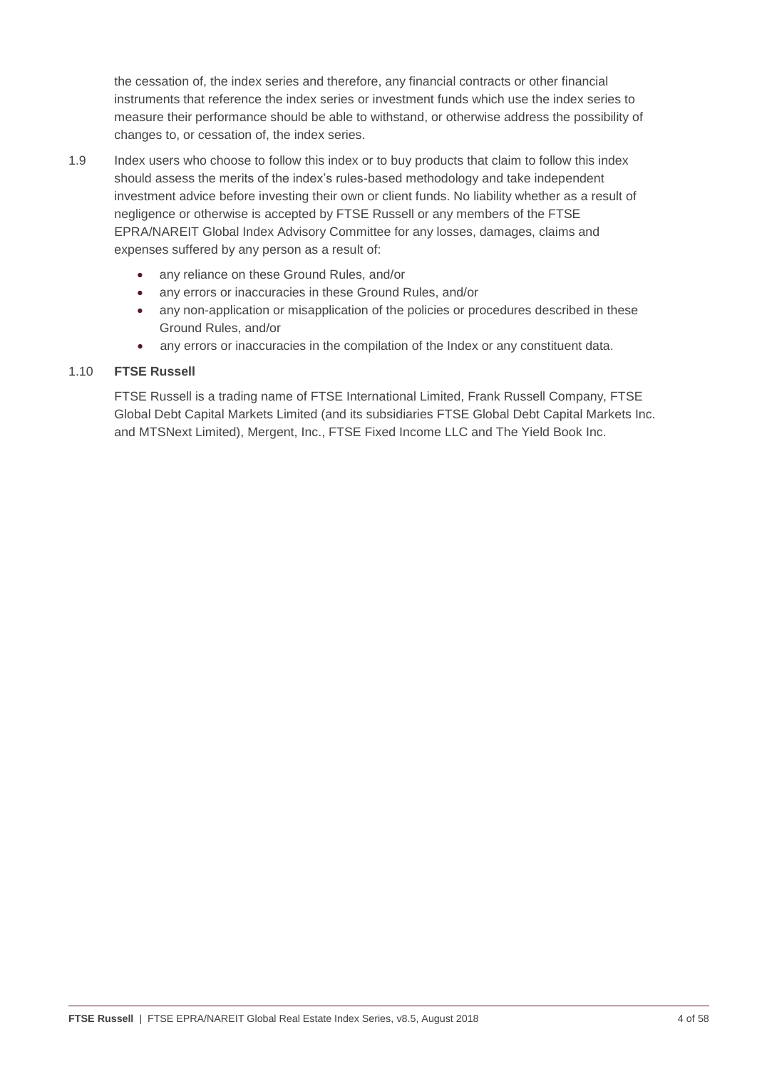the cessation of, the index series and therefore, any financial contracts or other financial instruments that reference the index series or investment funds which use the index series to measure their performance should be able to withstand, or otherwise address the possibility of changes to, or cessation of, the index series.

1.9 Index users who choose to follow this index or to buy products that claim to follow this index should assess the merits of the index's rules-based methodology and take independent investment advice before investing their own or client funds. No liability whether as a result of negligence or otherwise is accepted by FTSE Russell or any members of the FTSE EPRA/NAREIT Global Index Advisory Committee for any losses, damages, claims and expenses suffered by any person as a result of:

- any reliance on these Ground Rules, and/or
- any errors or inaccuracies in these Ground Rules, and/or
- any non-application or misapplication of the policies or procedures described in these Ground Rules, and/or
- any errors or inaccuracies in the compilation of the Index or any constituent data.

1.10 **FTSE Russell**

FTSE Russell is a trading name of FTSE International Limited, Frank Russell Company, FTSE Global Debt Capital Markets Limited (and its subsidiaries FTSE Global Debt Capital Markets Inc. and MTSNext Limited), Mergent, Inc., FTSE Fixed Income LLC and The Yield Book Inc.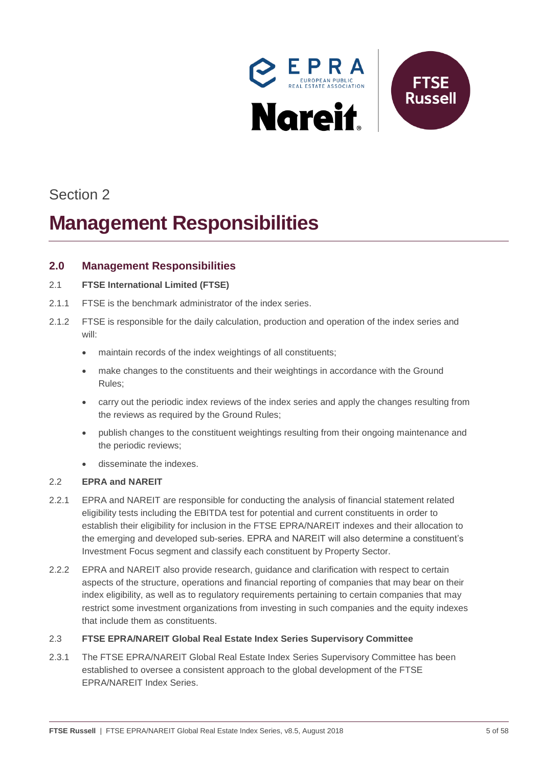Section 2

# Management Responsibilities

## 2.0 Management Responsibilities

2.1 **FTSE International Limited (FTSE)**

2.1.1 FTSE is the benchmark administrator of the index series.

2.1.2 FTSE is responsible for the daily calculation, production and operation of the index series and will:

- maintain records of the index weightings of all constituents;
- make changes to the constituents and their weightings in accordance with the Ground Rules;
- carry out the periodic index reviews of the index series and apply the changes resulting from the reviews as required by the Ground Rules;
- publish changes to the constituent weightings resulting from their ongoing maintenance and the periodic reviews;
- disseminate the indexes.

2.2 **EPRA and NAREIT**

2.2.1 EPRA and NAREIT are responsible for conducting the analysis of financial statement related eligibility tests including the EBITDA test for potential and current constituents in order to establish their eligibility for inclusion in the FTSE EPRA/NAREIT indexes and their allocation to the emerging and developed sub-series. EPRA and NAREIT will also determine a constituent's Investment Focus segment and classify each constituent by Property Sector.

2.2.2 EPRA and NAREIT also provide research, guidance and clarification with respect to certain aspects of the structure, operations and financial reporting of companies that may bear on their index eligibility, as well as to regulatory requirements pertaining to certain companies that may restrict some investment organizations from investing in such companies and the equity indexes that include them as constituents.

2.3 **FTSE EPRA/NAREIT Global Real Estate Index Series Supervisory Committee**

2.3.1 The FTSE EPRA/NAREIT Global Real Estate Index Series Supervisory Committee has been established to oversee a consistent approach to the global development of the FTSE EPRA/NAREIT Index Series.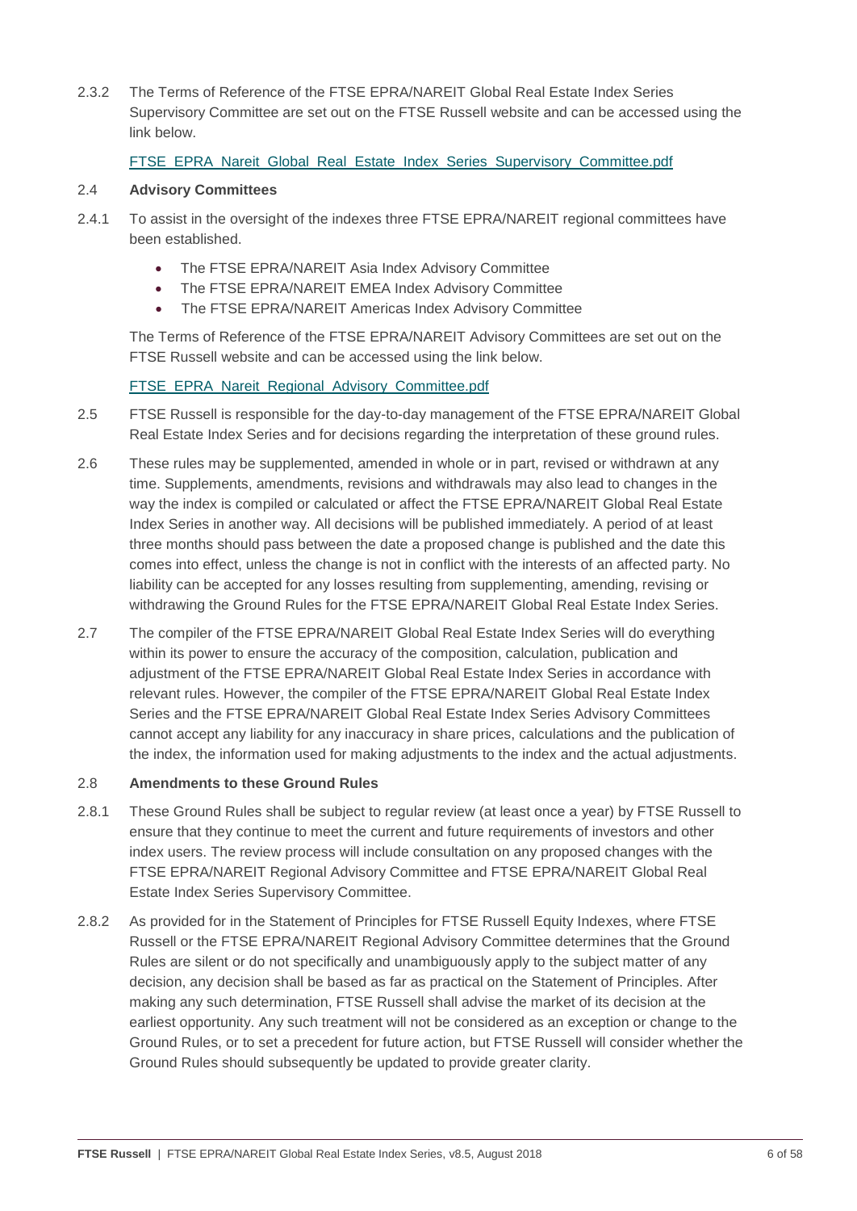2.3.2 The Terms of Reference of the FTSE EPRA/NAREIT Global Real Estate Index Series Supervisory Committee are set out on the FTSE Russell website and can be accessed using the link below.

FTSE_EPRA_Nareit_Global_Real_Estate_Index_Series_Supervisory_Committee.pdf

2.4 **Advisory Committees**

2.4.1 To assist in the oversight of the indexes three FTSE EPRA/NAREIT regional committees have been established.

- The FTSE EPRA/NAREIT Asia Index Advisory Committee
- The FTSE EPRA/NAREIT EMEA Index Advisory Committee
- The FTSE EPRA/NAREIT Americas Index Advisory Committee

The Terms of Reference of the FTSE EPRA/NAREIT Advisory Committees are set out on the FTSE Russell website and can be accessed using the link below.

FTSE_EPRA_Nareit_Regional_Advisory_Committee.pdf

2.5 FTSE Russell is responsible for the day-to-day management of the FTSE EPRA/NAREIT Global Real Estate Index Series and for decisions regarding the interpretation of these ground rules.

2.6 These rules may be supplemented, amended in whole or in part, revised or withdrawn at any time. Supplements, amendments, revisions and withdrawals may also lead to changes in the way the index is compiled or calculated or affect the FTSE EPRA/NAREIT Global Real Estate Index Series in another way. All decisions will be published immediately. A period of at least three months should pass between the date a proposed change is published and the date this comes into effect, unless the change is not in conflict with the interests of an affected party. No liability can be accepted for any losses resulting from supplementing, amending, revising or withdrawing the Ground Rules for the FTSE EPRA/NAREIT Global Real Estate Index Series.

2.7 The compiler of the FTSE EPRA/NAREIT Global Real Estate Index Series will do everything within its power to ensure the accuracy of the composition, calculation, publication and adjustment of the FTSE EPRA/NAREIT Global Real Estate Index Series in accordance with relevant rules. However, the compiler of the FTSE EPRA/NAREIT Global Real Estate Index Series and the FTSE EPRA/NAREIT Global Real Estate Index Series Advisory Committees cannot accept any liability for any inaccuracy in share prices, calculations and the publication of the index, the information used for making adjustments to the index and the actual adjustments.

2.8 **Amendments to these Ground Rules**

2.8.1 These Ground Rules shall be subject to regular review (at least once a year) by FTSE Russell to ensure that they continue to meet the current and future requirements of investors and other index users. The review process will include consultation on any proposed changes with the FTSE EPRA/NAREIT Regional Advisory Committee and FTSE EPRA/NAREIT Global Real Estate Index Series Supervisory Committee.

2.8.2 As provided for in the Statement of Principles for FTSE Russell Equity Indexes, where FTSE Russell or the FTSE EPRA/NAREIT Regional Advisory Committee determines that the Ground Rules are silent or do not specifically and unambiguously apply to the subject matter of any decision, any decision shall be based as far as practical on the Statement of Principles. After making any such determination, FTSE Russell shall advise the market of its decision at the earliest opportunity. Any such treatment will not be considered as an exception or change to the Ground Rules, or to set a precedent for future action, but FTSE Russell will consider whether the Ground Rules should subsequently be updated to provide greater clarity.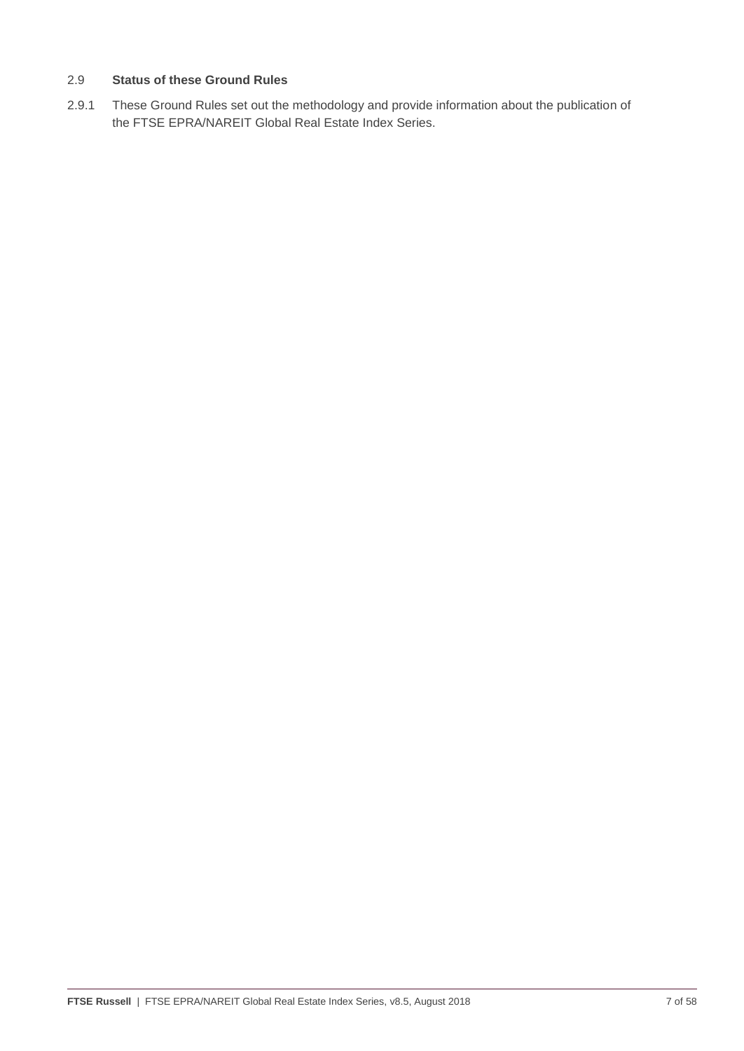## 2.9 Status of these Ground Rules

2.9.1 These Ground Rules set out the methodology and provide information about the publication of the FTSE EPRA/NAREIT Global Real Estate Index Series.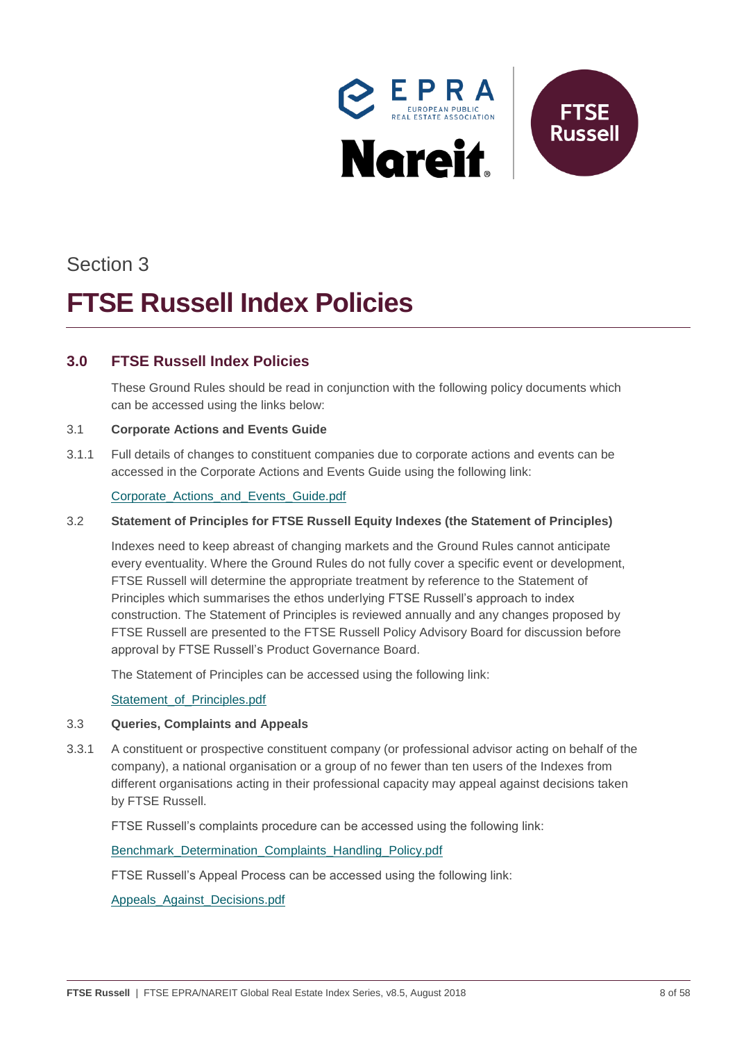Section 3

# FTSE Russell Index Policies

## 3.0 FTSE Russell Index Policies

These Ground Rules should be read in conjunction with the following policy documents which can be accessed using the links below:

### 3.1 Corporate Actions and Events Guide

3.1.1 Full details of changes to constituent companies due to corporate actions and events can be accessed in the Corporate Actions and Events Guide using the following link:

Corporate_Actions_and_Events_Guide.pdf

### 3.2 Statement of Principles for FTSE Russell Equity Indexes (the Statement of Principles)

Indexes need to keep abreast of changing markets and the Ground Rules cannot anticipate every eventuality. Where the Ground Rules do not fully cover a specific event or development, FTSE Russell will determine the appropriate treatment by reference to the Statement of Principles which summarises the ethos underlying FTSE Russell's approach to index construction. The Statement of Principles is reviewed annually and any changes proposed by FTSE Russell are presented to the FTSE Russell Policy Advisory Board for discussion before approval by FTSE Russell's Product Governance Board.

The Statement of Principles can be accessed using the following link:

Statement_of_Principles.pdf

### 3.3 Queries, Complaints and Appeals

3.3.1 A constituent or prospective constituent company (or professional advisor acting on behalf of the company), a national organisation or a group of no fewer than ten users of the Indexes from different organisations acting in their professional capacity may appeal against decisions taken by FTSE Russell.

FTSE Russell's complaints procedure can be accessed using the following link:

Benchmark_Determination_Complaints_Handling_Policy.pdf

FTSE Russell's Appeal Process can be accessed using the following link:

Appeals_Against_Decisions.pdf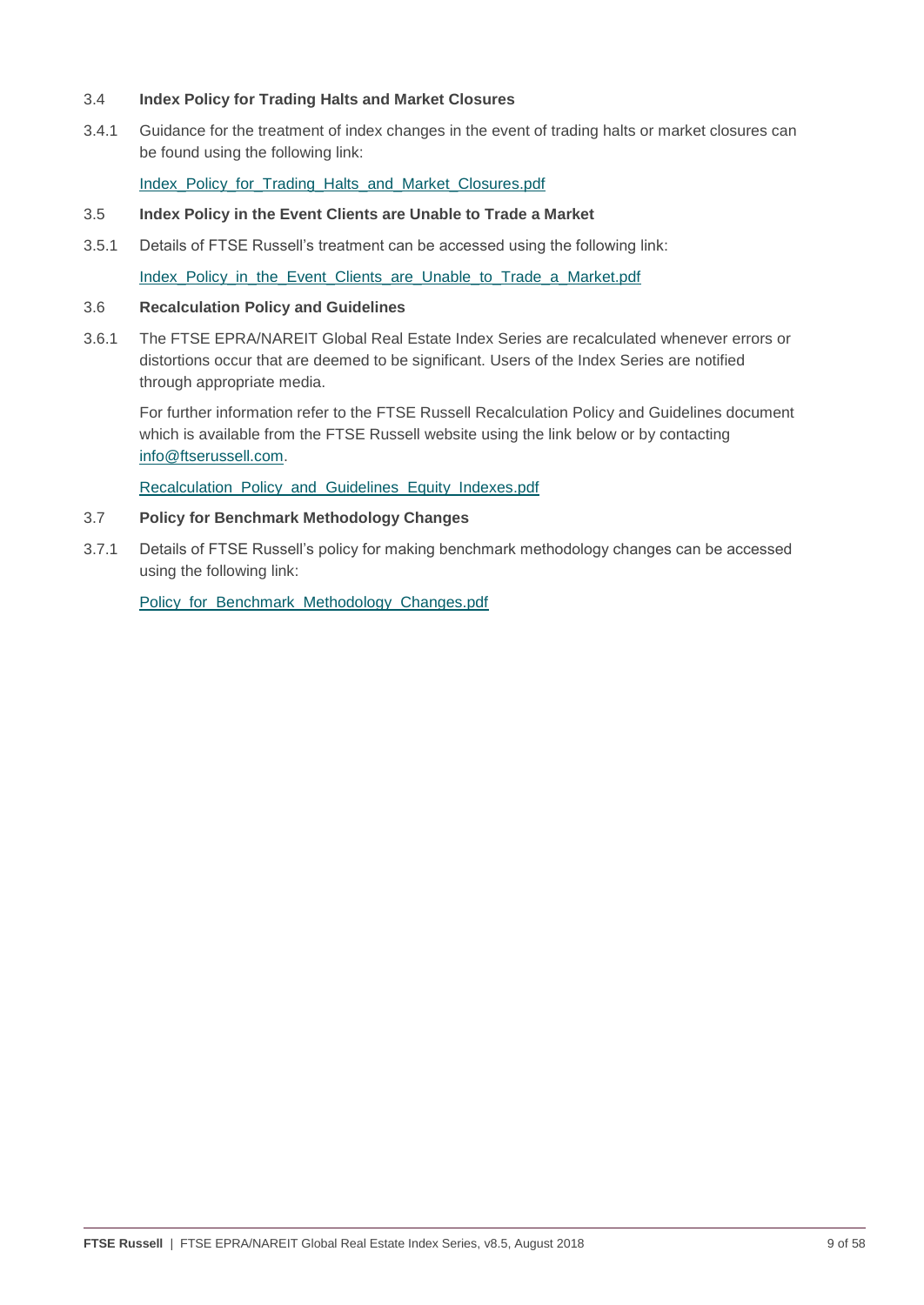### 3.4 Index Policy for Trading Halts and Market Closures

3.4.1 Guidance for the treatment of index changes in the event of trading halts or market closures can be found using the following link:

Index_Policy_for_Trading_Halts_and_Market_Closures.pdf

### 3.5 Index Policy in the Event Clients are Unable to Trade a Market

3.5.1 Details of FTSE Russell's treatment can be accessed using the following link:

Index_Policy_in_the_Event_Clients_are_Unable_to_Trade_a_Market.pdf

### 3.6 Recalculation Policy and Guidelines

3.6.1 The FTSE EPRA/NAREIT Global Real Estate Index Series are recalculated whenever errors or distortions occur that are deemed to be significant. Users of the Index Series are notified through appropriate media.

For further information refer to the FTSE Russell Recalculation Policy and Guidelines document which is available from the FTSE Russell website using the link below or by contacting info@ftserussell.com.

Recalculation_Policy_and_Guidelines_Equity_Indexes.pdf

### 3.7 Policy for Benchmark Methodology Changes

3.7.1 Details of FTSE Russell's policy for making benchmark methodology changes can be accessed using the following link:

Policy_for_Benchmark_Methodology_Changes.pdf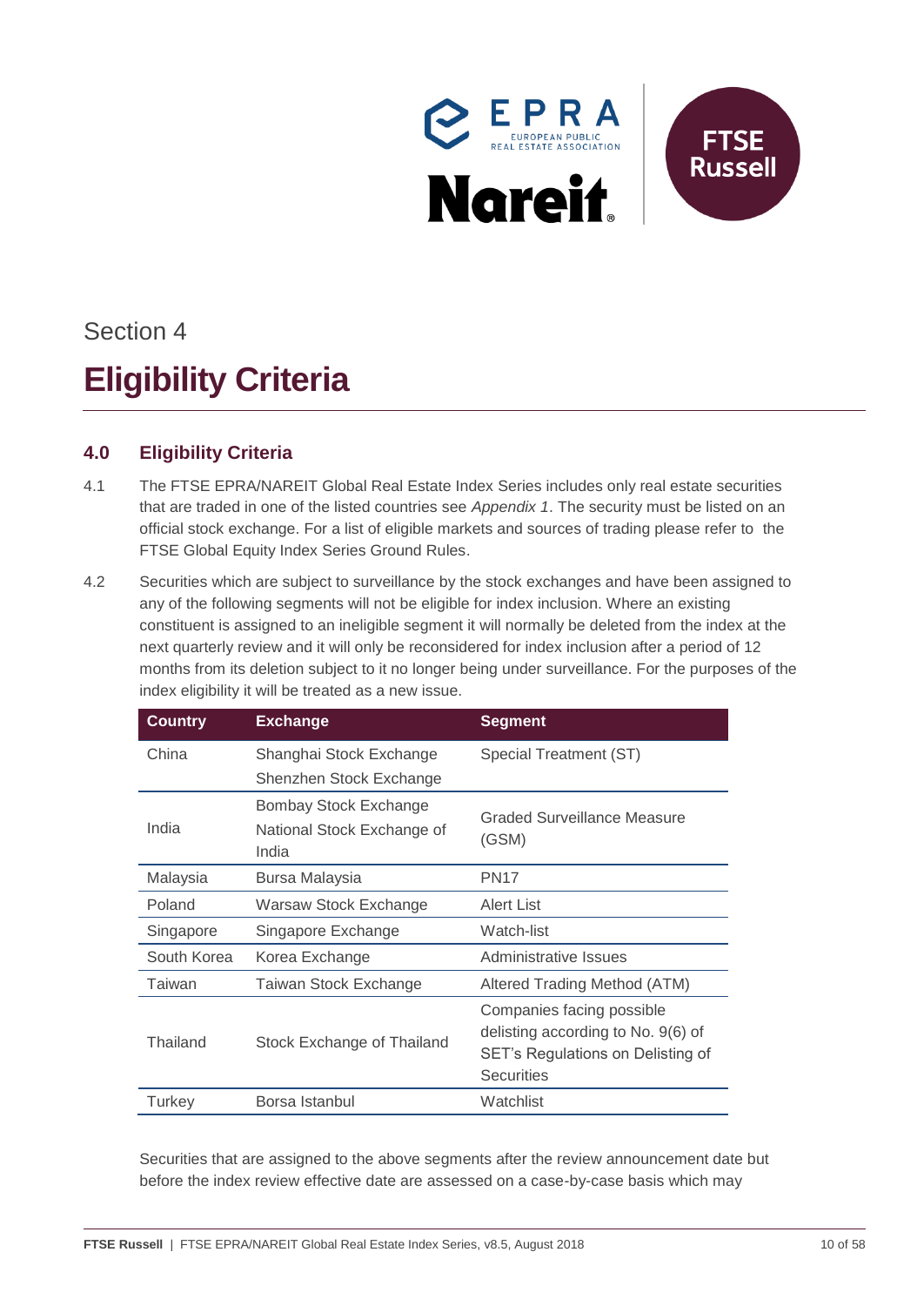Section 4

# Eligibility Criteria

## 4.0 Eligibility Criteria

4.1 The FTSE EPRA/NAREIT Global Real Estate Index Series includes only real estate securities that are traded in one of the listed countries see *Appendix 1*. The security must be listed on an official stock exchange. For a list of eligible markets and sources of trading please refer to the FTSE Global Equity Index Series Ground Rules.

4.2 Securities which are subject to surveillance by the stock exchanges and have been assigned to any of the following segments will not be eligible for index inclusion. Where an existing constituent is assigned to an ineligible segment it will normally be deleted from the index at the next quarterly review and it will only be reconsidered for index inclusion after a period of 12 months from its deletion subject to it no longer being under surveillance. For the purposes of the index eligibility it will be treated as a new issue.

| Country | Exchange | Segment |
|---|---|---|
| China | Shanghai Stock Exchange<br>Shenzhen Stock Exchange | Special Treatment (ST) |
| India | Bombay Stock Exchange<br>National Stock Exchange of India | Graded Surveillance Measure (GSM) |
| Malaysia | Bursa Malaysia | PN17 |
| Poland | Warsaw Stock Exchange | Alert List |
| Singapore | Singapore Exchange | Watch-list |
| South Korea | Korea Exchange | Administrative Issues |
| Taiwan | Taiwan Stock Exchange | Altered Trading Method (ATM) |
| Thailand | Stock Exchange of Thailand | Companies facing possible delisting according to No. 9(6) of SET's Regulations on Delisting of Securities |
| Turkey | Borsa Istanbul | Watchlist |

Securities that are assigned to the above segments after the review announcement date but before the index review effective date are assessed on a case-by-case basis which may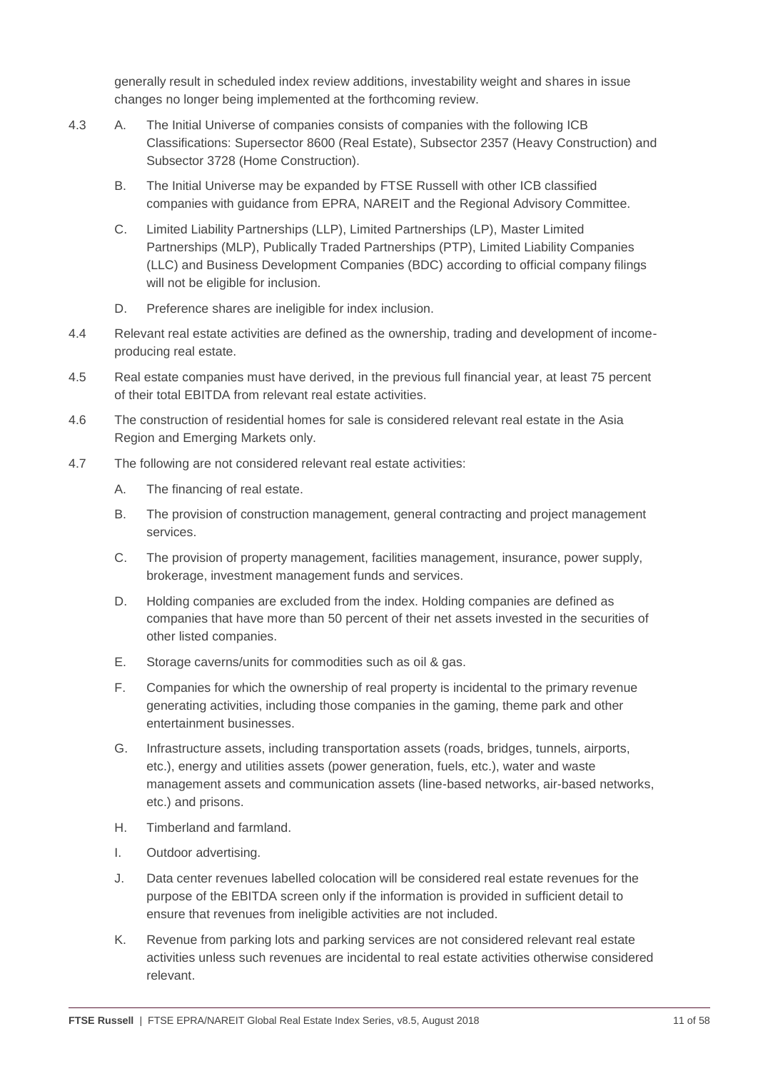generally result in scheduled index review additions, investability weight and shares in issue changes no longer being implemented at the forthcoming review.

4.3 A. The Initial Universe of companies consists of companies with the following ICB Classifications: Supersector 8600 (Real Estate), Subsector 2357 (Heavy Construction) and Subsector 3728 (Home Construction).

B. The Initial Universe may be expanded by FTSE Russell with other ICB classified companies with guidance from EPRA, NAREIT and the Regional Advisory Committee.

C. Limited Liability Partnerships (LLP), Limited Partnerships (LP), Master Limited Partnerships (MLP), Publically Traded Partnerships (PTP), Limited Liability Companies (LLC) and Business Development Companies (BDC) according to official company filings will not be eligible for inclusion.

D. Preference shares are ineligible for index inclusion.

4.4 Relevant real estate activities are defined as the ownership, trading and development of income-producing real estate.

4.5 Real estate companies must have derived, in the previous full financial year, at least 75 percent of their total EBITDA from relevant real estate activities.

4.6 The construction of residential homes for sale is considered relevant real estate in the Asia Region and Emerging Markets only.

4.7 The following are not considered relevant real estate activities:

A. The financing of real estate.

B. The provision of construction management, general contracting and project management services.

C. The provision of property management, facilities management, insurance, power supply, brokerage, investment management funds and services.

D. Holding companies are excluded from the index. Holding companies are defined as companies that have more than 50 percent of their net assets invested in the securities of other listed companies.

E. Storage caverns/units for commodities such as oil & gas.

F. Companies for which the ownership of real property is incidental to the primary revenue generating activities, including those companies in the gaming, theme park and other entertainment businesses.

G. Infrastructure assets, including transportation assets (roads, bridges, tunnels, airports, etc.), energy and utilities assets (power generation, fuels, etc.), water and waste management assets and communication assets (line-based networks, air-based networks, etc.) and prisons.

H. Timberland and farmland.

I. Outdoor advertising.

J. Data center revenues labelled colocation will be considered real estate revenues for the purpose of the EBITDA screen only if the information is provided in sufficient detail to ensure that revenues from ineligible activities are not included.

K. Revenue from parking lots and parking services are not considered relevant real estate activities unless such revenues are incidental to real estate activities otherwise considered relevant.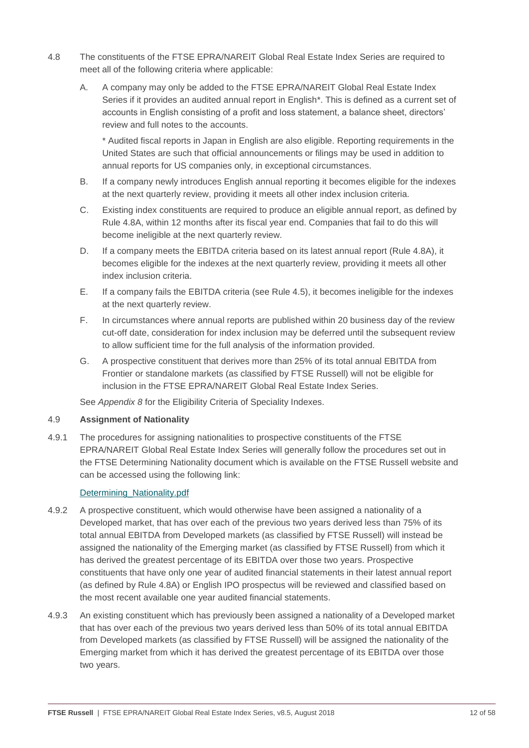4.8 The constituents of the FTSE EPRA/NAREIT Global Real Estate Index Series are required to meet all of the following criteria where applicable:

A. A company may only be added to the FTSE EPRA/NAREIT Global Real Estate Index Series if it provides an audited annual report in English*. This is defined as a current set of accounts in English consisting of a profit and loss statement, a balance sheet, directors' review and full notes to the accounts.

\* Audited fiscal reports in Japan in English are also eligible. Reporting requirements in the United States are such that official announcements or filings may be used in addition to annual reports for US companies only, in exceptional circumstances.

B. If a company newly introduces English annual reporting it becomes eligible for the indexes at the next quarterly review, providing it meets all other index inclusion criteria.

C. Existing index constituents are required to produce an eligible annual report, as defined by Rule 4.8A, within 12 months after its fiscal year end. Companies that fail to do this will become ineligible at the next quarterly review.

D. If a company meets the EBITDA criteria based on its latest annual report (Rule 4.8A), it becomes eligible for the indexes at the next quarterly review, providing it meets all other index inclusion criteria.

E. If a company fails the EBITDA criteria (see Rule 4.5), it becomes ineligible for the indexes at the next quarterly review.

F. In circumstances where annual reports are published within 20 business day of the review cut-off date, consideration for index inclusion may be deferred until the subsequent review to allow sufficient time for the full analysis of the information provided.

G. A prospective constituent that derives more than 25% of its total annual EBITDA from Frontier or standalone markets (as classified by FTSE Russell) will not be eligible for inclusion in the FTSE EPRA/NAREIT Global Real Estate Index Series.

See *Appendix 8* for the Eligibility Criteria of Speciality Indexes.

### 4.9 Assignment of Nationality

4.9.1 The procedures for assigning nationalities to prospective constituents of the FTSE EPRA/NAREIT Global Real Estate Index Series will generally follow the procedures set out in the FTSE Determining Nationality document which is available on the FTSE Russell website and can be accessed using the following link:

Determining_Nationality.pdf

4.9.2 A prospective constituent, which would otherwise have been assigned a nationality of a Developed market, that has over each of the previous two years derived less than 75% of its total annual EBITDA from Developed markets (as classified by FTSE Russell) will instead be assigned the nationality of the Emerging market (as classified by FTSE Russell) from which it has derived the greatest percentage of its EBITDA over those two years. Prospective constituents that have only one year of audited financial statements in their latest annual report (as defined by Rule 4.8A) or English IPO prospectus will be reviewed and classified based on the most recent available one year audited financial statements.

4.9.3 An existing constituent which has previously been assigned a nationality of a Developed market that has over each of the previous two years derived less than 50% of its total annual EBITDA from Developed markets (as classified by FTSE Russell) will be assigned the nationality of the Emerging market from which it has derived the greatest percentage of its EBITDA over those two years.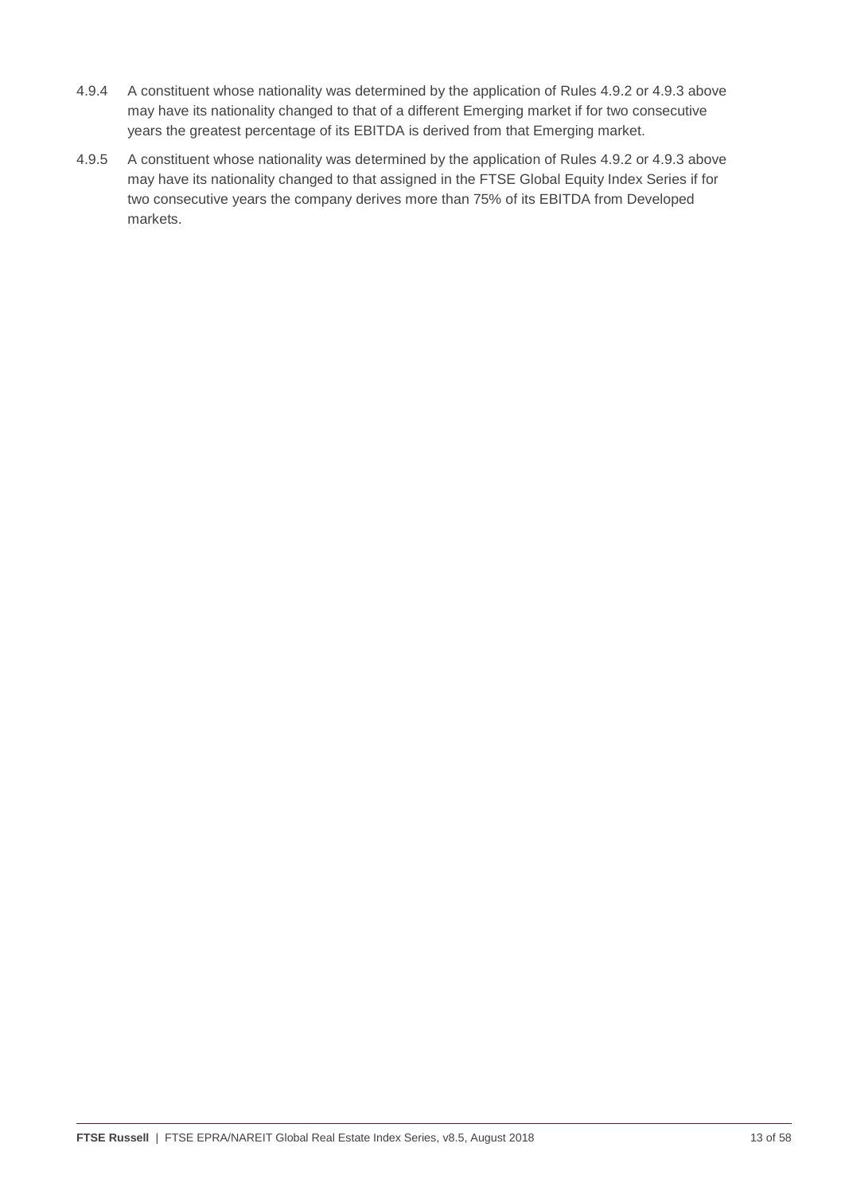4.9.4 A constituent whose nationality was determined by the application of Rules 4.9.2 or 4.9.3 above may have its nationality changed to that of a different Emerging market if for two consecutive years the greatest percentage of its EBITDA is derived from that Emerging market.

4.9.5 A constituent whose nationality was determined by the application of Rules 4.9.2 or 4.9.3 above may have its nationality changed to that assigned in the FTSE Global Equity Index Series if for two consecutive years the company derives more than 75% of its EBITDA from Developed markets.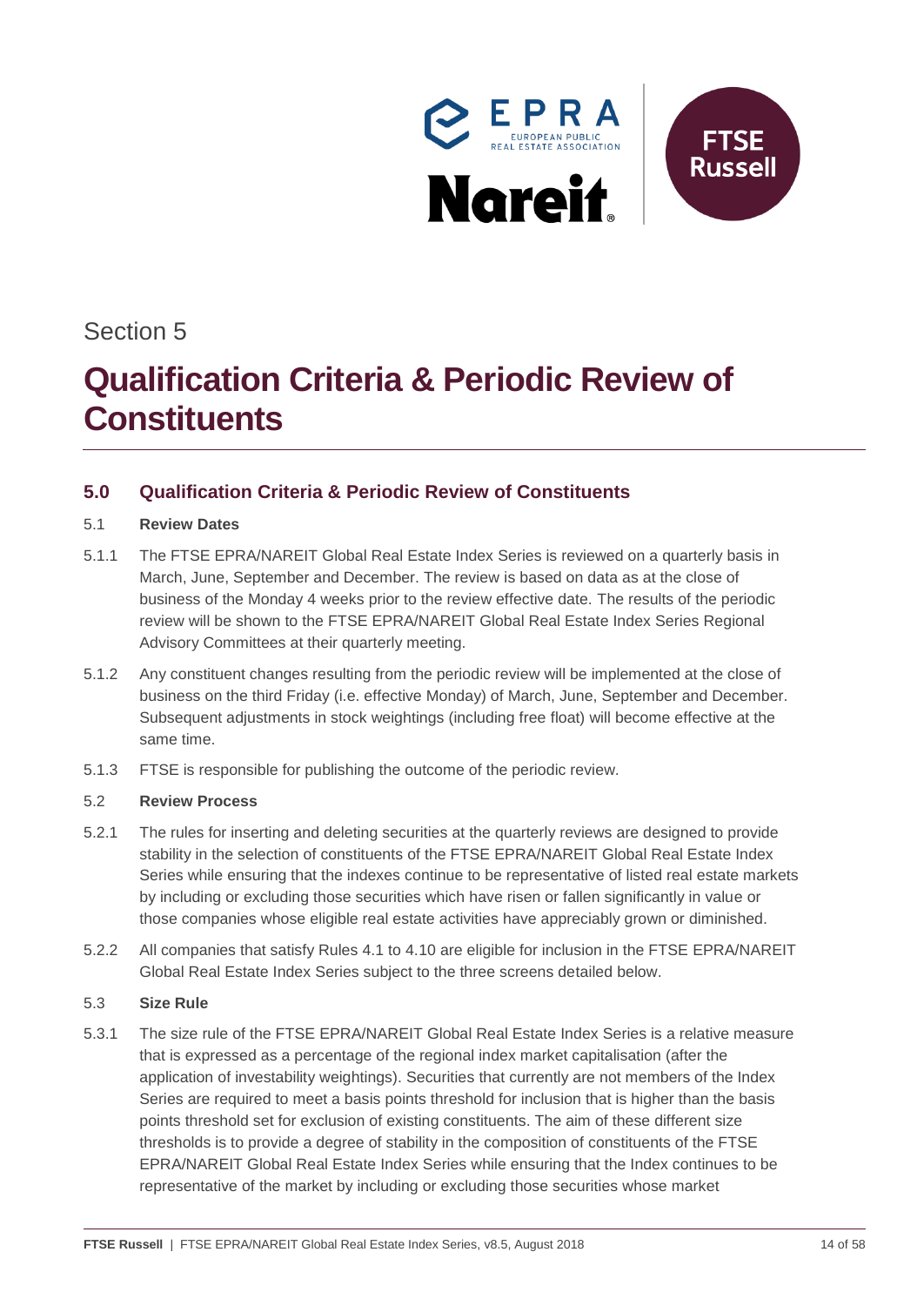Section 5

# Qualification Criteria & Periodic Review of Constituents

## 5.0 Qualification Criteria & Periodic Review of Constituents

### 5.1 Review Dates

5.1.1 The FTSE EPRA/NAREIT Global Real Estate Index Series is reviewed on a quarterly basis in March, June, September and December. The review is based on data as at the close of business of the Monday 4 weeks prior to the review effective date. The results of the periodic review will be shown to the FTSE EPRA/NAREIT Global Real Estate Index Series Regional Advisory Committees at their quarterly meeting.

5.1.2 Any constituent changes resulting from the periodic review will be implemented at the close of business on the third Friday (i.e. effective Monday) of March, June, September and December. Subsequent adjustments in stock weightings (including free float) will become effective at the same time.

5.1.3 FTSE is responsible for publishing the outcome of the periodic review.

### 5.2 Review Process

5.2.1 The rules for inserting and deleting securities at the quarterly reviews are designed to provide stability in the selection of constituents of the FTSE EPRA/NAREIT Global Real Estate Index Series while ensuring that the indexes continue to be representative of listed real estate markets by including or excluding those securities which have risen or fallen significantly in value or those companies whose eligible real estate activities have appreciably grown or diminished.

5.2.2 All companies that satisfy Rules 4.1 to 4.10 are eligible for inclusion in the FTSE EPRA/NAREIT Global Real Estate Index Series subject to the three screens detailed below.

### 5.3 Size Rule

5.3.1 The size rule of the FTSE EPRA/NAREIT Global Real Estate Index Series is a relative measure that is expressed as a percentage of the regional index market capitalisation (after the application of investability weightings). Securities that currently are not members of the Index Series are required to meet a basis points threshold for inclusion that is higher than the basis points threshold set for exclusion of existing constituents. The aim of these different size thresholds is to provide a degree of stability in the composition of constituents of the FTSE EPRA/NAREIT Global Real Estate Index Series while ensuring that the Index continues to be representative of the market by including or excluding those securities whose market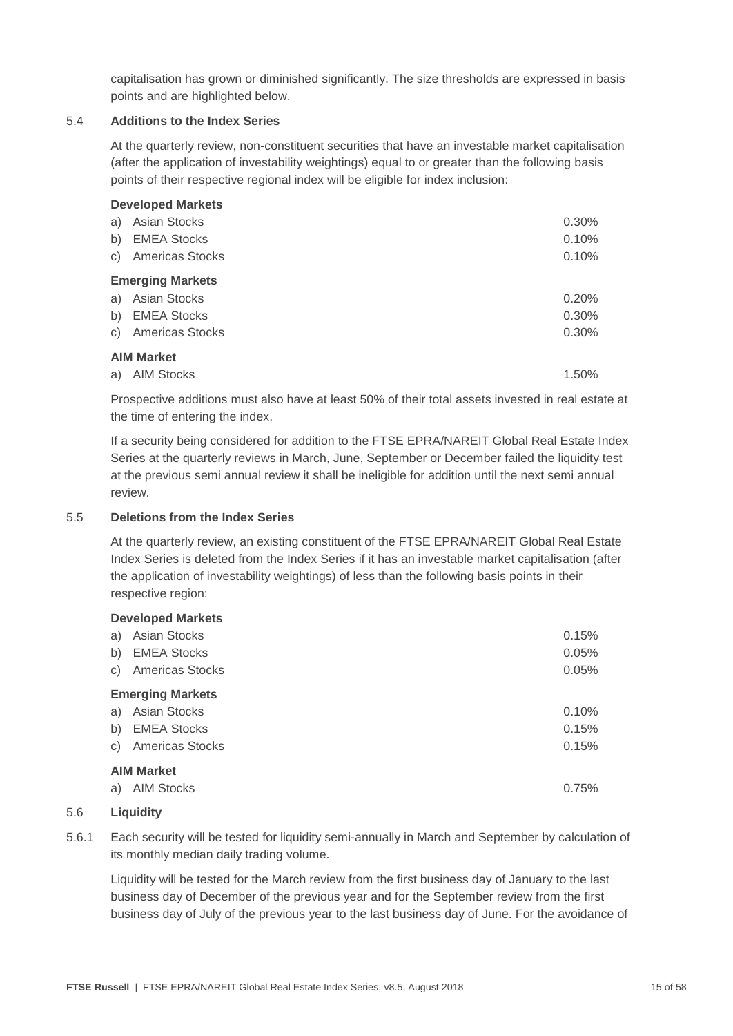capitalisation has grown or diminished significantly. The size thresholds are expressed in basis points and are highlighted below.

### 5.4 Additions to the Index Series

At the quarterly review, non-constituent securities that have an investable market capitalisation (after the application of investability weightings) equal to or greater than the following basis points of their respective regional index will be eligible for index inclusion:

| **Developed Markets** | |
|---|---|
| a) Asian Stocks | 0.30% |
| b) EMEA Stocks | 0.10% |
| c) Americas Stocks | 0.10% |
| **Emerging Markets** | |
| a) Asian Stocks | 0.20% |
| b) EMEA Stocks | 0.30% |
| c) Americas Stocks | 0.30% |
| **AIM Market** | |
| a) AIM Stocks | 1.50% |

Prospective additions must also have at least 50% of their total assets invested in real estate at the time of entering the index.

If a security being considered for addition to the FTSE EPRA/NAREIT Global Real Estate Index Series at the quarterly reviews in March, June, September or December failed the liquidity test at the previous semi annual review it shall be ineligible for addition until the next semi annual review.

### 5.5 Deletions from the Index Series

At the quarterly review, an existing constituent of the FTSE EPRA/NAREIT Global Real Estate Index Series is deleted from the Index Series if it has an investable market capitalisation (after the application of investability weightings) of less than the following basis points in their respective region:

| **Developed Markets** | |
|---|---|
| a) Asian Stocks | 0.15% |
| b) EMEA Stocks | 0.05% |
| c) Americas Stocks | 0.05% |
| **Emerging Markets** | |
| a) Asian Stocks | 0.10% |
| b) EMEA Stocks | 0.15% |
| c) Americas Stocks | 0.15% |
| **AIM Market** | |
| a) AIM Stocks | 0.75% |

### 5.6 Liquidity

5.6.1 Each security will be tested for liquidity semi-annually in March and September by calculation of its monthly median daily trading volume.

Liquidity will be tested for the March review from the first business day of January to the last business day of December of the previous year and for the September review from the first business day of July of the previous year to the last business day of June. For the avoidance of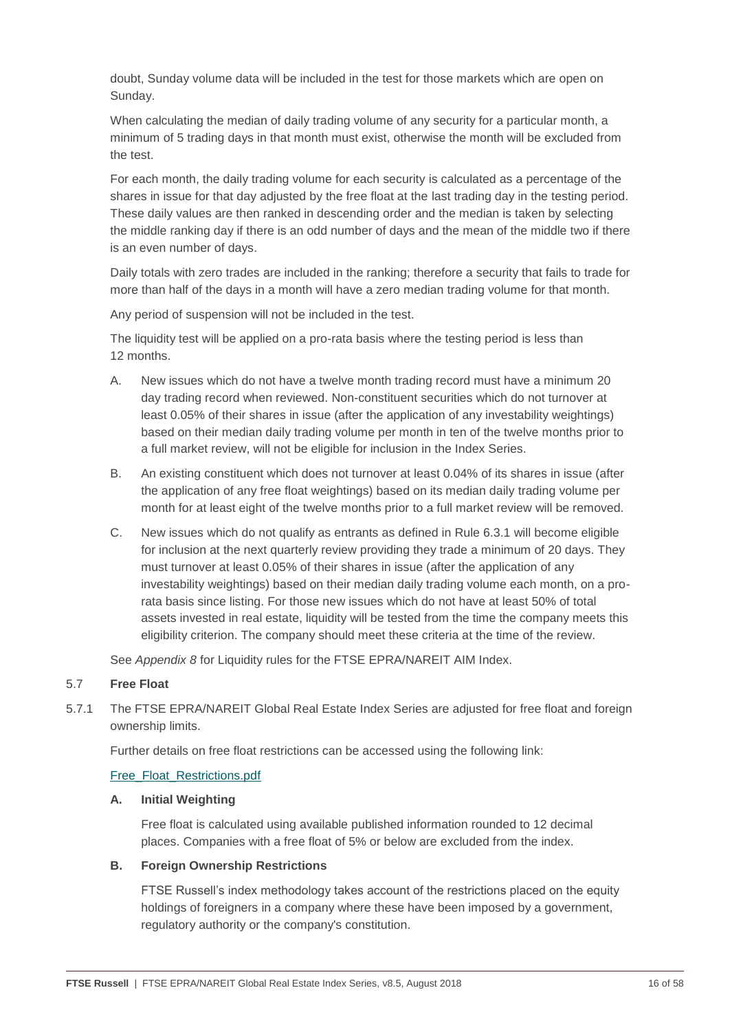doubt, Sunday volume data will be included in the test for those markets which are open on Sunday.

When calculating the median of daily trading volume of any security for a particular month, a minimum of 5 trading days in that month must exist, otherwise the month will be excluded from the test.

For each month, the daily trading volume for each security is calculated as a percentage of the shares in issue for that day adjusted by the free float at the last trading day in the testing period. These daily values are then ranked in descending order and the median is taken by selecting the middle ranking day if there is an odd number of days and the mean of the middle two if there is an even number of days.

Daily totals with zero trades are included in the ranking; therefore a security that fails to trade for more than half of the days in a month will have a zero median trading volume for that month.

Any period of suspension will not be included in the test.

The liquidity test will be applied on a pro-rata basis where the testing period is less than 12 months.

A. New issues which do not have a twelve month trading record must have a minimum 20 day trading record when reviewed. Non-constituent securities which do not turnover at least 0.05% of their shares in issue (after the application of any investability weightings) based on their median daily trading volume per month in ten of the twelve months prior to a full market review, will not be eligible for inclusion in the Index Series.

B. An existing constituent which does not turnover at least 0.04% of its shares in issue (after the application of any free float weightings) based on its median daily trading volume per month for at least eight of the twelve months prior to a full market review will be removed.

C. New issues which do not qualify as entrants as defined in Rule 6.3.1 will become eligible for inclusion at the next quarterly review providing they trade a minimum of 20 days. They must turnover at least 0.05% of their shares in issue (after the application of any investability weightings) based on their median daily trading volume each month, on a pro-rata basis since listing. For those new issues which do not have at least 50% of total assets invested in real estate, liquidity will be tested from the time the company meets this eligibility criterion. The company should meet these criteria at the time of the review.

See *Appendix 8* for Liquidity rules for the FTSE EPRA/NAREIT AIM Index.

## 5.7 Free Float

5.7.1 The FTSE EPRA/NAREIT Global Real Estate Index Series are adjusted for free float and foreign ownership limits.

Further details on free float restrictions can be accessed using the following link:

Free_Float_Restrictions.pdf

### A. Initial Weighting

Free float is calculated using available published information rounded to 12 decimal places. Companies with a free float of 5% or below are excluded from the index.

### B. Foreign Ownership Restrictions

FTSE Russell's index methodology takes account of the restrictions placed on the equity holdings of foreigners in a company where these have been imposed by a government, regulatory authority or the company's constitution.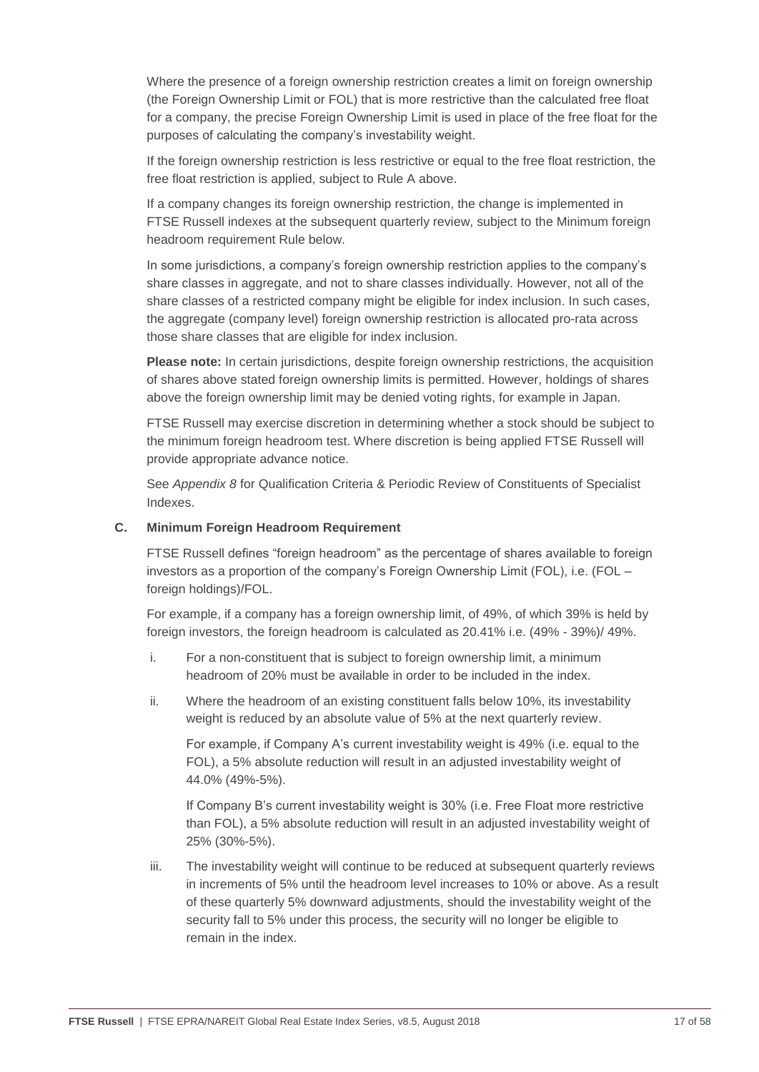Where the presence of a foreign ownership restriction creates a limit on foreign ownership (the Foreign Ownership Limit or FOL) that is more restrictive than the calculated free float for a company, the precise Foreign Ownership Limit is used in place of the free float for the purposes of calculating the company's investability weight.

If the foreign ownership restriction is less restrictive or equal to the free float restriction, the free float restriction is applied, subject to Rule A above.

If a company changes its foreign ownership restriction, the change is implemented in FTSE Russell indexes at the subsequent quarterly review, subject to the Minimum foreign headroom requirement Rule below.

In some jurisdictions, a company's foreign ownership restriction applies to the company's share classes in aggregate, and not to share classes individually. However, not all of the share classes of a restricted company might be eligible for index inclusion. In such cases, the aggregate (company level) foreign ownership restriction is allocated pro-rata across those share classes that are eligible for index inclusion.

**Please note:** In certain jurisdictions, despite foreign ownership restrictions, the acquisition of shares above stated foreign ownership limits is permitted. However, holdings of shares above the foreign ownership limit may be denied voting rights, for example in Japan.

FTSE Russell may exercise discretion in determining whether a stock should be subject to the minimum foreign headroom test. Where discretion is being applied FTSE Russell will provide appropriate advance notice.

See *Appendix 8* for Qualification Criteria & Periodic Review of Constituents of Specialist Indexes.

**C. Minimum Foreign Headroom Requirement**

FTSE Russell defines "foreign headroom" as the percentage of shares available to foreign investors as a proportion of the company's Foreign Ownership Limit (FOL), i.e. (FOL – foreign holdings)/FOL.

For example, if a company has a foreign ownership limit, of 49%, of which 39% is held by foreign investors, the foreign headroom is calculated as 20.41% i.e. (49% - 39%)/ 49%.

i. For a non-constituent that is subject to foreign ownership limit, a minimum headroom of 20% must be available in order to be included in the index.

ii. Where the headroom of an existing constituent falls below 10%, its investability weight is reduced by an absolute value of 5% at the next quarterly review.

   For example, if Company A's current investability weight is 49% (i.e. equal to the FOL), a 5% absolute reduction will result in an adjusted investability weight of 44.0% (49%-5%).

   If Company B's current investability weight is 30% (i.e. Free Float more restrictive than FOL), a 5% absolute reduction will result in an adjusted investability weight of 25% (30%-5%).

iii. The investability weight will continue to be reduced at subsequent quarterly reviews in increments of 5% until the headroom level increases to 10% or above. As a result of these quarterly 5% downward adjustments, should the investability weight of the security fall to 5% under this process, the security will no longer be eligible to remain in the index.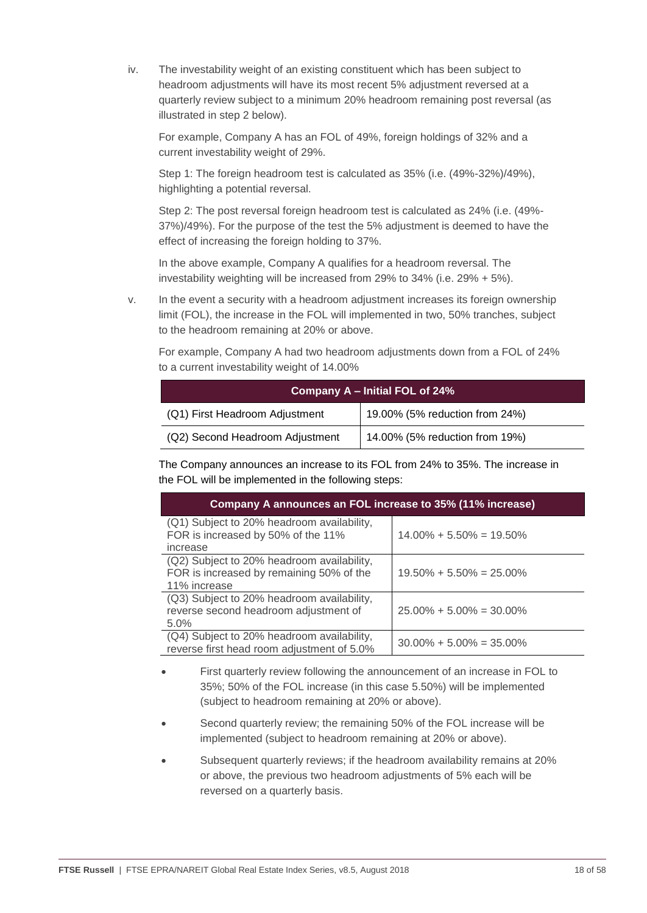iv. The investability weight of an existing constituent which has been subject to headroom adjustments will have its most recent 5% adjustment reversed at a quarterly review subject to a minimum 20% headroom remaining post reversal (as illustrated in step 2 below).

For example, Company A has an FOL of 49%, foreign holdings of 32% and a current investability weight of 29%.

Step 1: The foreign headroom test is calculated as 35% (i.e. (49%-32%)/49%), highlighting a potential reversal.

Step 2: The post reversal foreign headroom test is calculated as 24% (i.e. (49%-37%)/49%). For the purpose of the test the 5% adjustment is deemed to have the effect of increasing the foreign holding to 37%.

In the above example, Company A qualifies for a headroom reversal. The investability weighting will be increased from 29% to 34% (i.e. 29% + 5%).

v. In the event a security with a headroom adjustment increases its foreign ownership limit (FOL), the increase in the FOL will implemented in two, 50% tranches, subject to the headroom remaining at 20% or above.

For example, Company A had two headroom adjustments down from a FOL of 24% to a current investability weight of 14.00%

| Company A – Initial FOL of 24% | |
|---|---|
| (Q1) First Headroom Adjustment | 19.00% (5% reduction from 24%) |
| (Q2) Second Headroom Adjustment | 14.00% (5% reduction from 19%) |

The Company announces an increase to its FOL from 24% to 35%. The increase in the FOL will be implemented in the following steps:

| Company A announces an FOL increase to 35% (11% increase) | |
|---|---|
| (Q1) Subject to 20% headroom availability, FOR is increased by 50% of the 11% increase | 14.00% + 5.50% = 19.50% |
| (Q2) Subject to 20% headroom availability, FOR is increased by remaining 50% of the 11% increase | 19.50% + 5.50% = 25.00% |
| (Q3) Subject to 20% headroom availability, reverse second headroom adjustment of 5.0% | 25.00% + 5.00% = 30.00% |
| (Q4) Subject to 20% headroom availability, reverse first head room adjustment of 5.0% | 30.00% + 5.00% = 35.00% |

- First quarterly review following the announcement of an increase in FOL to 35%; 50% of the FOL increase (in this case 5.50%) will be implemented (subject to headroom remaining at 20% or above).
- Second quarterly review; the remaining 50% of the FOL increase will be implemented (subject to headroom remaining at 20% or above).
- Subsequent quarterly reviews; if the headroom availability remains at 20% or above, the previous two headroom adjustments of 5% each will be reversed on a quarterly basis.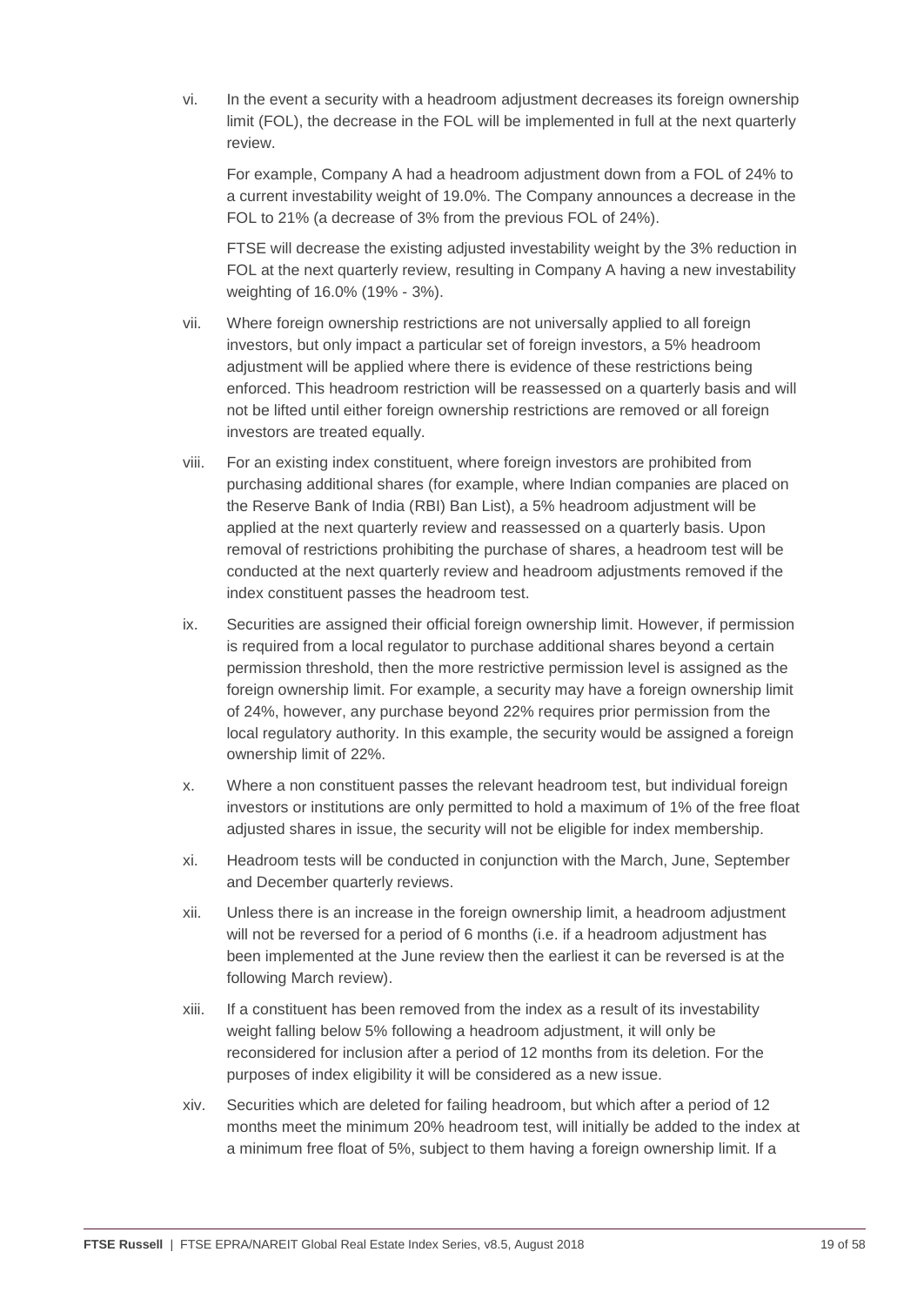vi. In the event a security with a headroom adjustment decreases its foreign ownership limit (FOL), the decrease in the FOL will be implemented in full at the next quarterly review.

    For example, Company A had a headroom adjustment down from a FOL of 24% to a current investability weight of 19.0%. The Company announces a decrease in the FOL to 21% (a decrease of 3% from the previous FOL of 24%).

    FTSE will decrease the existing adjusted investability weight by the 3% reduction in FOL at the next quarterly review, resulting in Company A having a new investability weighting of 16.0% (19% - 3%).

vii. Where foreign ownership restrictions are not universally applied to all foreign investors, but only impact a particular set of foreign investors, a 5% headroom adjustment will be applied where there is evidence of these restrictions being enforced. This headroom restriction will be reassessed on a quarterly basis and will not be lifted until either foreign ownership restrictions are removed or all foreign investors are treated equally.

viii. For an existing index constituent, where foreign investors are prohibited from purchasing additional shares (for example, where Indian companies are placed on the Reserve Bank of India (RBI) Ban List), a 5% headroom adjustment will be applied at the next quarterly review and reassessed on a quarterly basis. Upon removal of restrictions prohibiting the purchase of shares, a headroom test will be conducted at the next quarterly review and headroom adjustments removed if the index constituent passes the headroom test.

ix. Securities are assigned their official foreign ownership limit. However, if permission is required from a local regulator to purchase additional shares beyond a certain permission threshold, then the more restrictive permission level is assigned as the foreign ownership limit. For example, a security may have a foreign ownership limit of 24%, however, any purchase beyond 22% requires prior permission from the local regulatory authority. In this example, the security would be assigned a foreign ownership limit of 22%.

x. Where a non constituent passes the relevant headroom test, but individual foreign investors or institutions are only permitted to hold a maximum of 1% of the free float adjusted shares in issue, the security will not be eligible for index membership.

xi. Headroom tests will be conducted in conjunction with the March, June, September and December quarterly reviews.

xii. Unless there is an increase in the foreign ownership limit, a headroom adjustment will not be reversed for a period of 6 months (i.e. if a headroom adjustment has been implemented at the June review then the earliest it can be reversed is at the following March review).

xiii. If a constituent has been removed from the index as a result of its investability weight falling below 5% following a headroom adjustment, it will only be reconsidered for inclusion after a period of 12 months from its deletion. For the purposes of index eligibility it will be considered as a new issue.

xiv. Securities which are deleted for failing headroom, but which after a period of 12 months meet the minimum 20% headroom test, will initially be added to the index at a minimum free float of 5%, subject to them having a foreign ownership limit. If a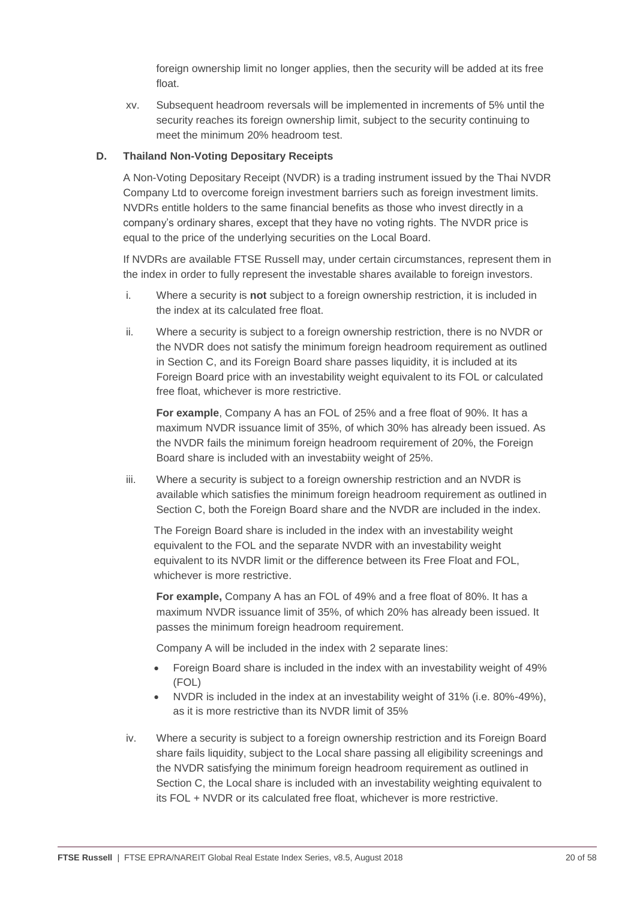foreign ownership limit no longer applies, then the security will be added at its free float.

xv. Subsequent headroom reversals will be implemented in increments of 5% until the security reaches its foreign ownership limit, subject to the security continuing to meet the minimum 20% headroom test.

### D. Thailand Non-Voting Depositary Receipts

A Non-Voting Depositary Receipt (NVDR) is a trading instrument issued by the Thai NVDR Company Ltd to overcome foreign investment barriers such as foreign investment limits. NVDRs entitle holders to the same financial benefits as those who invest directly in a company's ordinary shares, except that they have no voting rights. The NVDR price is equal to the price of the underlying securities on the Local Board.

If NVDRs are available FTSE Russell may, under certain circumstances, represent them in the index in order to fully represent the investable shares available to foreign investors.

i. Where a security is **not** subject to a foreign ownership restriction, it is included in the index at its calculated free float.

ii. Where a security is subject to a foreign ownership restriction, there is no NVDR or the NVDR does not satisfy the minimum foreign headroom requirement as outlined in Section C, and its Foreign Board share passes liquidity, it is included at its Foreign Board price with an investability weight equivalent to its FOL or calculated free float, whichever is more restrictive.

   **For example**, Company A has an FOL of 25% and a free float of 90%. It has a maximum NVDR issuance limit of 35%, of which 30% has already been issued. As the NVDR fails the minimum foreign headroom requirement of 20%, the Foreign Board share is included with an investabiity weight of 25%.

iii. Where a security is subject to a foreign ownership restriction and an NVDR is available which satisfies the minimum foreign headroom requirement as outlined in Section C, both the Foreign Board share and the NVDR are included in the index.

   The Foreign Board share is included in the index with an investability weight equivalent to the FOL and the separate NVDR with an investability weight equivalent to its NVDR limit or the difference between its Free Float and FOL, whichever is more restrictive.

   **For example,** Company A has an FOL of 49% and a free float of 80%. It has a maximum NVDR issuance limit of 35%, of which 20% has already been issued. It passes the minimum foreign headroom requirement.

   Company A will be included in the index with 2 separate lines:

   - Foreign Board share is included in the index with an investability weight of 49% (FOL)
   - NVDR is included in the index at an investability weight of 31% (i.e. 80%-49%), as it is more restrictive than its NVDR limit of 35%

iv. Where a security is subject to a foreign ownership restriction and its Foreign Board share fails liquidity, subject to the Local share passing all eligibility screenings and the NVDR satisfying the minimum foreign headroom requirement as outlined in Section C, the Local share is included with an investability weighting equivalent to its FOL + NVDR or its calculated free float, whichever is more restrictive.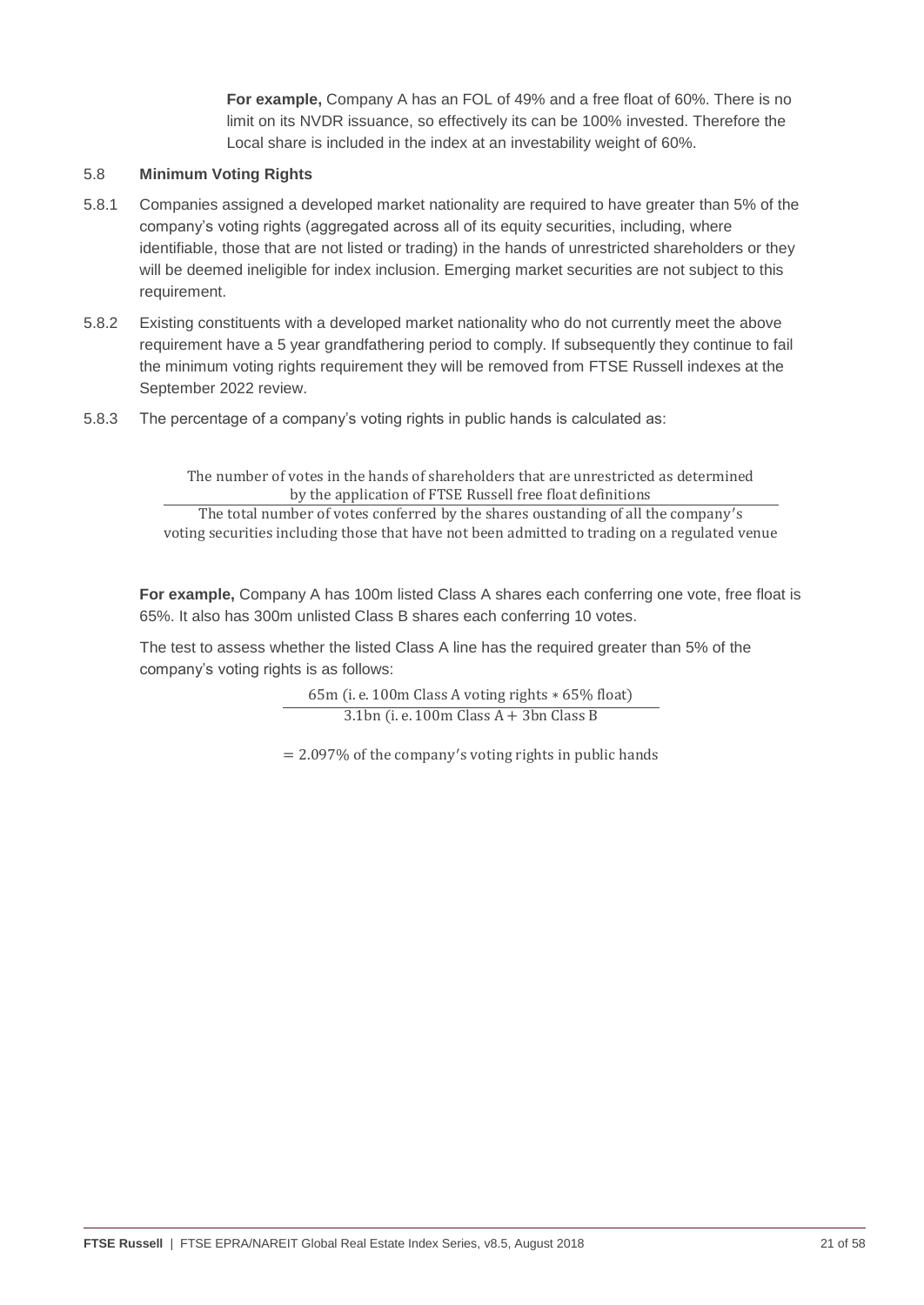**For example,** Company A has an FOL of 49% and a free float of 60%. There is no limit on its NVDR issuance, so effectively its can be 100% invested. Therefore the Local share is included in the index at an investability weight of 60%.

### 5.8 Minimum Voting Rights

5.8.1 Companies assigned a developed market nationality are required to have greater than 5% of the company's voting rights (aggregated across all of its equity securities, including, where identifiable, those that are not listed or trading) in the hands of unrestricted shareholders or they will be deemed ineligible for index inclusion. Emerging market securities are not subject to this requirement.

5.8.2 Existing constituents with a developed market nationality who do not currently meet the above requirement have a 5 year grandfathering period to comply. If subsequently they continue to fail the minimum voting rights requirement they will be removed from FTSE Russell indexes at the September 2022 review.

5.8.3 The percentage of a company's voting rights in public hands is calculated as:

$$\frac{\text{The number of votes in the hands of shareholders that are unrestricted as determined by the application of FTSE Russell free float definitions}}{\text{The total number of votes conferred by the shares oustanding of all the company's voting securities including those that have not been admitted to trading on a regulated venue}}$$

**For example,** Company A has 100m listed Class A shares each conferring one vote, free float is 65%. It also has 300m unlisted Class B shares each conferring 10 votes.

The test to assess whether the listed Class A line has the required greater than 5% of the company's voting rights is as follows:

$$\frac{\text{65m (i.e. 100m Class A voting rights} * \text{65\% float)}}{\text{3.1bn (i.e. 100m Class A + 3bn Class B}}$$

$$= \text{2.097\% of the company's voting rights in public hands}$$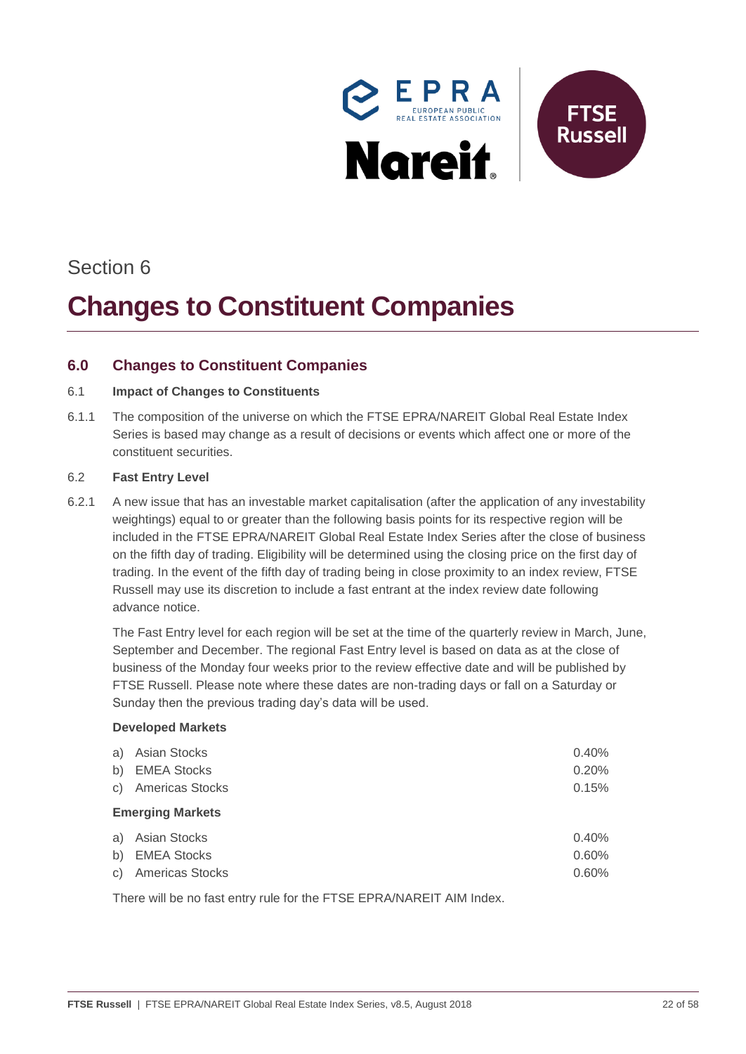Section 6

# Changes to Constituent Companies

## 6.0 Changes to Constituent Companies

### 6.1 Impact of Changes to Constituents

6.1.1 The composition of the universe on which the FTSE EPRA/NAREIT Global Real Estate Index Series is based may change as a result of decisions or events which affect one or more of the constituent securities.

### 6.2 Fast Entry Level

6.2.1 A new issue that has an investable market capitalisation (after the application of any investability weightings) equal to or greater than the following basis points for its respective region will be included in the FTSE EPRA/NAREIT Global Real Estate Index Series after the close of business on the fifth day of trading. Eligibility will be determined using the closing price on the first day of trading. In the event of the fifth day of trading being in close proximity to an index review, FTSE Russell may use its discretion to include a fast entrant at the index review date following advance notice.

The Fast Entry level for each region will be set at the time of the quarterly review in March, June, September and December. The regional Fast Entry level is based on data as at the close of business of the Monday four weeks prior to the review effective date and will be published by FTSE Russell. Please note where these dates are non-trading days or fall on a Saturday or Sunday then the previous trading day's data will be used.

**Developed Markets**

| | |
|---|---|
| a) Asian Stocks | 0.40% |
| b) EMEA Stocks | 0.20% |
| c) Americas Stocks | 0.15% |

**Emerging Markets**

| | |
|---|---|
| a) Asian Stocks | 0.40% |
| b) EMEA Stocks | 0.60% |
| c) Americas Stocks | 0.60% |

There will be no fast entry rule for the FTSE EPRA/NAREIT AIM Index.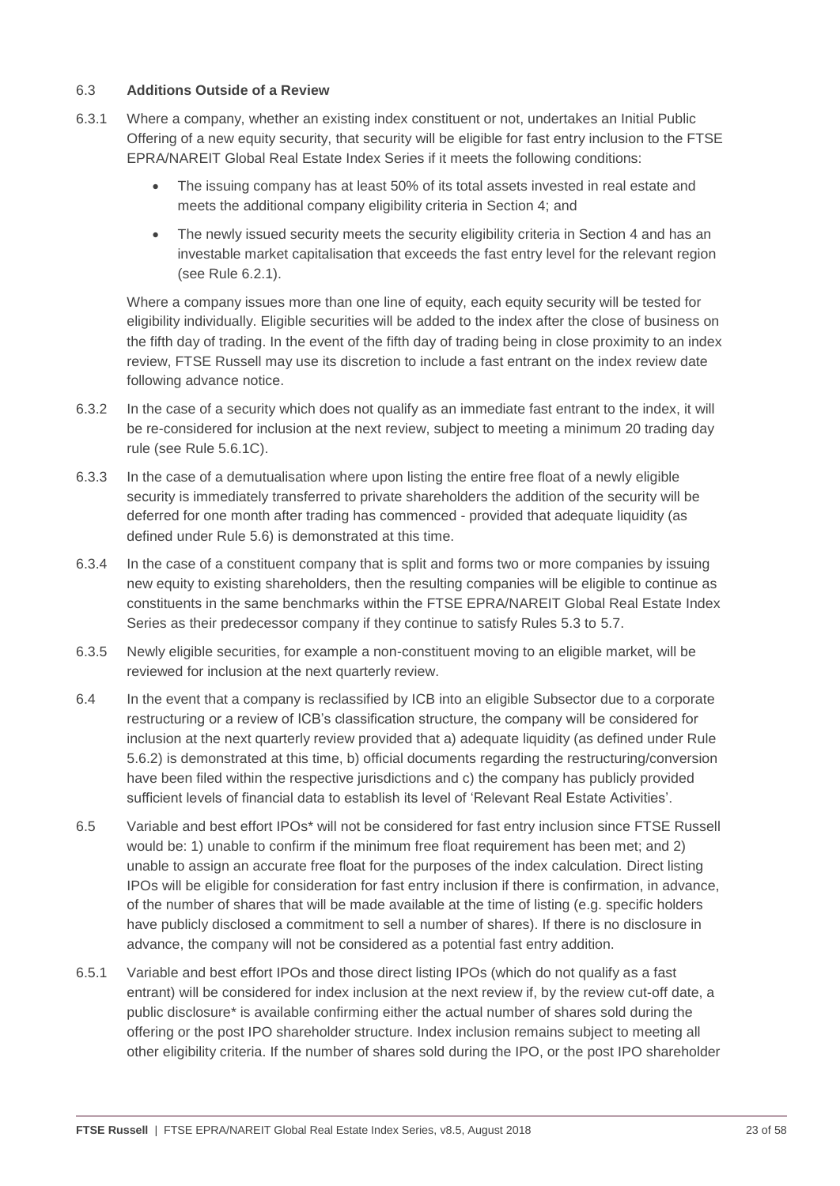### 6.3 Additions Outside of a Review

6.3.1 Where a company, whether an existing index constituent or not, undertakes an Initial Public Offering of a new equity security, that security will be eligible for fast entry inclusion to the FTSE EPRA/NAREIT Global Real Estate Index Series if it meets the following conditions:

- The issuing company has at least 50% of its total assets invested in real estate and meets the additional company eligibility criteria in Section 4; and
- The newly issued security meets the security eligibility criteria in Section 4 and has an investable market capitalisation that exceeds the fast entry level for the relevant region (see Rule 6.2.1).

Where a company issues more than one line of equity, each equity security will be tested for eligibility individually. Eligible securities will be added to the index after the close of business on the fifth day of trading. In the event of the fifth day of trading being in close proximity to an index review, FTSE Russell may use its discretion to include a fast entrant on the index review date following advance notice.

6.3.2 In the case of a security which does not qualify as an immediate fast entrant to the index, it will be re-considered for inclusion at the next review, subject to meeting a minimum 20 trading day rule (see Rule 5.6.1C).

6.3.3 In the case of a demutualisation where upon listing the entire free float of a newly eligible security is immediately transferred to private shareholders the addition of the security will be deferred for one month after trading has commenced - provided that adequate liquidity (as defined under Rule 5.6) is demonstrated at this time.

6.3.4 In the case of a constituent company that is split and forms two or more companies by issuing new equity to existing shareholders, then the resulting companies will be eligible to continue as constituents in the same benchmarks within the FTSE EPRA/NAREIT Global Real Estate Index Series as their predecessor company if they continue to satisfy Rules 5.3 to 5.7.

6.3.5 Newly eligible securities, for example a non-constituent moving to an eligible market, will be reviewed for inclusion at the next quarterly review.

6.4 In the event that a company is reclassified by ICB into an eligible Subsector due to a corporate restructuring or a review of ICB's classification structure, the company will be considered for inclusion at the next quarterly review provided that a) adequate liquidity (as defined under Rule 5.6.2) is demonstrated at this time, b) official documents regarding the restructuring/conversion have been filed within the respective jurisdictions and c) the company has publicly provided sufficient levels of financial data to establish its level of 'Relevant Real Estate Activities'.

6.5 Variable and best effort IPOs* will not be considered for fast entry inclusion since FTSE Russell would be: 1) unable to confirm if the minimum free float requirement has been met; and 2) unable to assign an accurate free float for the purposes of the index calculation. Direct listing IPOs will be eligible for consideration for fast entry inclusion if there is confirmation, in advance, of the number of shares that will be made available at the time of listing (e.g. specific holders have publicly disclosed a commitment to sell a number of shares). If there is no disclosure in advance, the company will not be considered as a potential fast entry addition.

6.5.1 Variable and best effort IPOs and those direct listing IPOs (which do not qualify as a fast entrant) will be considered for index inclusion at the next review if, by the review cut-off date, a public disclosure* is available confirming either the actual number of shares sold during the offering or the post IPO shareholder structure. Index inclusion remains subject to meeting all other eligibility criteria. If the number of shares sold during the IPO, or the post IPO shareholder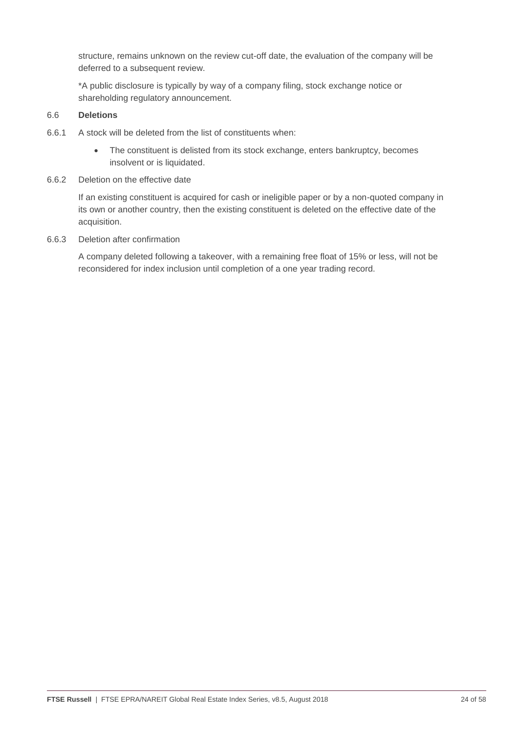structure, remains unknown on the review cut-off date, the evaluation of the company will be deferred to a subsequent review.

*A public disclosure is typically by way of a company filing, stock exchange notice or shareholding regulatory announcement.

### 6.6 **Deletions**

6.6.1 A stock will be deleted from the list of constituents when:

- The constituent is delisted from its stock exchange, enters bankruptcy, becomes insolvent or is liquidated.

6.6.2 Deletion on the effective date

If an existing constituent is acquired for cash or ineligible paper or by a non-quoted company in its own or another country, then the existing constituent is deleted on the effective date of the acquisition.

6.6.3 Deletion after confirmation

A company deleted following a takeover, with a remaining free float of 15% or less, will not be reconsidered for index inclusion until completion of a one year trading record.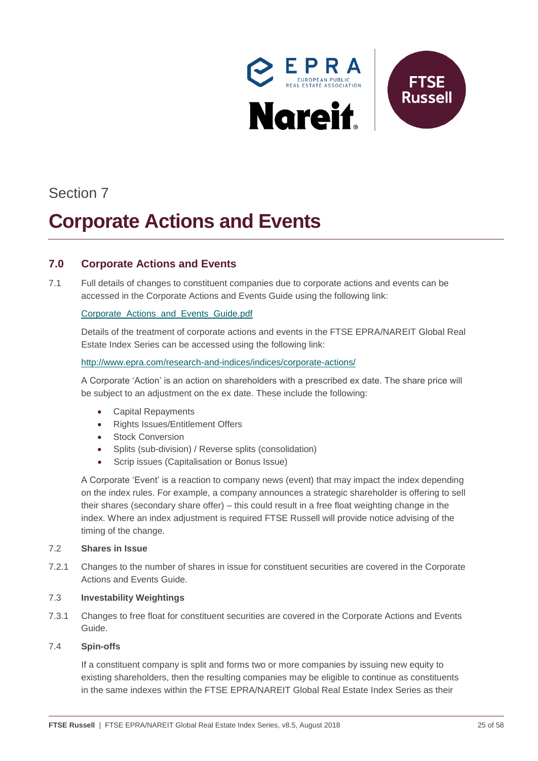Section 7

# Corporate Actions and Events

## 7.0 Corporate Actions and Events

7.1 Full details of changes to constituent companies due to corporate actions and events can be accessed in the Corporate Actions and Events Guide using the following link:

[Corporate_Actions_and_Events_Guide.pdf](Corporate_Actions_and_Events_Guide.pdf)

Details of the treatment of corporate actions and events in the FTSE EPRA/NAREIT Global Real Estate Index Series can be accessed using the following link:

[http://www.epra.com/research-and-indices/indices/corporate-actions/](http://www.epra.com/research-and-indices/indices/corporate-actions/)

A Corporate 'Action' is an action on shareholders with a prescribed ex date. The share price will be subject to an adjustment on the ex date. These include the following:

- Capital Repayments
- Rights Issues/Entitlement Offers
- Stock Conversion
- Splits (sub-division) / Reverse splits (consolidation)
- Scrip issues (Capitalisation or Bonus Issue)

A Corporate 'Event' is a reaction to company news (event) that may impact the index depending on the index rules. For example, a company announces a strategic shareholder is offering to sell their shares (secondary share offer) – this could result in a free float weighting change in the index. Where an index adjustment is required FTSE Russell will provide notice advising of the timing of the change.

7.2 **Shares in Issue**

7.2.1 Changes to the number of shares in issue for constituent securities are covered in the Corporate Actions and Events Guide.

7.3 **Investability Weightings**

7.3.1 Changes to free float for constituent securities are covered in the Corporate Actions and Events Guide.

7.4 **Spin-offs**

If a constituent company is split and forms two or more companies by issuing new equity to existing shareholders, then the resulting companies may be eligible to continue as constituents in the same indexes within the FTSE EPRA/NAREIT Global Real Estate Index Series as their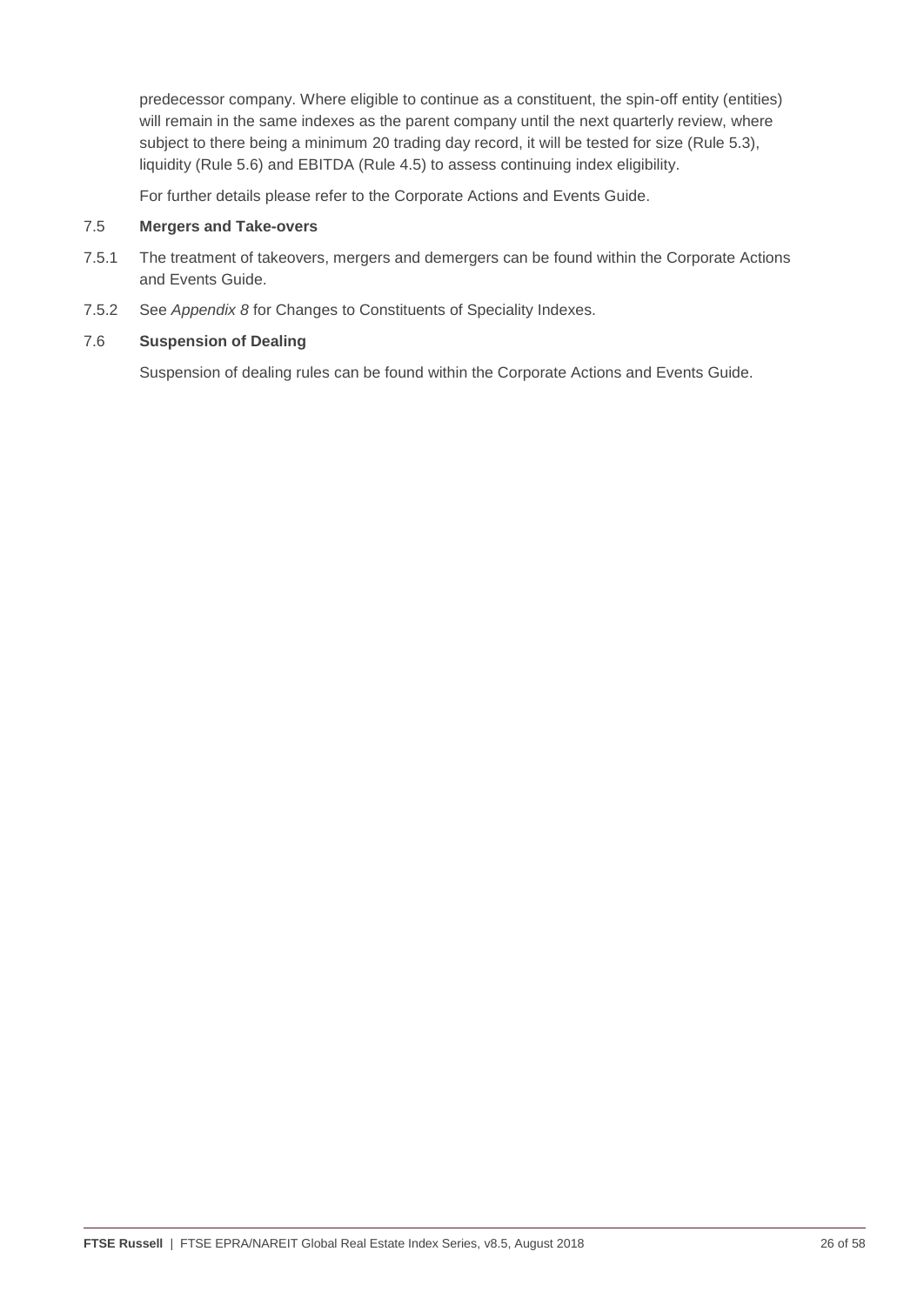predecessor company. Where eligible to continue as a constituent, the spin-off entity (entities) will remain in the same indexes as the parent company until the next quarterly review, where subject to there being a minimum 20 trading day record, it will be tested for size (Rule 5.3), liquidity (Rule 5.6) and EBITDA (Rule 4.5) to assess continuing index eligibility.

For further details please refer to the Corporate Actions and Events Guide.

## 7.5 Mergers and Take-overs

7.5.1 The treatment of takeovers, mergers and demergers can be found within the Corporate Actions and Events Guide.

7.5.2 See *Appendix 8* for Changes to Constituents of Speciality Indexes.

## 7.6 Suspension of Dealing

Suspension of dealing rules can be found within the Corporate Actions and Events Guide.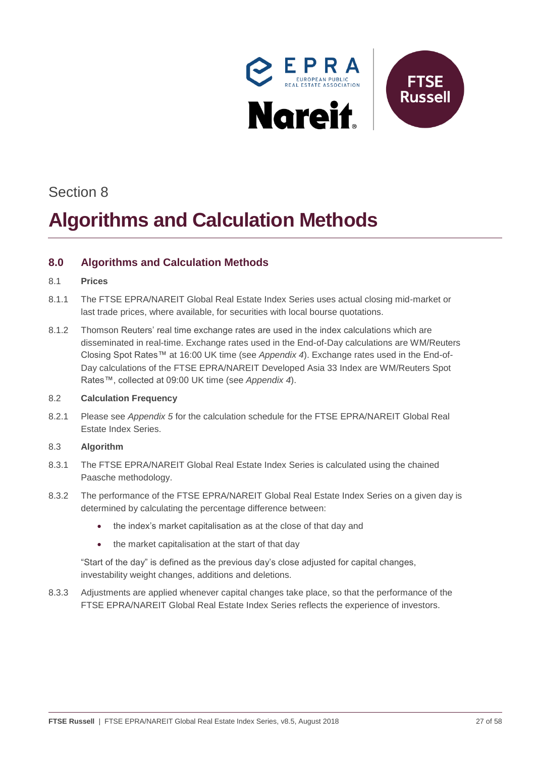Section 8

# Algorithms and Calculation Methods

## 8.0 Algorithms and Calculation Methods

### 8.1 Prices

8.1.1 The FTSE EPRA/NAREIT Global Real Estate Index Series uses actual closing mid-market or last trade prices, where available, for securities with local bourse quotations.

8.1.2 Thomson Reuters' real time exchange rates are used in the index calculations which are disseminated in real-time. Exchange rates used in the End-of-Day calculations are WM/Reuters Closing Spot Rates™ at 16:00 UK time (see *Appendix 4*). Exchange rates used in the End-of-Day calculations of the FTSE EPRA/NAREIT Developed Asia 33 Index are WM/Reuters Spot Rates™, collected at 09:00 UK time (see *Appendix 4*).

### 8.2 Calculation Frequency

8.2.1 Please see *Appendix 5* for the calculation schedule for the FTSE EPRA/NAREIT Global Real Estate Index Series.

### 8.3 Algorithm

8.3.1 The FTSE EPRA/NAREIT Global Real Estate Index Series is calculated using the chained Paasche methodology.

8.3.2 The performance of the FTSE EPRA/NAREIT Global Real Estate Index Series on a given day is determined by calculating the percentage difference between:

- the index's market capitalisation as at the close of that day and
- the market capitalisation at the start of that day

"Start of the day" is defined as the previous day's close adjusted for capital changes, investability weight changes, additions and deletions.

8.3.3 Adjustments are applied whenever capital changes take place, so that the performance of the FTSE EPRA/NAREIT Global Real Estate Index Series reflects the experience of investors.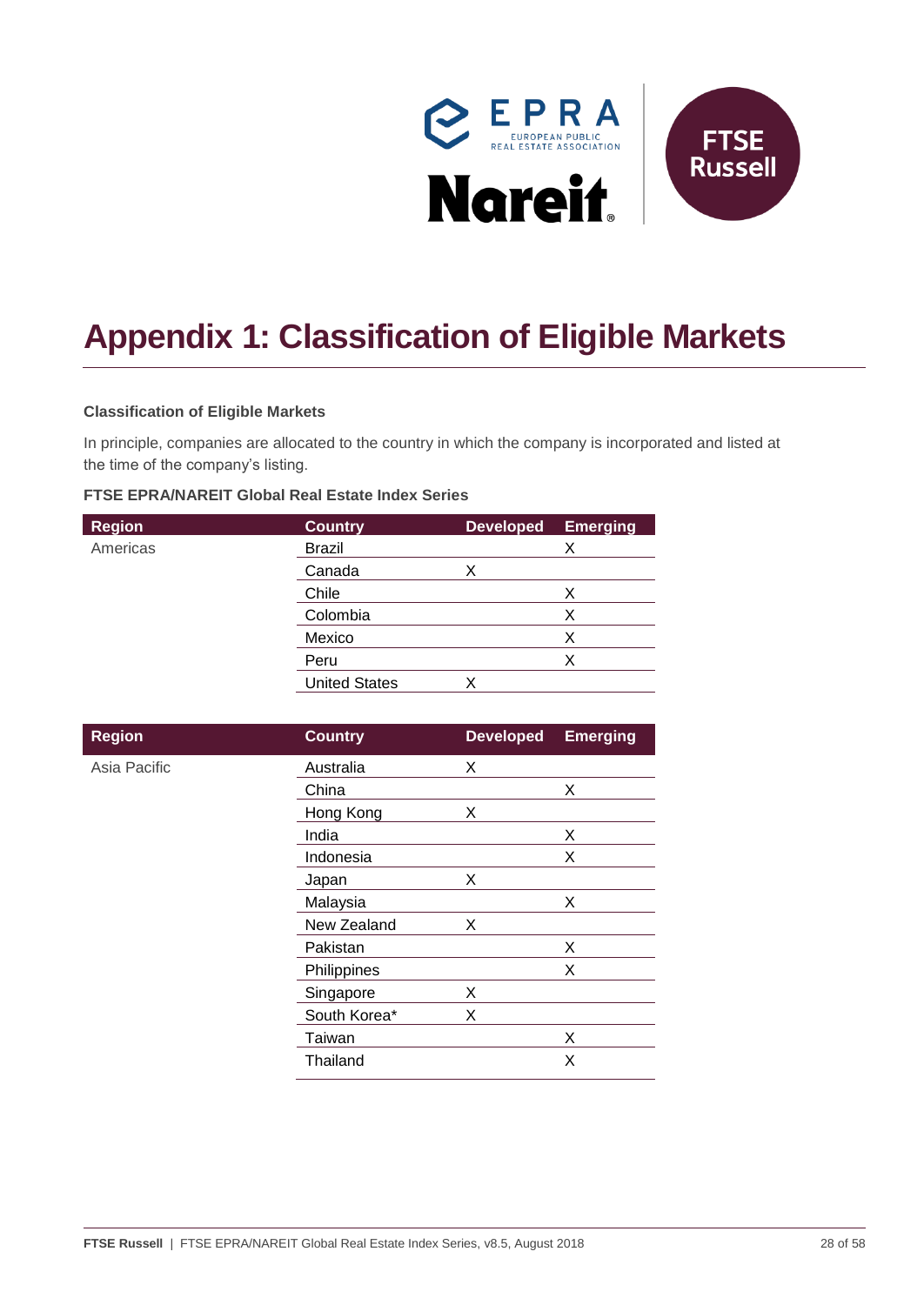# Appendix 1: Classification of Eligible Markets

**Classification of Eligible Markets**

In principle, companies are allocated to the country in which the company is incorporated and listed at the time of the company's listing.

**FTSE EPRA/NAREIT Global Real Estate Index Series**

| Region | Country | Developed | Emerging |
|---|---|---|---|
| Americas | Brazil | | X |
| | Canada | X | |
| | Chile | | X |
| | Colombia | | X |
| | Mexico | | X |
| | Peru | | X |
| | United States | X | |

| Region | Country | Developed | Emerging |
|---|---|---|---|
| Asia Pacific | Australia | X | |
| | China | | X |
| | Hong Kong | X | |
| | India | | X |
| | Indonesia | | X |
| | Japan | X | |
| | Malaysia | | X |
| | New Zealand | X | |
| | Pakistan | | X |
| | Philippines | | X |
| | Singapore | X | |
| | South Korea* | X | |
| | Taiwan | | X |
| | Thailand | | X |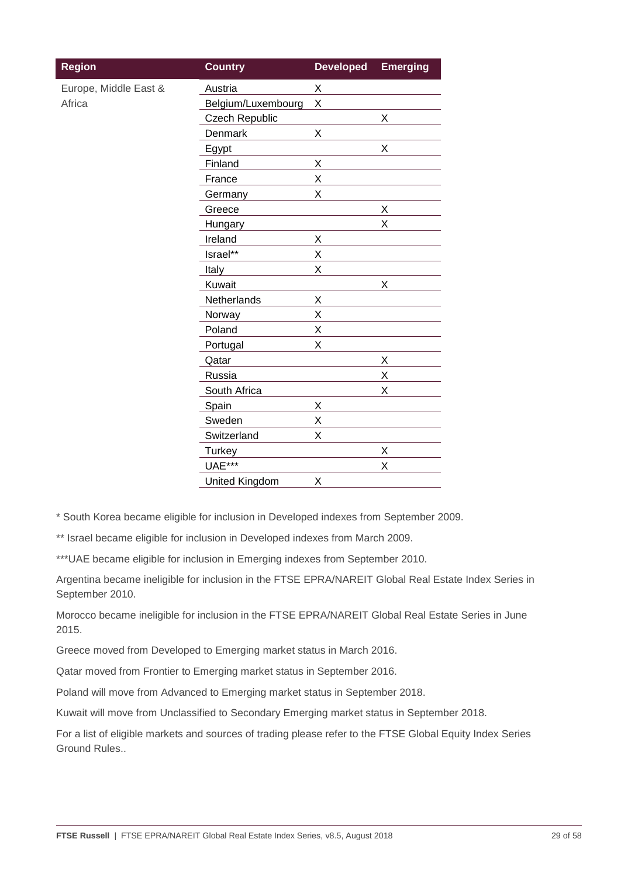| Region | Country | Developed | Emerging |
|---|---|---|---|
| Europe, Middle East & Africa | Austria | X | |
| | Belgium/Luxembourg | X | |
| | Czech Republic | | X |
| | Denmark | X | |
| | Egypt | | X |
| | Finland | X | |
| | France | X | |
| | Germany | X | |
| | Greece | | X |
| | Hungary | | X |
| | Ireland | X | |
| | Israel** | X | |
| | Italy | X | |
| | Kuwait | | X |
| | Netherlands | X | |
| | Norway | X | |
| | Poland | X | |
| | Portugal | X | |
| | Qatar | | X |
| | Russia | | X |
| | South Africa | | X |
| | Spain | X | |
| | Sweden | X | |
| | Switzerland | X | |
| | Turkey | | X |
| | UAE*** | | X |
| | United Kingdom | X | |

* South Korea became eligible for inclusion in Developed indexes from September 2009.

** Israel became eligible for inclusion in Developed indexes from March 2009.

***UAE became eligible for inclusion in Emerging indexes from September 2010.

Argentina became ineligible for inclusion in the FTSE EPRA/NAREIT Global Real Estate Index Series in September 2010.

Morocco became ineligible for inclusion in the FTSE EPRA/NAREIT Global Real Estate Series in June 2015.

Greece moved from Developed to Emerging market status in March 2016.

Qatar moved from Frontier to Emerging market status in September 2016.

Poland will move from Advanced to Emerging market status in September 2018.

Kuwait will move from Unclassified to Secondary Emerging market status in September 2018.

For a list of eligible markets and sources of trading please refer to the FTSE Global Equity Index Series Ground Rules..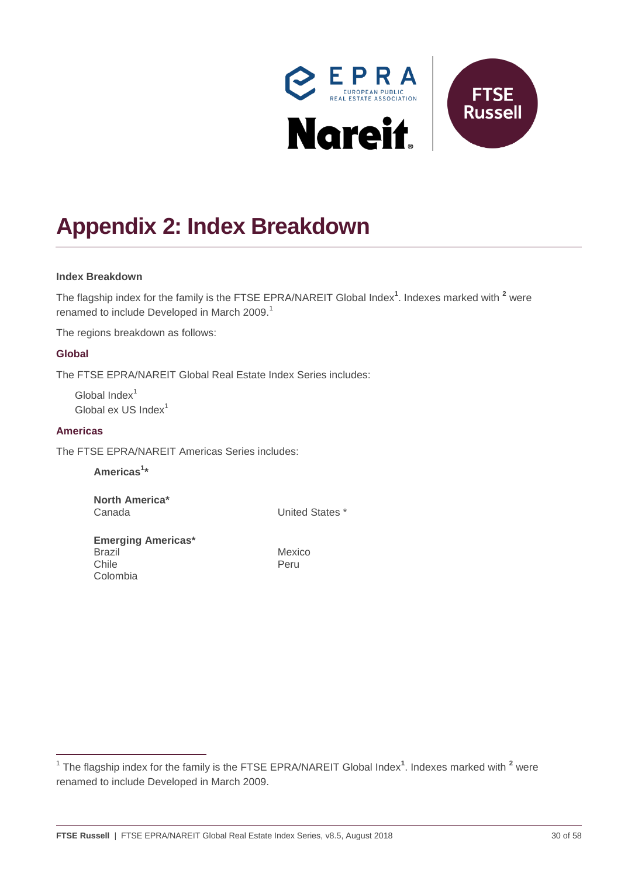# Appendix 2: Index Breakdown

**Index Breakdown**

The flagship index for the family is the FTSE EPRA/NAREIT Global Index[1]. Indexes marked with [2] were renamed to include Developed in March 2009.[1]

The regions breakdown as follows:

### Global

The FTSE EPRA/NAREIT Global Real Estate Index Series includes:

Global Index[1]
Global ex US Index[1]

### Americas

The FTSE EPRA/NAREIT Americas Series includes:

**Americas[1]***

**North America***
Canada
United States *

**Emerging Americas***
Brazil
Chile
Colombia
Mexico
Peru

---

[1] The flagship index for the family is the FTSE EPRA/NAREIT Global Index[1]. Indexes marked with [2] were renamed to include Developed in March 2009.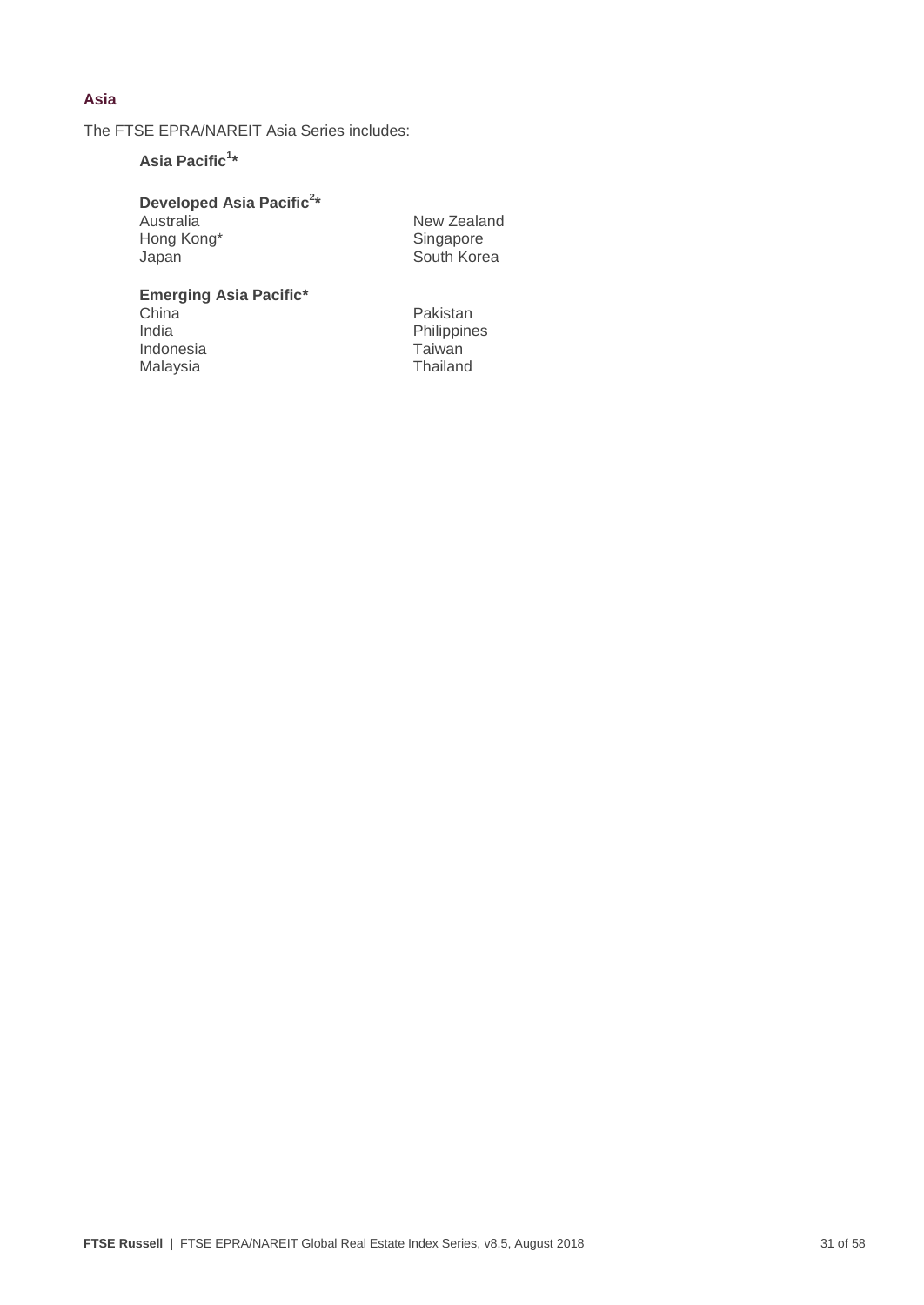## Asia

The FTSE EPRA/NAREIT Asia Series includes:

**Asia Pacific[1]***

**Developed Asia Pacific[2]***

Australia
Hong Kong*
Japan
New Zealand
Singapore
South Korea

**Emerging Asia Pacific***

China
India
Indonesia
Malaysia
Pakistan
Philippines
Taiwan
Thailand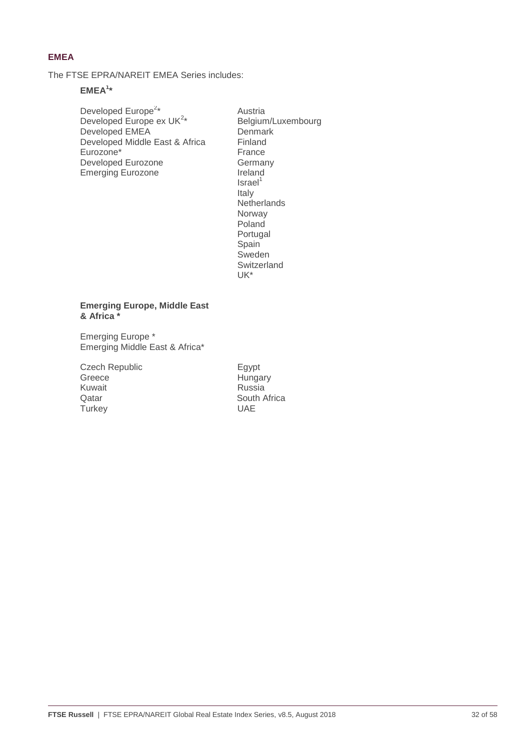## EMEA

The FTSE EPRA/NAREIT EMEA Series includes:

**EMEA[1]***

Developed Europe[2]*
Developed Europe ex UK[2]*
Developed EMEA
Developed Middle East & Africa
Eurozone*
Developed Eurozone
Emerging Eurozone

Austria
Belgium/Luxembourg
Denmark
Finland
France
Germany
Ireland
Israel[1]
Italy
Netherlands
Norway
Poland
Portugal
Spain
Sweden
Switzerland
UK*

**Emerging Europe, Middle East & Africa ***

Emerging Europe *
Emerging Middle East & Africa*

Czech Republic
Greece
Kuwait
Qatar
Turkey

Egypt
Hungary
Russia
South Africa
UAE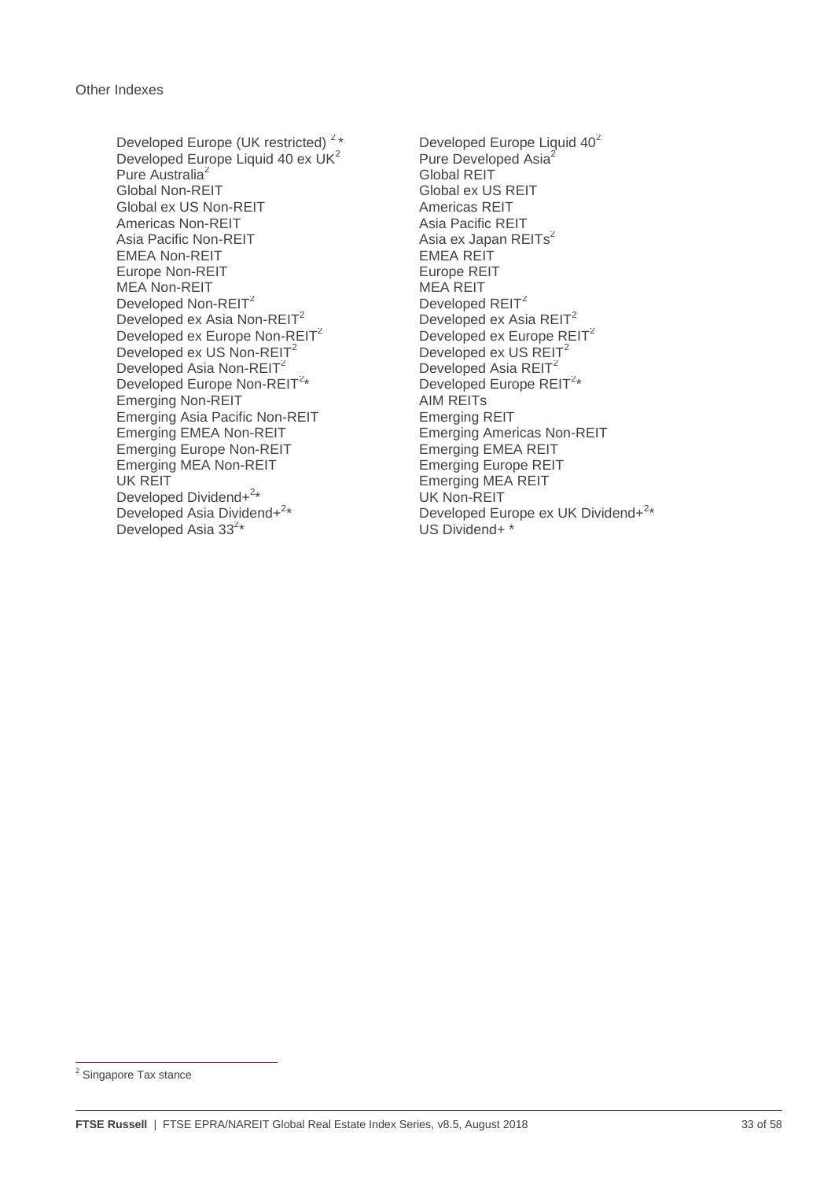Other Indexes

- Developed Europe (UK restricted) [2] *
- Developed Europe Liquid 40 ex UK[2]
- Pure Australia[2]
- Global Non-REIT
- Global ex US Non-REIT
- Americas Non-REIT
- Asia Pacific Non-REIT
- EMEA Non-REIT
- Europe Non-REIT
- MEA Non-REIT
- Developed Non-REIT[2]
- Developed ex Asia Non-REIT[2]
- Developed ex Europe Non-REIT[2]
- Developed ex US Non-REIT[2]
- Developed Asia Non-REIT[2]
- Developed Europe Non-REIT[2]*
- Emerging Non-REIT
- Emerging Asia Pacific Non-REIT
- Emerging EMEA Non-REIT
- Emerging Europe Non-REIT
- Emerging MEA Non-REIT
- UK REIT
- Developed Dividend+[2]*
- Developed Asia Dividend+[2]*
- Developed Asia 33[2]*
- Developed Europe Liquid 40[2]
- Pure Developed Asia[2]
- Global REIT
- Global ex US REIT
- Americas REIT
- Asia Pacific REIT
- Asia ex Japan REITs[2]
- EMEA REIT
- Europe REIT
- MEA REIT
- Developed REIT[2]
- Developed ex Asia REIT[2]
- Developed ex Europe REIT[2]
- Developed ex US REIT[2]
- Developed Asia REIT[2]
- Developed Europe REIT[2]*
- AIM REITs
- Emerging REIT
- Emerging Americas Non-REIT
- Emerging EMEA REIT
- Emerging Europe REIT
- Emerging MEA REIT
- UK Non-REIT
- Developed Europe ex UK Dividend+[2]*
- US Dividend+ *

[2] Singapore Tax stance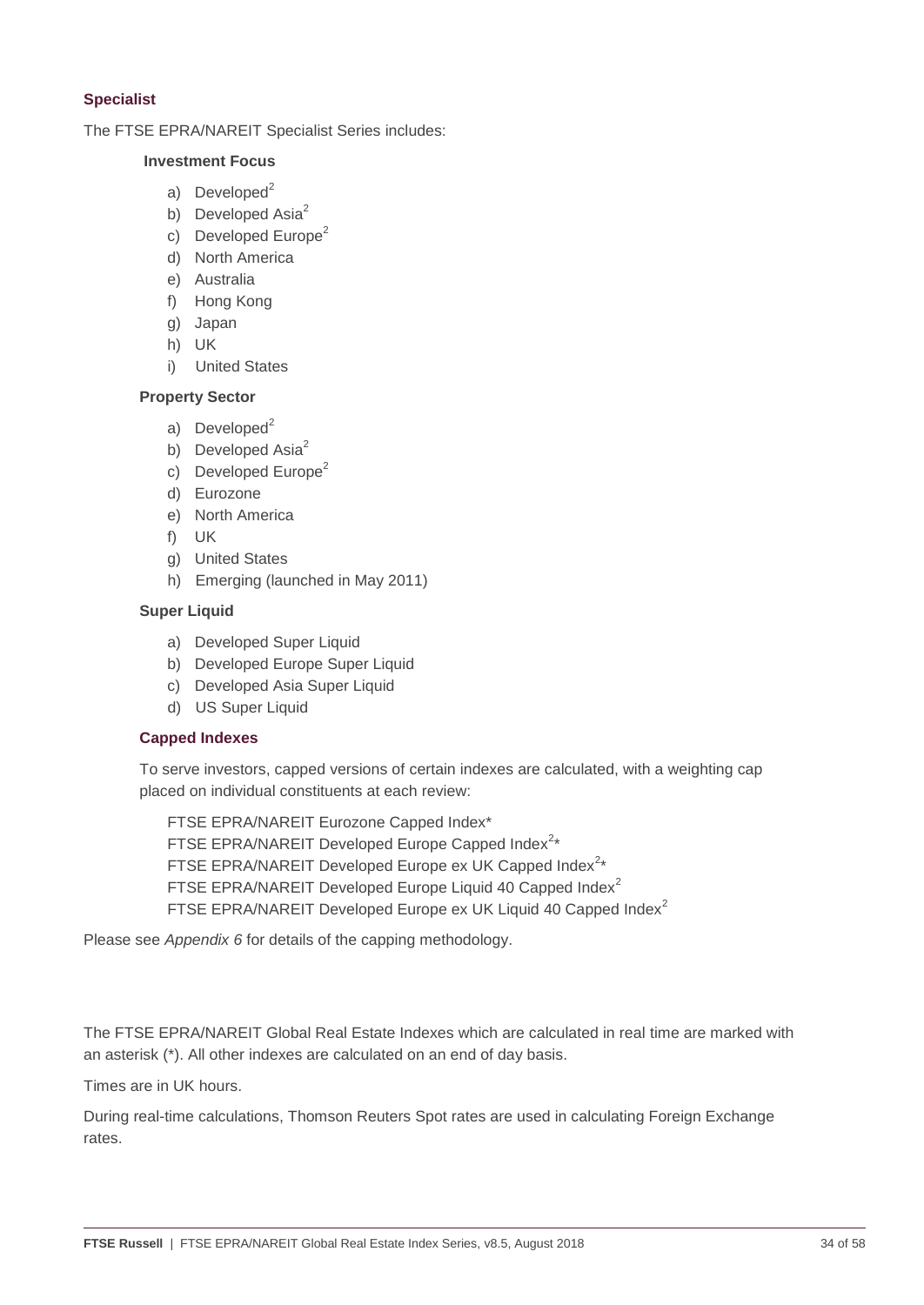### Specialist

The FTSE EPRA/NAREIT Specialist Series includes:

#### Investment Focus

a) Developed[2]
b) Developed Asia[2]
c) Developed Europe[2]
d) North America
e) Australia
f) Hong Kong
g) Japan
h) UK
i) United States

#### Property Sector

a) Developed[2]
b) Developed Asia[2]
c) Developed Europe[2]
d) Eurozone
e) North America
f) UK
g) United States
h) Emerging (launched in May 2011)

#### Super Liquid

a) Developed Super Liquid
b) Developed Europe Super Liquid
c) Developed Asia Super Liquid
d) US Super Liquid

#### Capped Indexes

To serve investors, capped versions of certain indexes are calculated, with a weighting cap placed on individual constituents at each review:

FTSE EPRA/NAREIT Eurozone Capped Index*
FTSE EPRA/NAREIT Developed Europe Capped Index[2]*
FTSE EPRA/NAREIT Developed Europe ex UK Capped Index[2]*
FTSE EPRA/NAREIT Developed Europe Liquid 40 Capped Index[2]
FTSE EPRA/NAREIT Developed Europe ex UK Liquid 40 Capped Index[2]

Please see *Appendix 6* for details of the capping methodology.

The FTSE EPRA/NAREIT Global Real Estate Indexes which are calculated in real time are marked with an asterisk (*). All other indexes are calculated on an end of day basis.

Times are in UK hours.

During real-time calculations, Thomson Reuters Spot rates are used in calculating Foreign Exchange rates.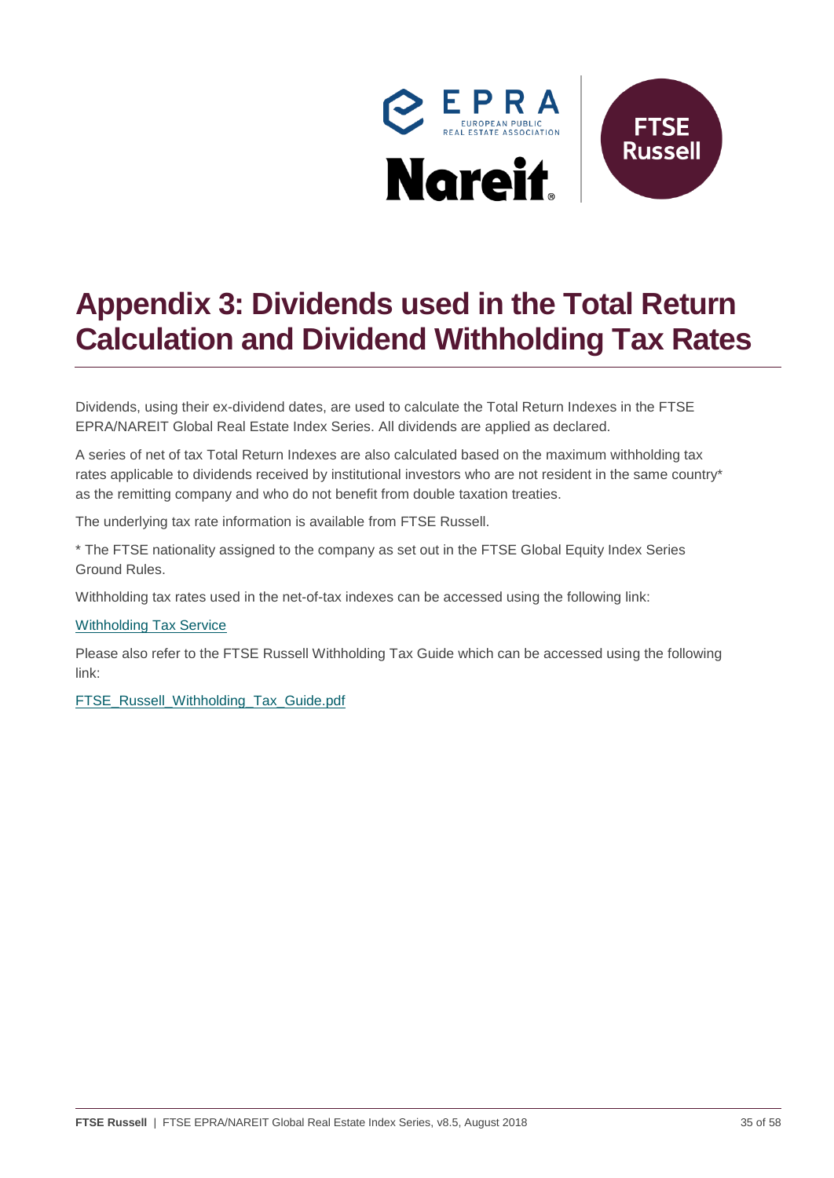# Appendix 3: Dividends used in the Total Return Calculation and Dividend Withholding Tax Rates

Dividends, using their ex-dividend dates, are used to calculate the Total Return Indexes in the FTSE EPRA/NAREIT Global Real Estate Index Series. All dividends are applied as declared.

A series of net of tax Total Return Indexes are also calculated based on the maximum withholding tax rates applicable to dividends received by institutional investors who are not resident in the same country* as the remitting company and who do not benefit from double taxation treaties.

The underlying tax rate information is available from FTSE Russell.

* The FTSE nationality assigned to the company as set out in the FTSE Global Equity Index Series Ground Rules.

Withholding tax rates used in the net-of-tax indexes can be accessed using the following link:

Withholding Tax Service

Please also refer to the FTSE Russell Withholding Tax Guide which can be accessed using the following link:

FTSE_Russell_Withholding_Tax_Guide.pdf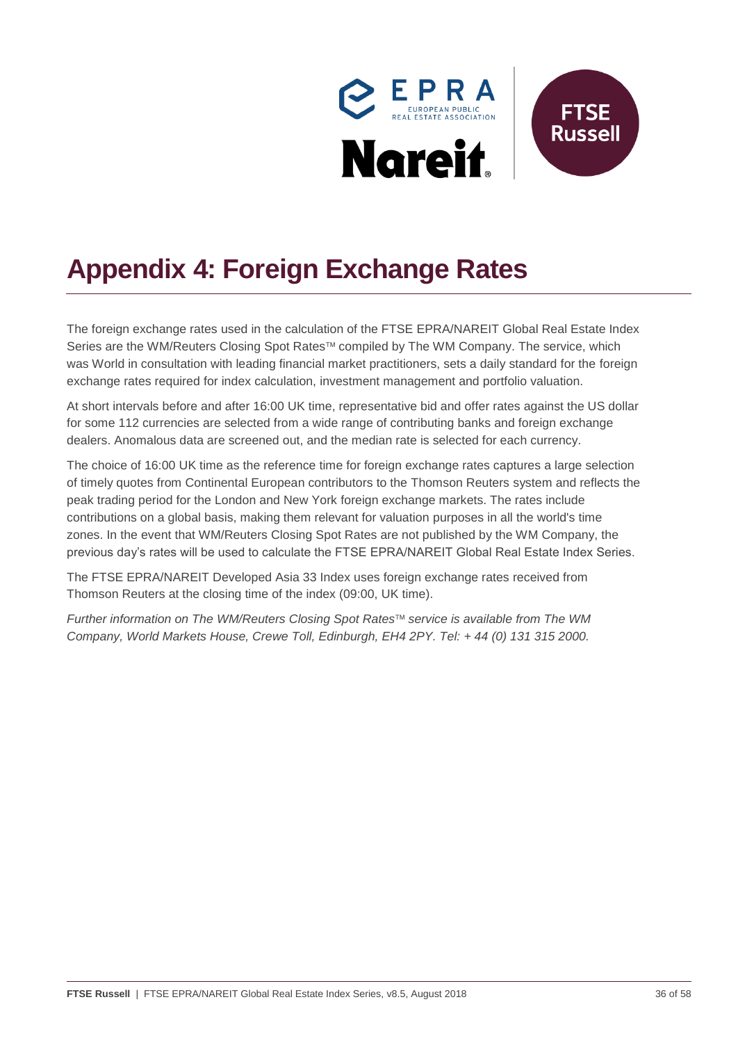# Appendix 4: Foreign Exchange Rates

The foreign exchange rates used in the calculation of the FTSE EPRA/NAREIT Global Real Estate Index Series are the WM/Reuters Closing Spot Rates™ compiled by The WM Company. The service, which was World in consultation with leading financial market practitioners, sets a daily standard for the foreign exchange rates required for index calculation, investment management and portfolio valuation.

At short intervals before and after 16:00 UK time, representative bid and offer rates against the US dollar for some 112 currencies are selected from a wide range of contributing banks and foreign exchange dealers. Anomalous data are screened out, and the median rate is selected for each currency.

The choice of 16:00 UK time as the reference time for foreign exchange rates captures a large selection of timely quotes from Continental European contributors to the Thomson Reuters system and reflects the peak trading period for the London and New York foreign exchange markets. The rates include contributions on a global basis, making them relevant for valuation purposes in all the world's time zones. In the event that WM/Reuters Closing Spot Rates are not published by the WM Company, the previous day's rates will be used to calculate the FTSE EPRA/NAREIT Global Real Estate Index Series.

The FTSE EPRA/NAREIT Developed Asia 33 Index uses foreign exchange rates received from Thomson Reuters at the closing time of the index (09:00, UK time).

*Further information on The WM/Reuters Closing Spot Rates™ service is available from The WM Company, World Markets House, Crewe Toll, Edinburgh, EH4 2PY. Tel: + 44 (0) 131 315 2000.*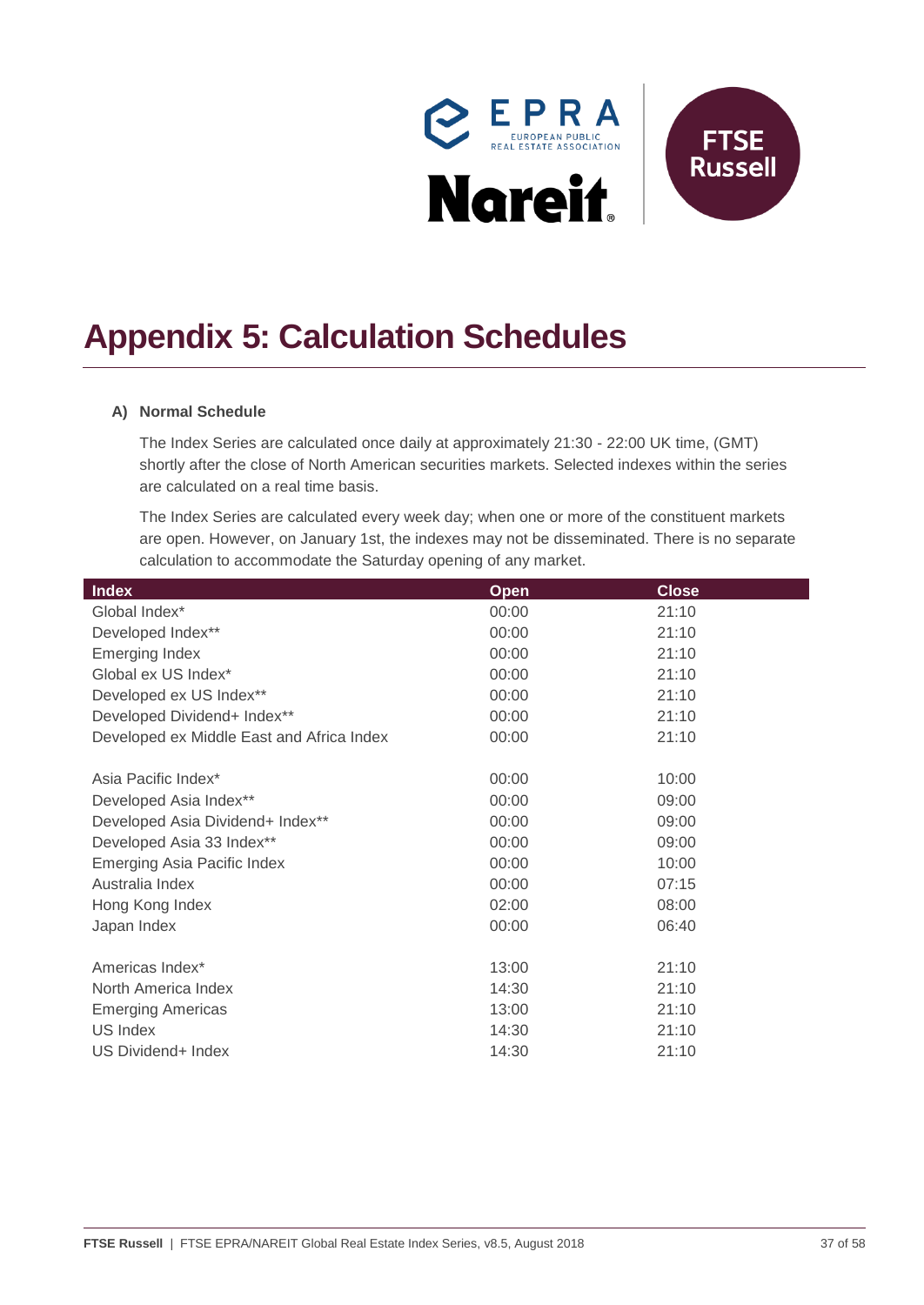# Appendix 5: Calculation Schedules

**A) Normal Schedule**

The Index Series are calculated once daily at approximately 21:30 - 22:00 UK time, (GMT) shortly after the close of North American securities markets. Selected indexes within the series are calculated on a real time basis.

The Index Series are calculated every week day; when one or more of the constituent markets are open. However, on January 1st, the indexes may not be disseminated. There is no separate calculation to accommodate the Saturday opening of any market.

| Index | Open | Close |
|---|---|---|
| Global Index* | 00:00 | 21:10 |
| Developed Index** | 00:00 | 21:10 |
| Emerging Index | 00:00 | 21:10 |
| Global ex US Index* | 00:00 | 21:10 |
| Developed ex US Index** | 00:00 | 21:10 |
| Developed Dividend+ Index** | 00:00 | 21:10 |
| Developed ex Middle East and Africa Index | 00:00 | 21:10 |
| | | |
| Asia Pacific Index* | 00:00 | 10:00 |
| Developed Asia Index** | 00:00 | 09:00 |
| Developed Asia Dividend+ Index** | 00:00 | 09:00 |
| Developed Asia 33 Index** | 00:00 | 09:00 |
| Emerging Asia Pacific Index | 00:00 | 10:00 |
| Australia Index | 00:00 | 07:15 |
| Hong Kong Index | 02:00 | 08:00 |
| Japan Index | 00:00 | 06:40 |
| | | |
| Americas Index* | 13:00 | 21:10 |
| North America Index | 14:30 | 21:10 |
| Emerging Americas | 13:00 | 21:10 |
| US Index | 14:30 | 21:10 |
| US Dividend+ Index | 14:30 | 21:10 |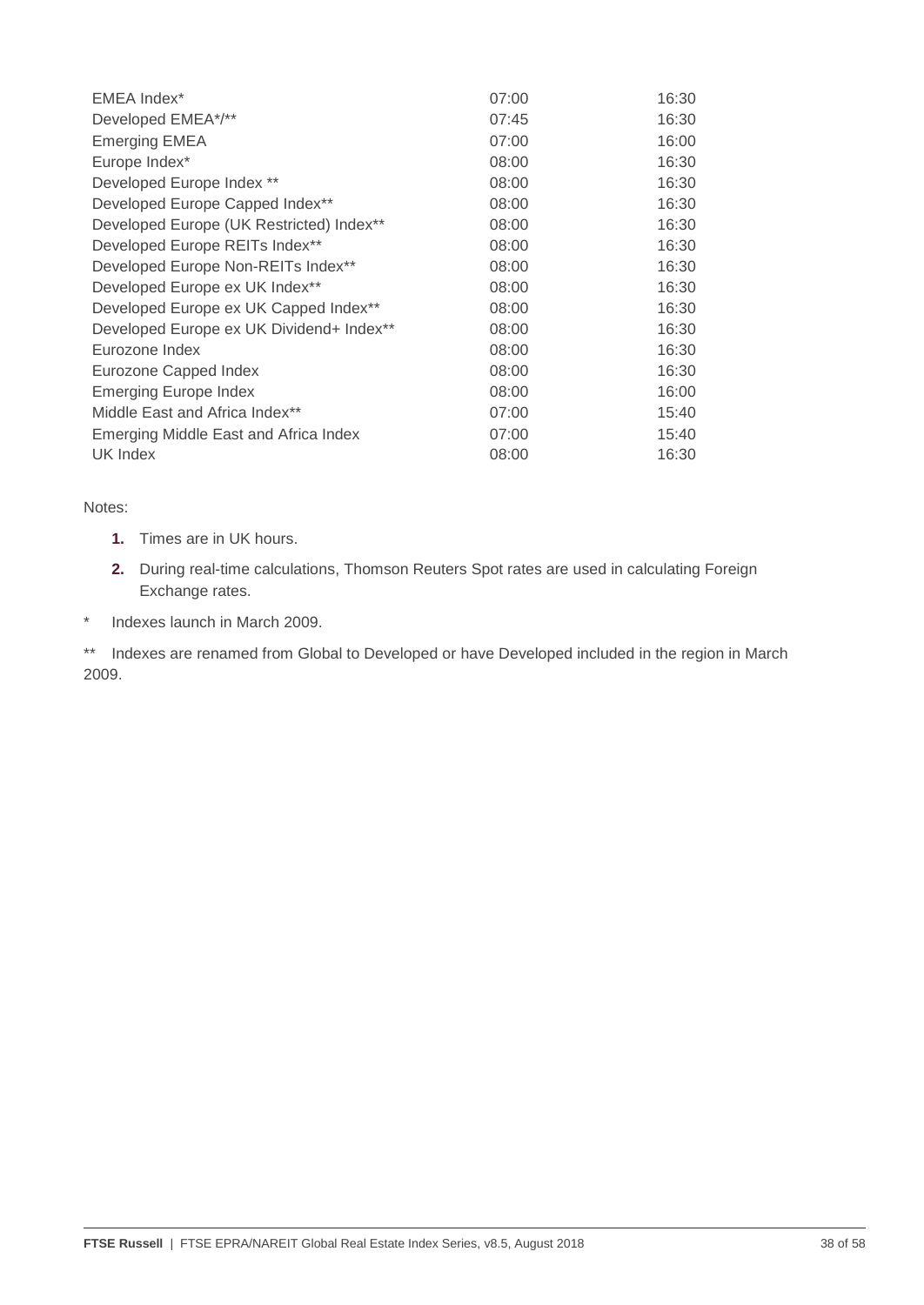| | | |
|---|---|---|
| EMEA Index* | 07:00 | 16:30 |
| Developed EMEA*/** | 07:45 | 16:30 |
| Emerging EMEA | 07:00 | 16:00 |
| Europe Index* | 08:00 | 16:30 |
| Developed Europe Index ** | 08:00 | 16:30 |
| Developed Europe Capped Index** | 08:00 | 16:30 |
| Developed Europe (UK Restricted) Index** | 08:00 | 16:30 |
| Developed Europe REITs Index** | 08:00 | 16:30 |
| Developed Europe Non-REITs Index** | 08:00 | 16:30 |
| Developed Europe ex UK Index** | 08:00 | 16:30 |
| Developed Europe ex UK Capped Index** | 08:00 | 16:30 |
| Developed Europe ex UK Dividend+ Index** | 08:00 | 16:30 |
| Eurozone Index | 08:00 | 16:30 |
| Eurozone Capped Index | 08:00 | 16:30 |
| Emerging Europe Index | 08:00 | 16:00 |
| Middle East and Africa Index** | 07:00 | 15:40 |
| Emerging Middle East and Africa Index | 07:00 | 15:40 |
| UK Index | 08:00 | 16:30 |

Notes:

1. Times are in UK hours.
2. During real-time calculations, Thomson Reuters Spot rates are used in calculating Foreign Exchange rates.

\* Indexes launch in March 2009.

** Indexes are renamed from Global to Developed or have Developed included in the region in March 2009.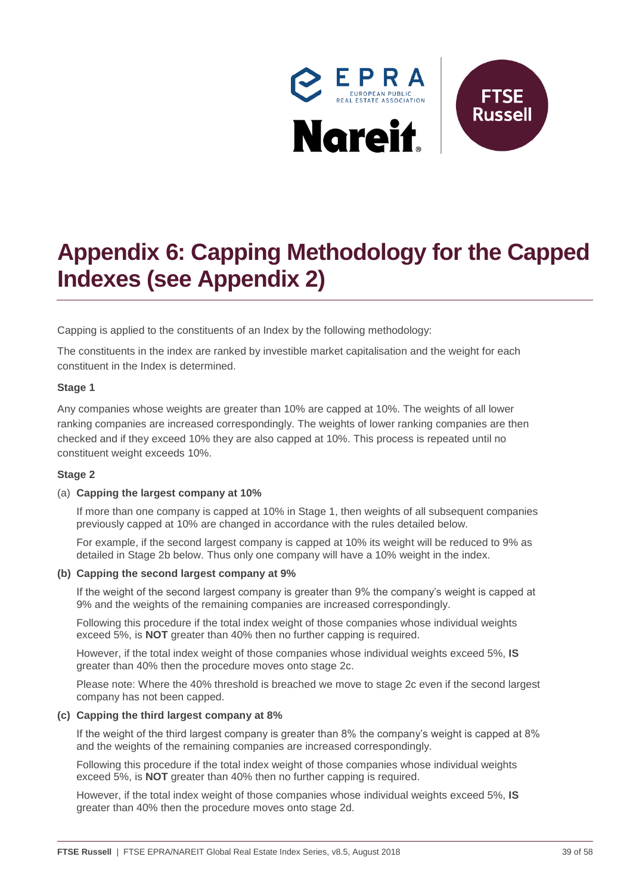# Appendix 6: Capping Methodology for the Capped Indexes (see Appendix 2)

Capping is applied to the constituents of an Index by the following methodology:

The constituents in the index are ranked by investible market capitalisation and the weight for each constituent in the Index is determined.

**Stage 1**

Any companies whose weights are greater than 10% are capped at 10%. The weights of all lower ranking companies are increased correspondingly. The weights of lower ranking companies are then checked and if they exceed 10% they are also capped at 10%. This process is repeated until no constituent weight exceeds 10%.

**Stage 2**

(a) **Capping the largest company at 10%**

If more than one company is capped at 10% in Stage 1, then weights of all subsequent companies previously capped at 10% are changed in accordance with the rules detailed below.

For example, if the second largest company is capped at 10% its weight will be reduced to 9% as detailed in Stage 2b below. Thus only one company will have a 10% weight in the index.

**(b) Capping the second largest company at 9%**

If the weight of the second largest company is greater than 9% the company's weight is capped at 9% and the weights of the remaining companies are increased correspondingly.

Following this procedure if the total index weight of those companies whose individual weights exceed 5%, is **NOT** greater than 40% then no further capping is required.

However, if the total index weight of those companies whose individual weights exceed 5%, **IS** greater than 40% then the procedure moves onto stage 2c.

Please note: Where the 40% threshold is breached we move to stage 2c even if the second largest company has not been capped.

**(c) Capping the third largest company at 8%**

If the weight of the third largest company is greater than 8% the company's weight is capped at 8% and the weights of the remaining companies are increased correspondingly.

Following this procedure if the total index weight of those companies whose individual weights exceed 5%, is **NOT** greater than 40% then no further capping is required.

However, if the total index weight of those companies whose individual weights exceed 5%, **IS** greater than 40% then the procedure moves onto stage 2d.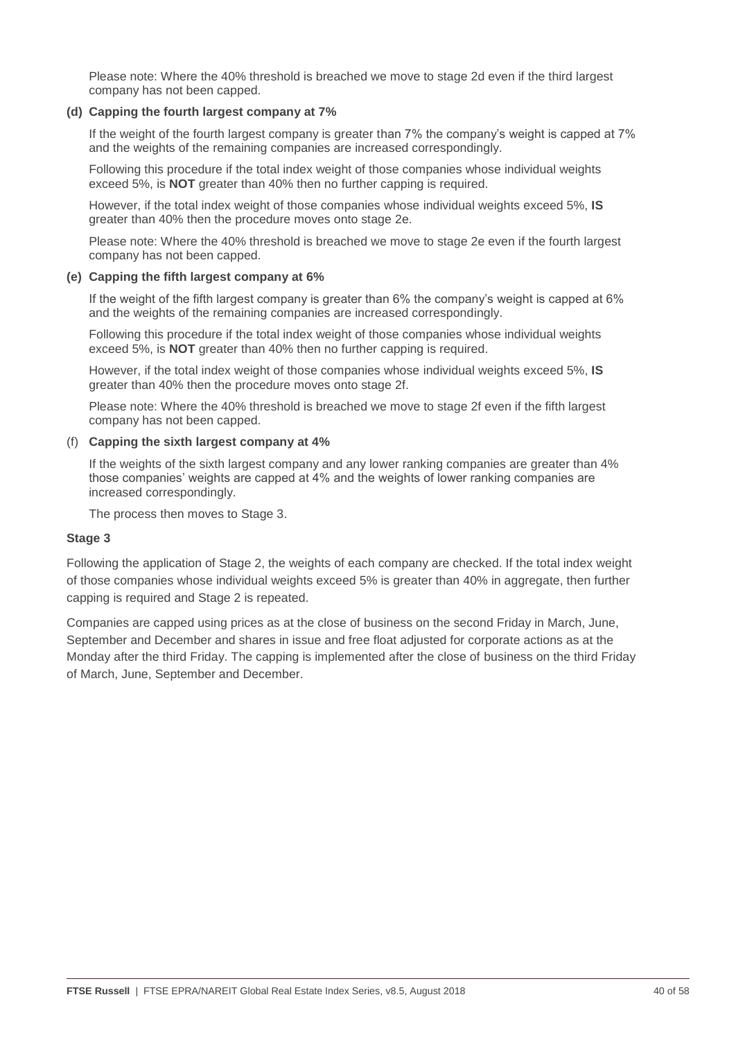Please note: Where the 40% threshold is breached we move to stage 2d even if the third largest company has not been capped.

**(d) Capping the fourth largest company at 7%**

If the weight of the fourth largest company is greater than 7% the company's weight is capped at 7% and the weights of the remaining companies are increased correspondingly.

Following this procedure if the total index weight of those companies whose individual weights exceed 5%, is **NOT** greater than 40% then no further capping is required.

However, if the total index weight of those companies whose individual weights exceed 5%, **IS** greater than 40% then the procedure moves onto stage 2e.

Please note: Where the 40% threshold is breached we move to stage 2e even if the fourth largest company has not been capped.

**(e) Capping the fifth largest company at 6%**

If the weight of the fifth largest company is greater than 6% the company's weight is capped at 6% and the weights of the remaining companies are increased correspondingly.

Following this procedure if the total index weight of those companies whose individual weights exceed 5%, is **NOT** greater than 40% then no further capping is required.

However, if the total index weight of those companies whose individual weights exceed 5%, **IS** greater than 40% then the procedure moves onto stage 2f.

Please note: Where the 40% threshold is breached we move to stage 2f even if the fifth largest company has not been capped.

(f) **Capping the sixth largest company at 4%**

If the weights of the sixth largest company and any lower ranking companies are greater than 4% those companies' weights are capped at 4% and the weights of lower ranking companies are increased correspondingly.

The process then moves to Stage 3.

**Stage 3**

Following the application of Stage 2, the weights of each company are checked. If the total index weight of those companies whose individual weights exceed 5% is greater than 40% in aggregate, then further capping is required and Stage 2 is repeated.

Companies are capped using prices as at the close of business on the second Friday in March, June, September and December and shares in issue and free float adjusted for corporate actions as at the Monday after the third Friday. The capping is implemented after the close of business on the third Friday of March, June, September and December.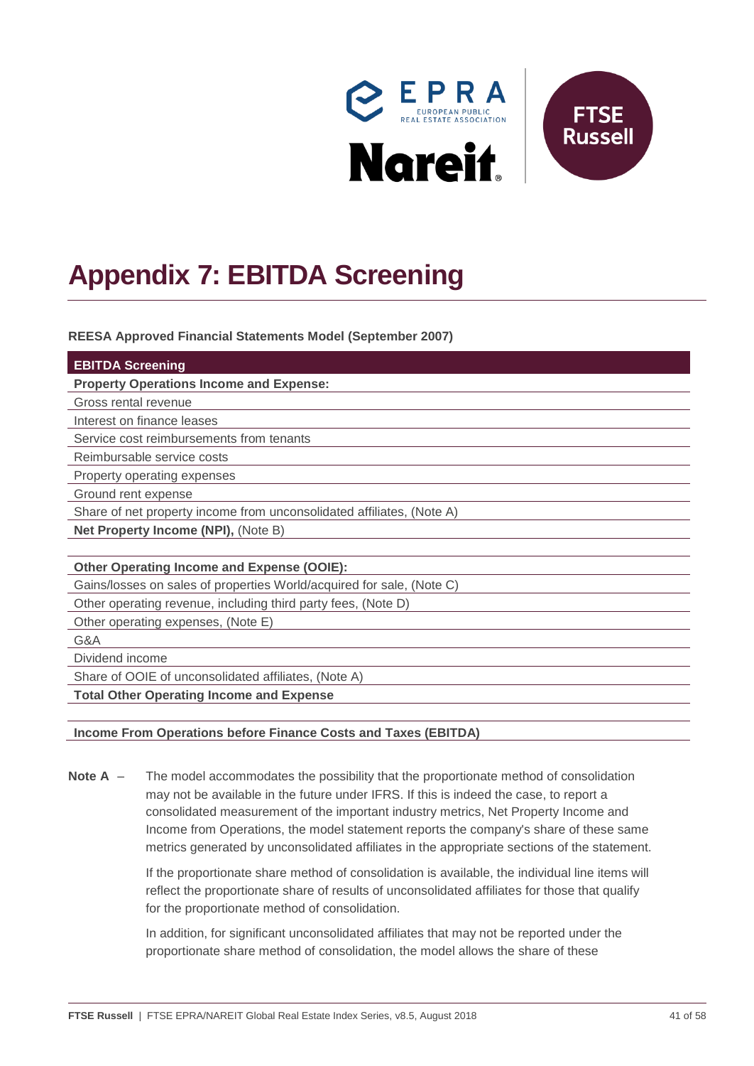# Appendix 7: EBITDA Screening

**REESA Approved Financial Statements Model (September 2007)**

| **EBITDA Screening** |
|---|
| **Property Operations Income and Expense:** |
| Gross rental revenue |
| Interest on finance leases |
| Service cost reimbursements from tenants |
| Reimbursable service costs |
| Property operating expenses |
| Ground rent expense |
| Share of net property income from unconsolidated affiliates, (Note A) |
| **Net Property Income (NPI),** (Note B) |
| |
| **Other Operating Income and Expense (OOIE):** |
| Gains/losses on sales of properties World/acquired for sale, (Note C) |
| Other operating revenue, including third party fees, (Note D) |
| Other operating expenses, (Note E) |
| G&A |
| Dividend income |
| Share of OOIE of unconsolidated affiliates, (Note A) |
| **Total Other Operating Income and Expense** |
| |
| **Income From Operations before Finance Costs and Taxes (EBITDA)** |

**Note A** – The model accommodates the possibility that the proportionate method of consolidation may not be available in the future under IFRS. If this is indeed the case, to report a consolidated measurement of the important industry metrics, Net Property Income and Income from Operations, the model statement reports the company's share of these same metrics generated by unconsolidated affiliates in the appropriate sections of the statement.

If the proportionate share method of consolidation is available, the individual line items will reflect the proportionate share of results of unconsolidated affiliates for those that qualify for the proportionate method of consolidation.

In addition, for significant unconsolidated affiliates that may not be reported under the proportionate share method of consolidation, the model allows the share of these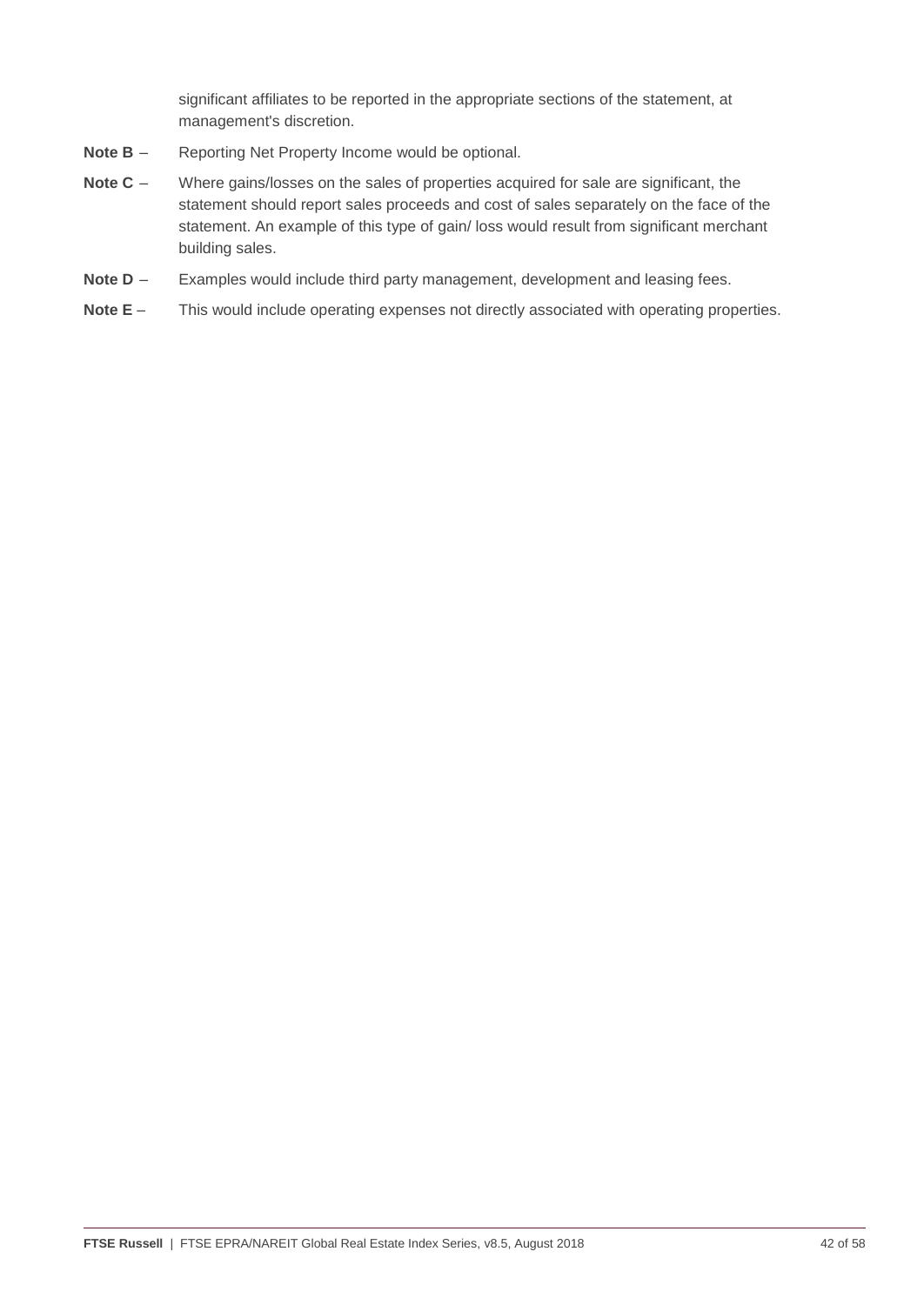significant affiliates to be reported in the appropriate sections of the statement, at management's discretion.

**Note B** – Reporting Net Property Income would be optional.

**Note C** – Where gains/losses on the sales of properties acquired for sale are significant, the statement should report sales proceeds and cost of sales separately on the face of the statement. An example of this type of gain/ loss would result from significant merchant building sales.

**Note D** – Examples would include third party management, development and leasing fees.

**Note E** – This would include operating expenses not directly associated with operating properties.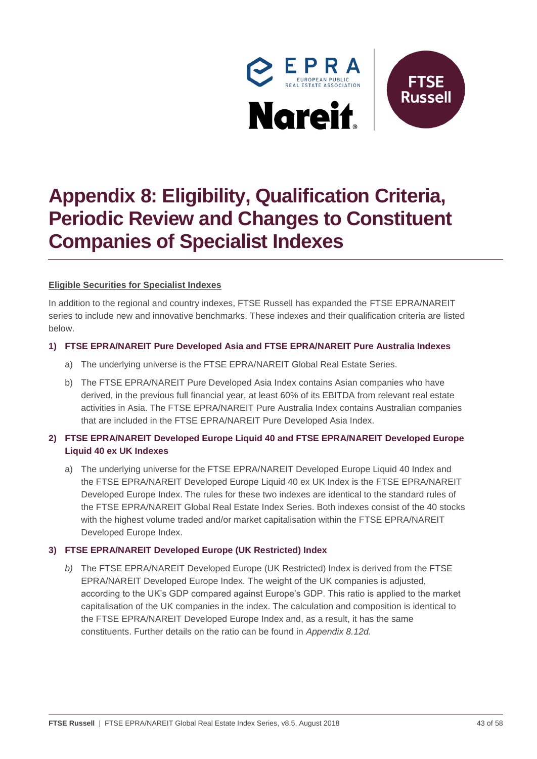# Appendix 8: Eligibility, Qualification Criteria, Periodic Review and Changes to Constituent Companies of Specialist Indexes

**Eligible Securities for Specialist Indexes**

In addition to the regional and country indexes, FTSE Russell has expanded the FTSE EPRA/NAREIT series to include new and innovative benchmarks. These indexes and their qualification criteria are listed below.

**1) FTSE EPRA/NAREIT Pure Developed Asia and FTSE EPRA/NAREIT Pure Australia Indexes**

a) The underlying universe is the FTSE EPRA/NAREIT Global Real Estate Series.

b) The FTSE EPRA/NAREIT Pure Developed Asia Index contains Asian companies who have derived, in the previous full financial year, at least 60% of its EBITDA from relevant real estate activities in Asia. The FTSE EPRA/NAREIT Pure Australia Index contains Australian companies that are included in the FTSE EPRA/NAREIT Pure Developed Asia Index.

**2) FTSE EPRA/NAREIT Developed Europe Liquid 40 and FTSE EPRA/NAREIT Developed Europe Liquid 40 ex UK Indexes**

a) The underlying universe for the FTSE EPRA/NAREIT Developed Europe Liquid 40 Index and the FTSE EPRA/NAREIT Developed Europe Liquid 40 ex UK Index is the FTSE EPRA/NAREIT Developed Europe Index. The rules for these two indexes are identical to the standard rules of the FTSE EPRA/NAREIT Global Real Estate Index Series. Both indexes consist of the 40 stocks with the highest volume traded and/or market capitalisation within the FTSE EPRA/NAREIT Developed Europe Index.

**3) FTSE EPRA/NAREIT Developed Europe (UK Restricted) Index**

*b)* The FTSE EPRA/NAREIT Developed Europe (UK Restricted) Index is derived from the FTSE EPRA/NAREIT Developed Europe Index. The weight of the UK companies is adjusted, according to the UK's GDP compared against Europe's GDP. This ratio is applied to the market capitalisation of the UK companies in the index. The calculation and composition is identical to the FTSE EPRA/NAREIT Developed Europe Index and, as a result, it has the same constituents. Further details on the ratio can be found in *Appendix 8.12d.*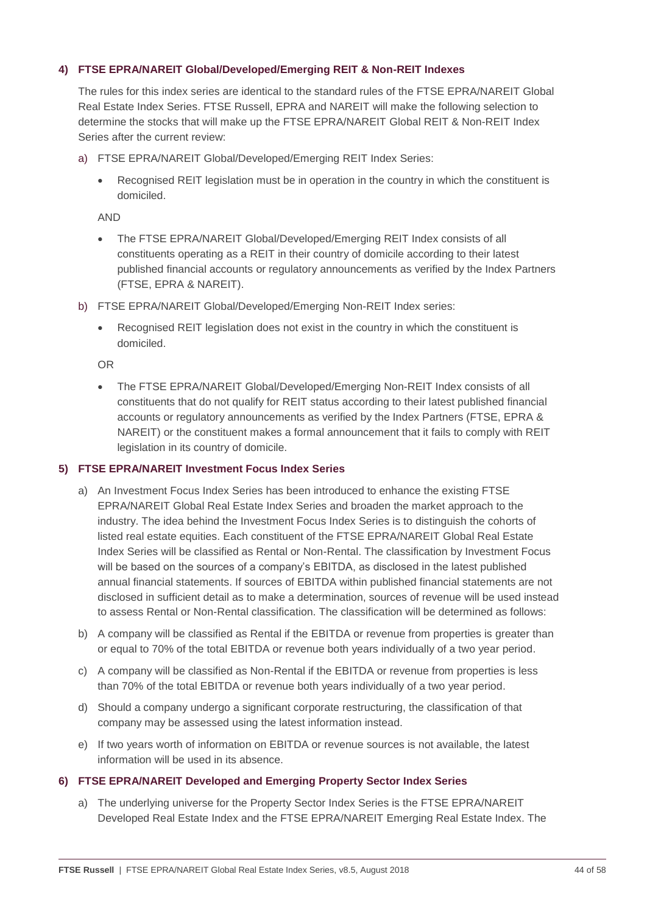#### 4) FTSE EPRA/NAREIT Global/Developed/Emerging REIT & Non-REIT Indexes

The rules for this index series are identical to the standard rules of the FTSE EPRA/NAREIT Global Real Estate Index Series. FTSE Russell, EPRA and NAREIT will make the following selection to determine the stocks that will make up the FTSE EPRA/NAREIT Global REIT & Non-REIT Index Series after the current review:

a) FTSE EPRA/NAREIT Global/Developed/Emerging REIT Index Series:

- Recognised REIT legislation must be in operation in the country in which the constituent is domiciled.

AND

- The FTSE EPRA/NAREIT Global/Developed/Emerging REIT Index consists of all constituents operating as a REIT in their country of domicile according to their latest published financial accounts or regulatory announcements as verified by the Index Partners (FTSE, EPRA & NAREIT).

b) FTSE EPRA/NAREIT Global/Developed/Emerging Non-REIT Index series:

- Recognised REIT legislation does not exist in the country in which the constituent is domiciled.

OR

- The FTSE EPRA/NAREIT Global/Developed/Emerging Non-REIT Index consists of all constituents that do not qualify for REIT status according to their latest published financial accounts or regulatory announcements as verified by the Index Partners (FTSE, EPRA & NAREIT) or the constituent makes a formal announcement that it fails to comply with REIT legislation in its country of domicile.

#### 5) FTSE EPRA/NAREIT Investment Focus Index Series

a) An Investment Focus Index Series has been introduced to enhance the existing FTSE EPRA/NAREIT Global Real Estate Index Series and broaden the market approach to the industry. The idea behind the Investment Focus Index Series is to distinguish the cohorts of listed real estate equities. Each constituent of the FTSE EPRA/NAREIT Global Real Estate Index Series will be classified as Rental or Non-Rental. The classification by Investment Focus will be based on the sources of a company's EBITDA, as disclosed in the latest published annual financial statements. If sources of EBITDA within published financial statements are not disclosed in sufficient detail as to make a determination, sources of revenue will be used instead to assess Rental or Non-Rental classification. The classification will be determined as follows:

b) A company will be classified as Rental if the EBITDA or revenue from properties is greater than or equal to 70% of the total EBITDA or revenue both years individually of a two year period.

c) A company will be classified as Non-Rental if the EBITDA or revenue from properties is less than 70% of the total EBITDA or revenue both years individually of a two year period.

d) Should a company undergo a significant corporate restructuring, the classification of that company may be assessed using the latest information instead.

e) If two years worth of information on EBITDA or revenue sources is not available, the latest information will be used in its absence.

#### 6) FTSE EPRA/NAREIT Developed and Emerging Property Sector Index Series

a) The underlying universe for the Property Sector Index Series is the FTSE EPRA/NAREIT Developed Real Estate Index and the FTSE EPRA/NAREIT Emerging Real Estate Index. The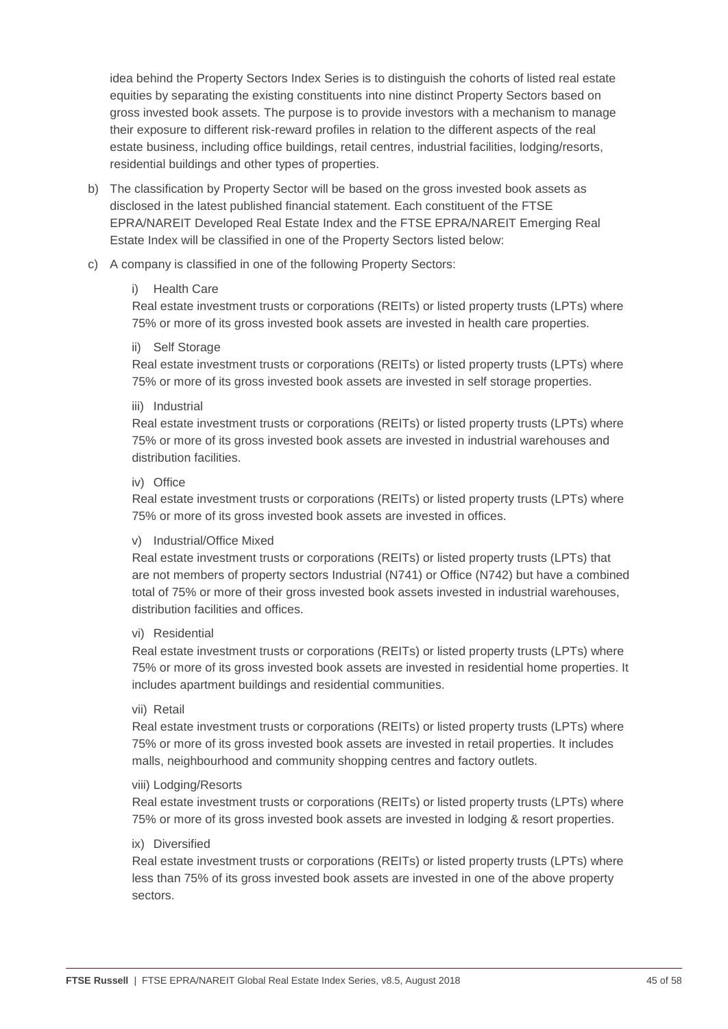idea behind the Property Sectors Index Series is to distinguish the cohorts of listed real estate equities by separating the existing constituents into nine distinct Property Sectors based on gross invested book assets. The purpose is to provide investors with a mechanism to manage their exposure to different risk-reward profiles in relation to the different aspects of the real estate business, including office buildings, retail centres, industrial facilities, lodging/resorts, residential buildings and other types of properties.

b) The classification by Property Sector will be based on the gross invested book assets as disclosed in the latest published financial statement. Each constituent of the FTSE EPRA/NAREIT Developed Real Estate Index and the FTSE EPRA/NAREIT Emerging Real Estate Index will be classified in one of the Property Sectors listed below:

c) A company is classified in one of the following Property Sectors:

i) Health Care
Real estate investment trusts or corporations (REITs) or listed property trusts (LPTs) where 75% or more of its gross invested book assets are invested in health care properties.

ii) Self Storage
Real estate investment trusts or corporations (REITs) or listed property trusts (LPTs) where 75% or more of its gross invested book assets are invested in self storage properties.

iii) Industrial
Real estate investment trusts or corporations (REITs) or listed property trusts (LPTs) where 75% or more of its gross invested book assets are invested in industrial warehouses and distribution facilities.

iv) Office
Real estate investment trusts or corporations (REITs) or listed property trusts (LPTs) where 75% or more of its gross invested book assets are invested in offices.

v) Industrial/Office Mixed
Real estate investment trusts or corporations (REITs) or listed property trusts (LPTs) that are not members of property sectors Industrial (N741) or Office (N742) but have a combined total of 75% or more of their gross invested book assets invested in industrial warehouses, distribution facilities and offices.

vi) Residential
Real estate investment trusts or corporations (REITs) or listed property trusts (LPTs) where 75% or more of its gross invested book assets are invested in residential home properties. It includes apartment buildings and residential communities.

vii) Retail
Real estate investment trusts or corporations (REITs) or listed property trusts (LPTs) where 75% or more of its gross invested book assets are invested in retail properties. It includes malls, neighbourhood and community shopping centres and factory outlets.

viii) Lodging/Resorts
Real estate investment trusts or corporations (REITs) or listed property trusts (LPTs) where 75% or more of its gross invested book assets are invested in lodging & resort properties.

ix) Diversified
Real estate investment trusts or corporations (REITs) or listed property trusts (LPTs) where less than 75% of its gross invested book assets are invested in one of the above property sectors.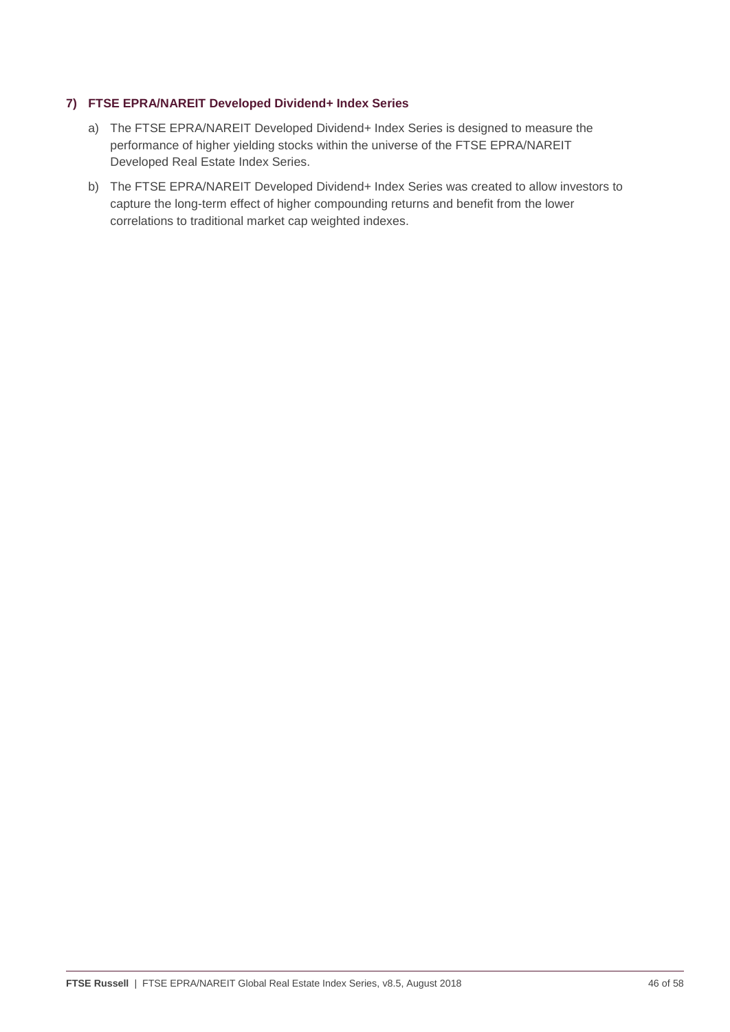### 7) FTSE EPRA/NAREIT Developed Dividend+ Index Series

a) The FTSE EPRA/NAREIT Developed Dividend+ Index Series is designed to measure the performance of higher yielding stocks within the universe of the FTSE EPRA/NAREIT Developed Real Estate Index Series.

b) The FTSE EPRA/NAREIT Developed Dividend+ Index Series was created to allow investors to capture the long-term effect of higher compounding returns and benefit from the lower correlations to traditional market cap weighted indexes.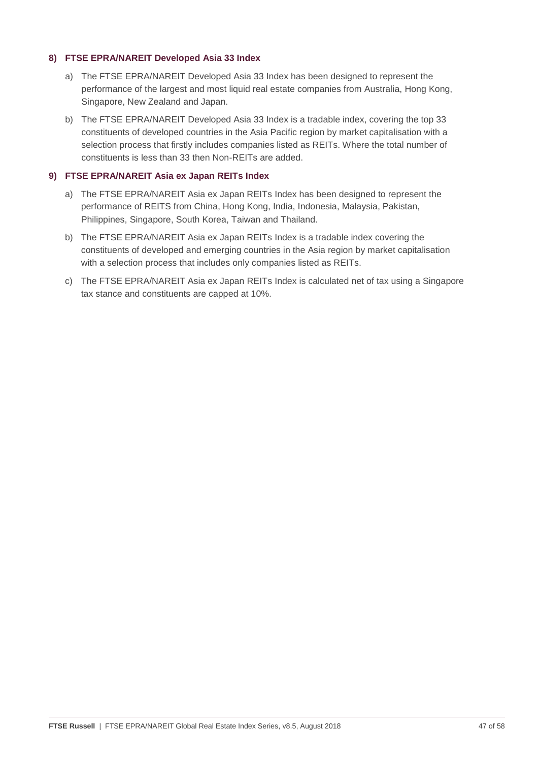#### 8) FTSE EPRA/NAREIT Developed Asia 33 Index

a) The FTSE EPRA/NAREIT Developed Asia 33 Index has been designed to represent the performance of the largest and most liquid real estate companies from Australia, Hong Kong, Singapore, New Zealand and Japan.

b) The FTSE EPRA/NAREIT Developed Asia 33 Index is a tradable index, covering the top 33 constituents of developed countries in the Asia Pacific region by market capitalisation with a selection process that firstly includes companies listed as REITs. Where the total number of constituents is less than 33 then Non-REITs are added.

#### 9) FTSE EPRA/NAREIT Asia ex Japan REITs Index

a) The FTSE EPRA/NAREIT Asia ex Japan REITs Index has been designed to represent the performance of REITS from China, Hong Kong, India, Indonesia, Malaysia, Pakistan, Philippines, Singapore, South Korea, Taiwan and Thailand.

b) The FTSE EPRA/NAREIT Asia ex Japan REITs Index is a tradable index covering the constituents of developed and emerging countries in the Asia region by market capitalisation with a selection process that includes only companies listed as REITs.

c) The FTSE EPRA/NAREIT Asia ex Japan REITs Index is calculated net of tax using a Singapore tax stance and constituents are capped at 10%.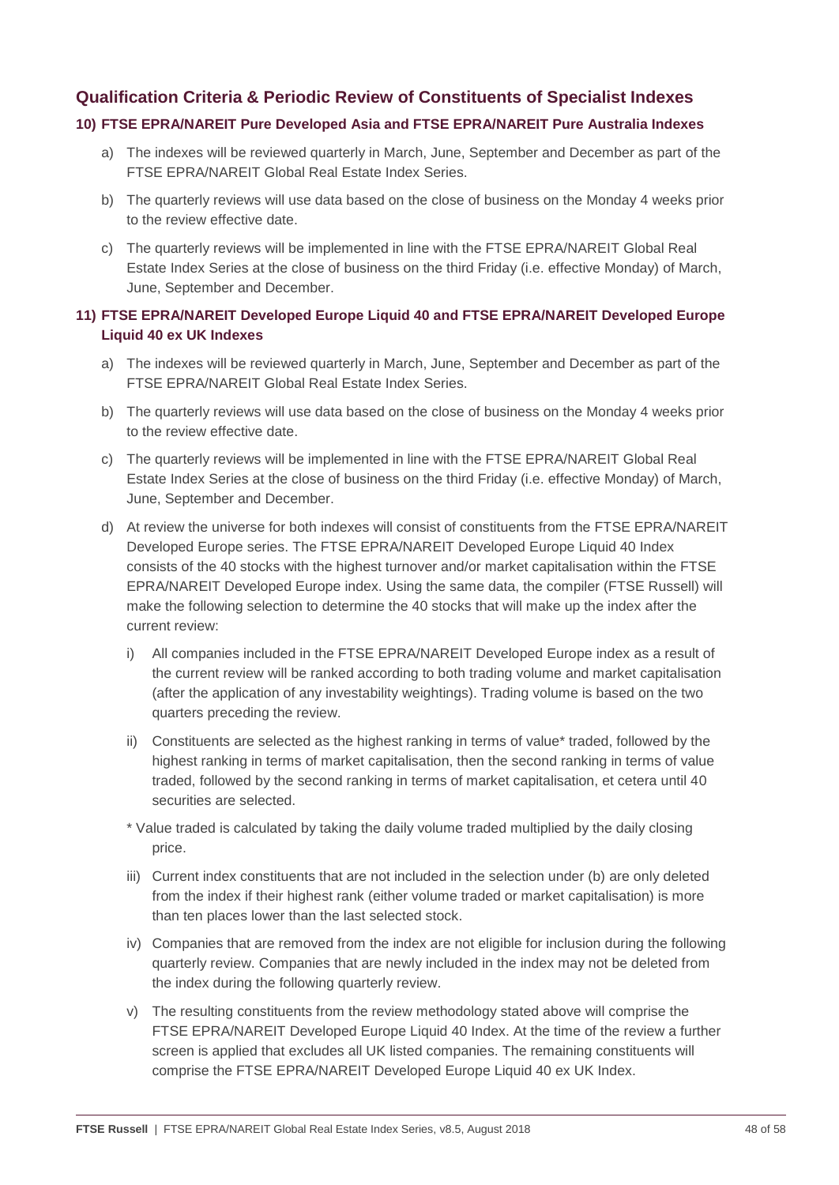## Qualification Criteria & Periodic Review of Constituents of Specialist Indexes

### 10) FTSE EPRA/NAREIT Pure Developed Asia and FTSE EPRA/NAREIT Pure Australia Indexes

a) The indexes will be reviewed quarterly in March, June, September and December as part of the FTSE EPRA/NAREIT Global Real Estate Index Series.

b) The quarterly reviews will use data based on the close of business on the Monday 4 weeks prior to the review effective date.

c) The quarterly reviews will be implemented in line with the FTSE EPRA/NAREIT Global Real Estate Index Series at the close of business on the third Friday (i.e. effective Monday) of March, June, September and December.

### 11) FTSE EPRA/NAREIT Developed Europe Liquid 40 and FTSE EPRA/NAREIT Developed Europe Liquid 40 ex UK Indexes

a) The indexes will be reviewed quarterly in March, June, September and December as part of the FTSE EPRA/NAREIT Global Real Estate Index Series.

b) The quarterly reviews will use data based on the close of business on the Monday 4 weeks prior to the review effective date.

c) The quarterly reviews will be implemented in line with the FTSE EPRA/NAREIT Global Real Estate Index Series at the close of business on the third Friday (i.e. effective Monday) of March, June, September and December.

d) At review the universe for both indexes will consist of constituents from the FTSE EPRA/NAREIT Developed Europe series. The FTSE EPRA/NAREIT Developed Europe Liquid 40 Index consists of the 40 stocks with the highest turnover and/or market capitalisation within the FTSE EPRA/NAREIT Developed Europe index. Using the same data, the compiler (FTSE Russell) will make the following selection to determine the 40 stocks that will make up the index after the current review:

   i) All companies included in the FTSE EPRA/NAREIT Developed Europe index as a result of the current review will be ranked according to both trading volume and market capitalisation (after the application of any investability weightings). Trading volume is based on the two quarters preceding the review.

   ii) Constituents are selected as the highest ranking in terms of value* traded, followed by the highest ranking in terms of market capitalisation, then the second ranking in terms of value traded, followed by the second ranking in terms of market capitalisation, et cetera until 40 securities are selected.

   * Value traded is calculated by taking the daily volume traded multiplied by the daily closing price.

   iii) Current index constituents that are not included in the selection under (b) are only deleted from the index if their highest rank (either volume traded or market capitalisation) is more than ten places lower than the last selected stock.

   iv) Companies that are removed from the index are not eligible for inclusion during the following quarterly review. Companies that are newly included in the index may not be deleted from the index during the following quarterly review.

   v) The resulting constituents from the review methodology stated above will comprise the FTSE EPRA/NAREIT Developed Europe Liquid 40 Index. At the time of the review a further screen is applied that excludes all UK listed companies. The remaining constituents will comprise the FTSE EPRA/NAREIT Developed Europe Liquid 40 ex UK Index.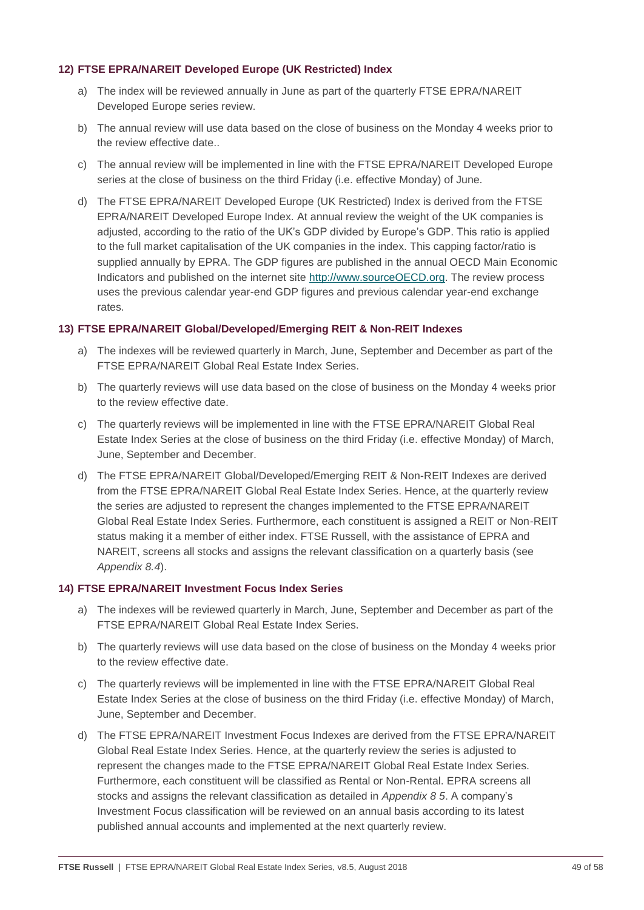**12) FTSE EPRA/NAREIT Developed Europe (UK Restricted) Index**

a) The index will be reviewed annually in June as part of the quarterly FTSE EPRA/NAREIT Developed Europe series review.

b) The annual review will use data based on the close of business on the Monday 4 weeks prior to the review effective date..

c) The annual review will be implemented in line with the FTSE EPRA/NAREIT Developed Europe series at the close of business on the third Friday (i.e. effective Monday) of June.

d) The FTSE EPRA/NAREIT Developed Europe (UK Restricted) Index is derived from the FTSE EPRA/NAREIT Developed Europe Index. At annual review the weight of the UK companies is adjusted, according to the ratio of the UK's GDP divided by Europe's GDP. This ratio is applied to the full market capitalisation of the UK companies in the index. This capping factor/ratio is supplied annually by EPRA. The GDP figures are published in the annual OECD Main Economic Indicators and published on the internet site [http://www.sourceOECD.org](http://www.sourceOECD.org). The review process uses the previous calendar year-end GDP figures and previous calendar year-end exchange rates.

**13) FTSE EPRA/NAREIT Global/Developed/Emerging REIT & Non-REIT Indexes**

a) The indexes will be reviewed quarterly in March, June, September and December as part of the FTSE EPRA/NAREIT Global Real Estate Index Series.

b) The quarterly reviews will use data based on the close of business on the Monday 4 weeks prior to the review effective date.

c) The quarterly reviews will be implemented in line with the FTSE EPRA/NAREIT Global Real Estate Index Series at the close of business on the third Friday (i.e. effective Monday) of March, June, September and December.

d) The FTSE EPRA/NAREIT Global/Developed/Emerging REIT & Non-REIT Indexes are derived from the FTSE EPRA/NAREIT Global Real Estate Index Series. Hence, at the quarterly review the series are adjusted to represent the changes implemented to the FTSE EPRA/NAREIT Global Real Estate Index Series. Furthermore, each constituent is assigned a REIT or Non-REIT status making it a member of either index. FTSE Russell, with the assistance of EPRA and NAREIT, screens all stocks and assigns the relevant classification on a quarterly basis (see *Appendix 8.4*).

**14) FTSE EPRA/NAREIT Investment Focus Index Series**

a) The indexes will be reviewed quarterly in March, June, September and December as part of the FTSE EPRA/NAREIT Global Real Estate Index Series.

b) The quarterly reviews will use data based on the close of business on the Monday 4 weeks prior to the review effective date.

c) The quarterly reviews will be implemented in line with the FTSE EPRA/NAREIT Global Real Estate Index Series at the close of business on the third Friday (i.e. effective Monday) of March, June, September and December.

d) The FTSE EPRA/NAREIT Investment Focus Indexes are derived from the FTSE EPRA/NAREIT Global Real Estate Index Series. Hence, at the quarterly review the series is adjusted to represent the changes made to the FTSE EPRA/NAREIT Global Real Estate Index Series. Furthermore, each constituent will be classified as Rental or Non-Rental. EPRA screens all stocks and assigns the relevant classification as detailed in *Appendix 8 5*. A company's Investment Focus classification will be reviewed on an annual basis according to its latest published annual accounts and implemented at the next quarterly review.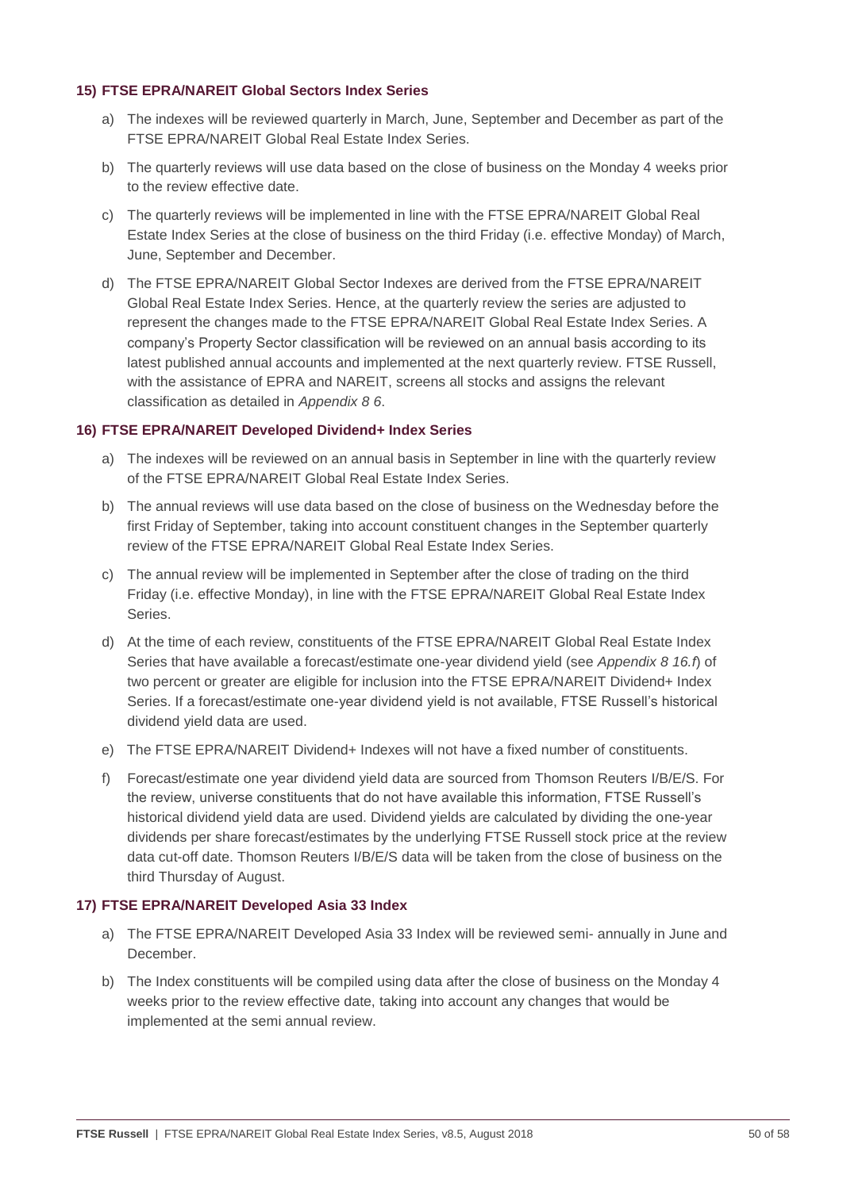### 15) FTSE EPRA/NAREIT Global Sectors Index Series

a) The indexes will be reviewed quarterly in March, June, September and December as part of the FTSE EPRA/NAREIT Global Real Estate Index Series.

b) The quarterly reviews will use data based on the close of business on the Monday 4 weeks prior to the review effective date.

c) The quarterly reviews will be implemented in line with the FTSE EPRA/NAREIT Global Real Estate Index Series at the close of business on the third Friday (i.e. effective Monday) of March, June, September and December.

d) The FTSE EPRA/NAREIT Global Sector Indexes are derived from the FTSE EPRA/NAREIT Global Real Estate Index Series. Hence, at the quarterly review the series are adjusted to represent the changes made to the FTSE EPRA/NAREIT Global Real Estate Index Series. A company's Property Sector classification will be reviewed on an annual basis according to its latest published annual accounts and implemented at the next quarterly review. FTSE Russell, with the assistance of EPRA and NAREIT, screens all stocks and assigns the relevant classification as detailed in *Appendix 8 6*.

### 16) FTSE EPRA/NAREIT Developed Dividend+ Index Series

a) The indexes will be reviewed on an annual basis in September in line with the quarterly review of the FTSE EPRA/NAREIT Global Real Estate Index Series.

b) The annual reviews will use data based on the close of business on the Wednesday before the first Friday of September, taking into account constituent changes in the September quarterly review of the FTSE EPRA/NAREIT Global Real Estate Index Series.

c) The annual review will be implemented in September after the close of trading on the third Friday (i.e. effective Monday), in line with the FTSE EPRA/NAREIT Global Real Estate Index Series.

d) At the time of each review, constituents of the FTSE EPRA/NAREIT Global Real Estate Index Series that have available a forecast/estimate one-year dividend yield (see *Appendix 8 16.f*) of two percent or greater are eligible for inclusion into the FTSE EPRA/NAREIT Dividend+ Index Series. If a forecast/estimate one-year dividend yield is not available, FTSE Russell's historical dividend yield data are used.

e) The FTSE EPRA/NAREIT Dividend+ Indexes will not have a fixed number of constituents.

f) Forecast/estimate one year dividend yield data are sourced from Thomson Reuters I/B/E/S. For the review, universe constituents that do not have available this information, FTSE Russell's historical dividend yield data are used. Dividend yields are calculated by dividing the one-year dividends per share forecast/estimates by the underlying FTSE Russell stock price at the review data cut-off date. Thomson Reuters I/B/E/S data will be taken from the close of business on the third Thursday of August.

### 17) FTSE EPRA/NAREIT Developed Asia 33 Index

a) The FTSE EPRA/NAREIT Developed Asia 33 Index will be reviewed semi- annually in June and December.

b) The Index constituents will be compiled using data after the close of business on the Monday 4 weeks prior to the review effective date, taking into account any changes that would be implemented at the semi annual review.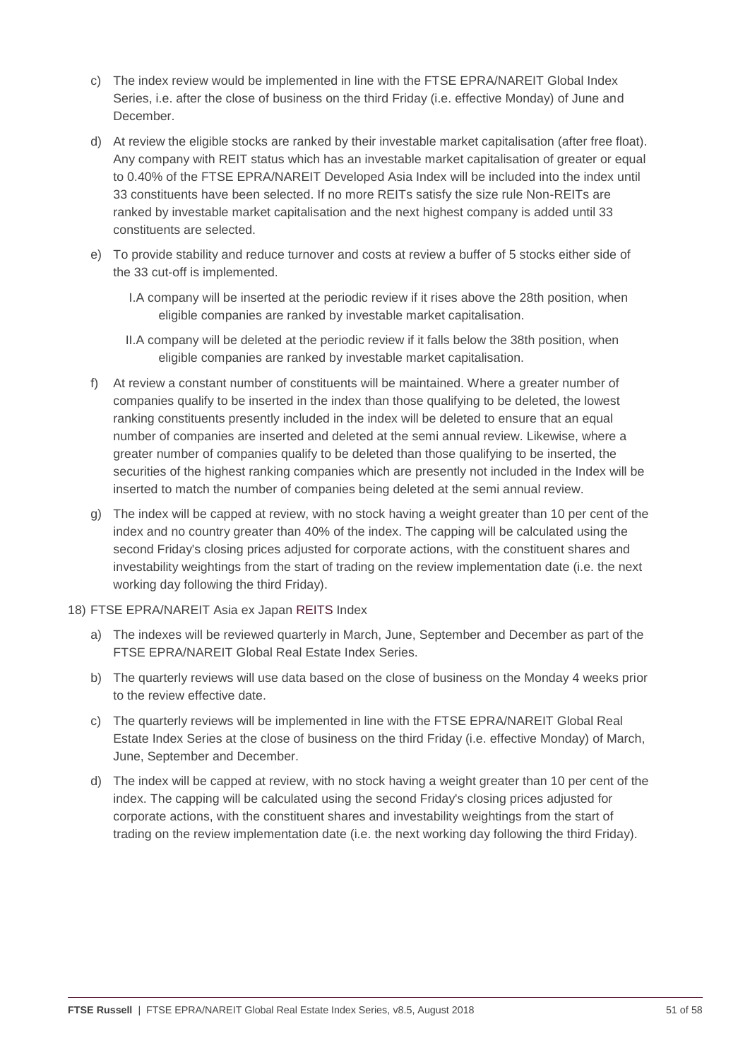c) The index review would be implemented in line with the FTSE EPRA/NAREIT Global Index Series, i.e. after the close of business on the third Friday (i.e. effective Monday) of June and December.

d) At review the eligible stocks are ranked by their investable market capitalisation (after free float). Any company with REIT status which has an investable market capitalisation of greater or equal to 0.40% of the FTSE EPRA/NAREIT Developed Asia Index will be included into the index until 33 constituents have been selected. If no more REITs satisfy the size rule Non-REITs are ranked by investable market capitalisation and the next highest company is added until 33 constituents are selected.

e) To provide stability and reduce turnover and costs at review a buffer of 5 stocks either side of the 33 cut-off is implemented.

   I. A company will be inserted at the periodic review if it rises above the 28th position, when eligible companies are ranked by investable market capitalisation.

   II. A company will be deleted at the periodic review if it falls below the 38th position, when eligible companies are ranked by investable market capitalisation.

f) At review a constant number of constituents will be maintained. Where a greater number of companies qualify to be inserted in the index than those qualifying to be deleted, the lowest ranking constituents presently included in the index will be deleted to ensure that an equal number of companies are inserted and deleted at the semi annual review. Likewise, where a greater number of companies qualify to be deleted than those qualifying to be inserted, the securities of the highest ranking companies which are presently not included in the Index will be inserted to match the number of companies being deleted at the semi annual review.

g) The index will be capped at review, with no stock having a weight greater than 10 per cent of the index and no country greater than 40% of the index. The capping will be calculated using the second Friday's closing prices adjusted for corporate actions, with the constituent shares and investability weightings from the start of trading on the review implementation date (i.e. the next working day following the third Friday).

18) FTSE EPRA/NAREIT Asia ex Japan REITS Index

a) The indexes will be reviewed quarterly in March, June, September and December as part of the FTSE EPRA/NAREIT Global Real Estate Index Series.

b) The quarterly reviews will use data based on the close of business on the Monday 4 weeks prior to the review effective date.

c) The quarterly reviews will be implemented in line with the FTSE EPRA/NAREIT Global Real Estate Index Series at the close of business on the third Friday (i.e. effective Monday) of March, June, September and December.

d) The index will be capped at review, with no stock having a weight greater than 10 per cent of the index. The capping will be calculated using the second Friday's closing prices adjusted for corporate actions, with the constituent shares and investability weightings from the start of trading on the review implementation date (i.e. the next working day following the third Friday).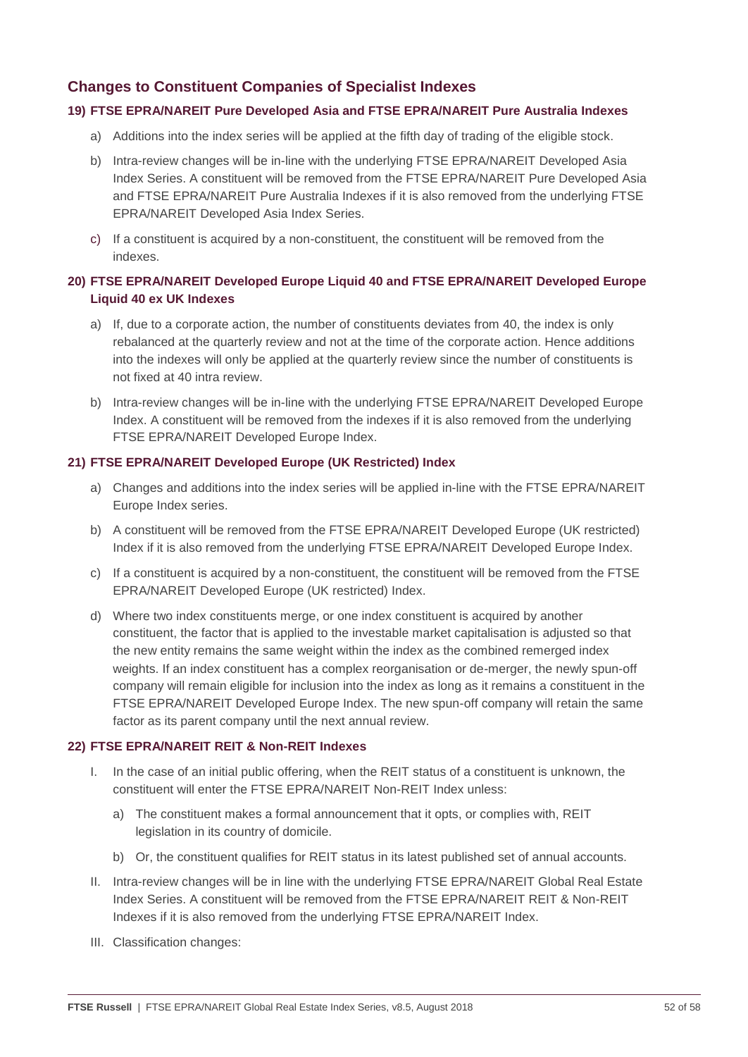## Changes to Constituent Companies of Specialist Indexes

### 19) FTSE EPRA/NAREIT Pure Developed Asia and FTSE EPRA/NAREIT Pure Australia Indexes

a) Additions into the index series will be applied at the fifth day of trading of the eligible stock.

b) Intra-review changes will be in-line with the underlying FTSE EPRA/NAREIT Developed Asia Index Series. A constituent will be removed from the FTSE EPRA/NAREIT Pure Developed Asia and FTSE EPRA/NAREIT Pure Australia Indexes if it is also removed from the underlying FTSE EPRA/NAREIT Developed Asia Index Series.

c) If a constituent is acquired by a non-constituent, the constituent will be removed from the indexes.

### 20) FTSE EPRA/NAREIT Developed Europe Liquid 40 and FTSE EPRA/NAREIT Developed Europe Liquid 40 ex UK Indexes

a) If, due to a corporate action, the number of constituents deviates from 40, the index is only rebalanced at the quarterly review and not at the time of the corporate action. Hence additions into the indexes will only be applied at the quarterly review since the number of constituents is not fixed at 40 intra review.

b) Intra-review changes will be in-line with the underlying FTSE EPRA/NAREIT Developed Europe Index. A constituent will be removed from the indexes if it is also removed from the underlying FTSE EPRA/NAREIT Developed Europe Index.

### 21) FTSE EPRA/NAREIT Developed Europe (UK Restricted) Index

a) Changes and additions into the index series will be applied in-line with the FTSE EPRA/NAREIT Europe Index series.

b) A constituent will be removed from the FTSE EPRA/NAREIT Developed Europe (UK restricted) Index if it is also removed from the underlying FTSE EPRA/NAREIT Developed Europe Index.

c) If a constituent is acquired by a non-constituent, the constituent will be removed from the FTSE EPRA/NAREIT Developed Europe (UK restricted) Index.

d) Where two index constituents merge, or one index constituent is acquired by another constituent, the factor that is applied to the investable market capitalisation is adjusted so that the new entity remains the same weight within the index as the combined remerged index weights. If an index constituent has a complex reorganisation or de-merger, the newly spun-off company will remain eligible for inclusion into the index as long as it remains a constituent in the FTSE EPRA/NAREIT Developed Europe Index. The new spun-off company will retain the same factor as its parent company until the next annual review.

### 22) FTSE EPRA/NAREIT REIT & Non-REIT Indexes

I. In the case of an initial public offering, when the REIT status of a constituent is unknown, the constituent will enter the FTSE EPRA/NAREIT Non-REIT Index unless:

   a) The constituent makes a formal announcement that it opts, or complies with, REIT legislation in its country of domicile.

   b) Or, the constituent qualifies for REIT status in its latest published set of annual accounts.

II. Intra-review changes will be in line with the underlying FTSE EPRA/NAREIT Global Real Estate Index Series. A constituent will be removed from the FTSE EPRA/NAREIT REIT & Non-REIT Indexes if it is also removed from the underlying FTSE EPRA/NAREIT Index.

III. Classification changes: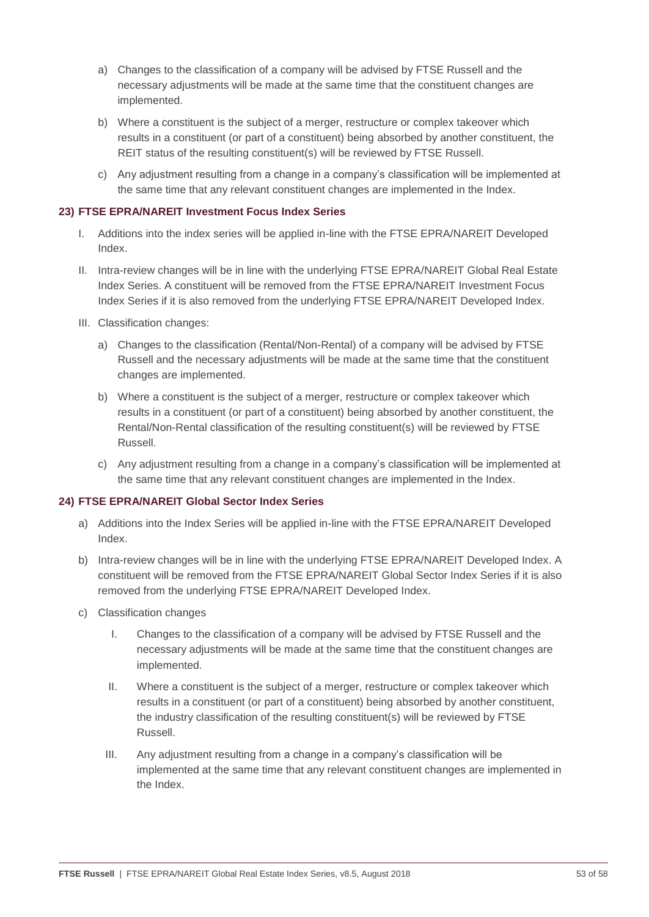a) Changes to the classification of a company will be advised by FTSE Russell and the necessary adjustments will be made at the same time that the constituent changes are implemented.

b) Where a constituent is the subject of a merger, restructure or complex takeover which results in a constituent (or part of a constituent) being absorbed by another constituent, the REIT status of the resulting constituent(s) will be reviewed by FTSE Russell.

c) Any adjustment resulting from a change in a company's classification will be implemented at the same time that any relevant constituent changes are implemented in the Index.

**23) FTSE EPRA/NAREIT Investment Focus Index Series**

I. Additions into the index series will be applied in-line with the FTSE EPRA/NAREIT Developed Index.

II. Intra-review changes will be in line with the underlying FTSE EPRA/NAREIT Global Real Estate Index Series. A constituent will be removed from the FTSE EPRA/NAREIT Investment Focus Index Series if it is also removed from the underlying FTSE EPRA/NAREIT Developed Index.

III. Classification changes:

a) Changes to the classification (Rental/Non-Rental) of a company will be advised by FTSE Russell and the necessary adjustments will be made at the same time that the constituent changes are implemented.

b) Where a constituent is the subject of a merger, restructure or complex takeover which results in a constituent (or part of a constituent) being absorbed by another constituent, the Rental/Non-Rental classification of the resulting constituent(s) will be reviewed by FTSE Russell.

c) Any adjustment resulting from a change in a company's classification will be implemented at the same time that any relevant constituent changes are implemented in the Index.

**24) FTSE EPRA/NAREIT Global Sector Index Series**

a) Additions into the Index Series will be applied in-line with the FTSE EPRA/NAREIT Developed Index.

b) Intra-review changes will be in line with the underlying FTSE EPRA/NAREIT Developed Index. A constituent will be removed from the FTSE EPRA/NAREIT Global Sector Index Series if it is also removed from the underlying FTSE EPRA/NAREIT Developed Index.

c) Classification changes

I. Changes to the classification of a company will be advised by FTSE Russell and the necessary adjustments will be made at the same time that the constituent changes are implemented.

II. Where a constituent is the subject of a merger, restructure or complex takeover which results in a constituent (or part of a constituent) being absorbed by another constituent, the industry classification of the resulting constituent(s) will be reviewed by FTSE Russell.

III. Any adjustment resulting from a change in a company's classification will be implemented at the same time that any relevant constituent changes are implemented in the Index.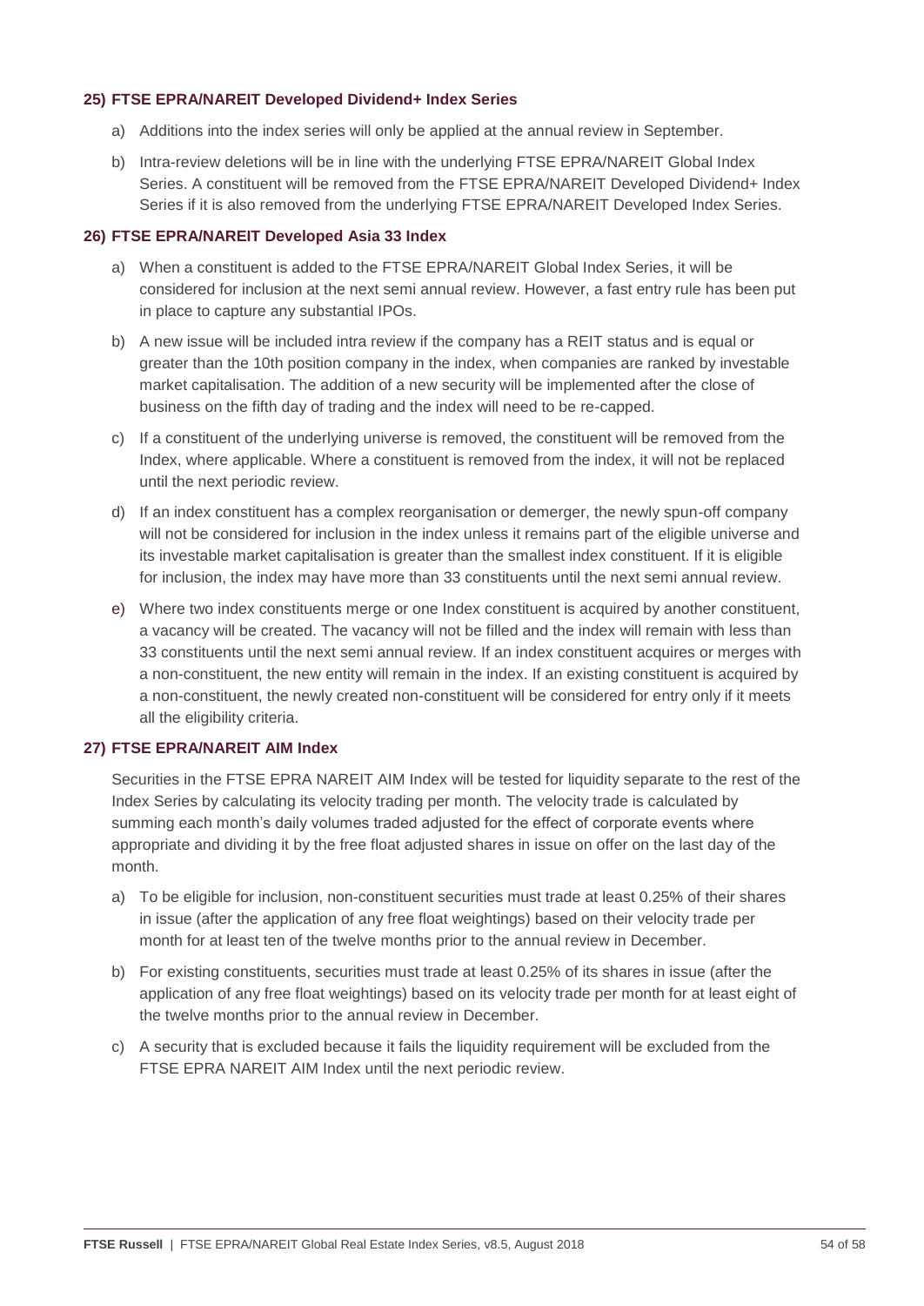#### 25) FTSE EPRA/NAREIT Developed Dividend+ Index Series

a) Additions into the index series will only be applied at the annual review in September.

b) Intra-review deletions will be in line with the underlying FTSE EPRA/NAREIT Global Index Series. A constituent will be removed from the FTSE EPRA/NAREIT Developed Dividend+ Index Series if it is also removed from the underlying FTSE EPRA/NAREIT Developed Index Series.

#### 26) FTSE EPRA/NAREIT Developed Asia 33 Index

a) When a constituent is added to the FTSE EPRA/NAREIT Global Index Series, it will be considered for inclusion at the next semi annual review. However, a fast entry rule has been put in place to capture any substantial IPOs.

b) A new issue will be included intra review if the company has a REIT status and is equal or greater than the 10th position company in the index, when companies are ranked by investable market capitalisation. The addition of a new security will be implemented after the close of business on the fifth day of trading and the index will need to be re-capped.

c) If a constituent of the underlying universe is removed, the constituent will be removed from the Index, where applicable. Where a constituent is removed from the index, it will not be replaced until the next periodic review.

d) If an index constituent has a complex reorganisation or demerger, the newly spun-off company will not be considered for inclusion in the index unless it remains part of the eligible universe and its investable market capitalisation is greater than the smallest index constituent. If it is eligible for inclusion, the index may have more than 33 constituents until the next semi annual review.

e) Where two index constituents merge or one Index constituent is acquired by another constituent, a vacancy will be created. The vacancy will not be filled and the index will remain with less than 33 constituents until the next semi annual review. If an index constituent acquires or merges with a non-constituent, the new entity will remain in the index. If an existing constituent is acquired by a non-constituent, the newly created non-constituent will be considered for entry only if it meets all the eligibility criteria.

#### 27) FTSE EPRA/NAREIT AIM Index

Securities in the FTSE EPRA NAREIT AIM Index will be tested for liquidity separate to the rest of the Index Series by calculating its velocity trading per month. The velocity trade is calculated by summing each month's daily volumes traded adjusted for the effect of corporate events where appropriate and dividing it by the free float adjusted shares in issue on offer on the last day of the month.

a) To be eligible for inclusion, non-constituent securities must trade at least 0.25% of their shares in issue (after the application of any free float weightings) based on their velocity trade per month for at least ten of the twelve months prior to the annual review in December.

b) For existing constituents, securities must trade at least 0.25% of its shares in issue (after the application of any free float weightings) based on its velocity trade per month for at least eight of the twelve months prior to the annual review in December.

c) A security that is excluded because it fails the liquidity requirement will be excluded from the FTSE EPRA NAREIT AIM Index until the next periodic review.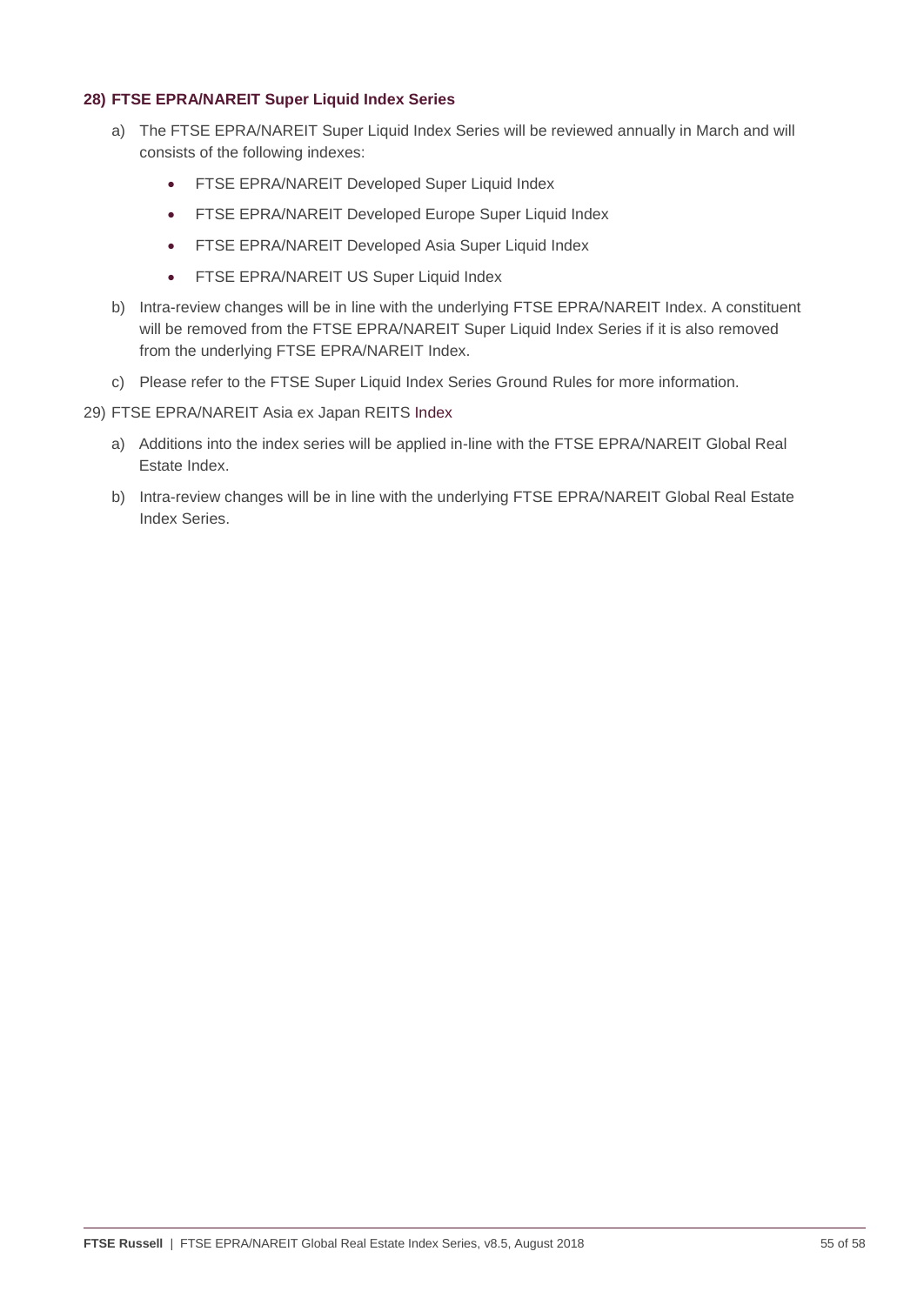**28) FTSE EPRA/NAREIT Super Liquid Index Series**

a) The FTSE EPRA/NAREIT Super Liquid Index Series will be reviewed annually in March and will consists of the following indexes:

- FTSE EPRA/NAREIT Developed Super Liquid Index
- FTSE EPRA/NAREIT Developed Europe Super Liquid Index
- FTSE EPRA/NAREIT Developed Asia Super Liquid Index
- FTSE EPRA/NAREIT US Super Liquid Index

b) Intra-review changes will be in line with the underlying FTSE EPRA/NAREIT Index. A constituent will be removed from the FTSE EPRA/NAREIT Super Liquid Index Series if it is also removed from the underlying FTSE EPRA/NAREIT Index.

c) Please refer to the FTSE Super Liquid Index Series Ground Rules for more information.

29) FTSE EPRA/NAREIT Asia ex Japan REITS Index

a) Additions into the index series will be applied in-line with the FTSE EPRA/NAREIT Global Real Estate Index.

b) Intra-review changes will be in line with the underlying FTSE EPRA/NAREIT Global Real Estate Index Series.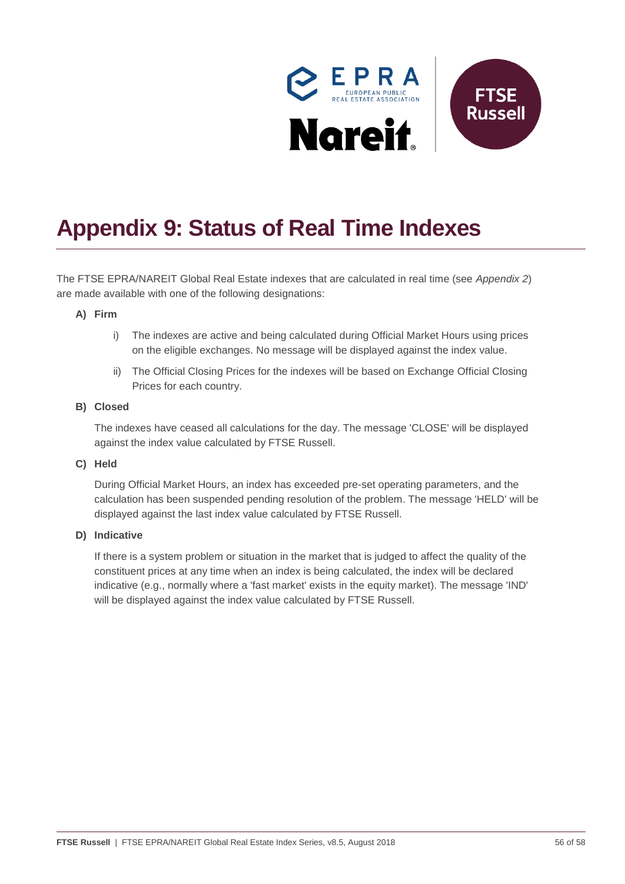# Appendix 9: Status of Real Time Indexes

The FTSE EPRA/NAREIT Global Real Estate indexes that are calculated in real time (see *Appendix 2*) are made available with one of the following designations:

**A) Firm**

i) The indexes are active and being calculated during Official Market Hours using prices on the eligible exchanges. No message will be displayed against the index value.

ii) The Official Closing Prices for the indexes will be based on Exchange Official Closing Prices for each country.

**B) Closed**

The indexes have ceased all calculations for the day. The message 'CLOSE' will be displayed against the index value calculated by FTSE Russell.

**C) Held**

During Official Market Hours, an index has exceeded pre-set operating parameters, and the calculation has been suspended pending resolution of the problem. The message 'HELD' will be displayed against the last index value calculated by FTSE Russell.

**D) Indicative**

If there is a system problem or situation in the market that is judged to affect the quality of the constituent prices at any time when an index is being calculated, the index will be declared indicative (e.g., normally where a 'fast market' exists in the equity market). The message 'IND' will be displayed against the index value calculated by FTSE Russell.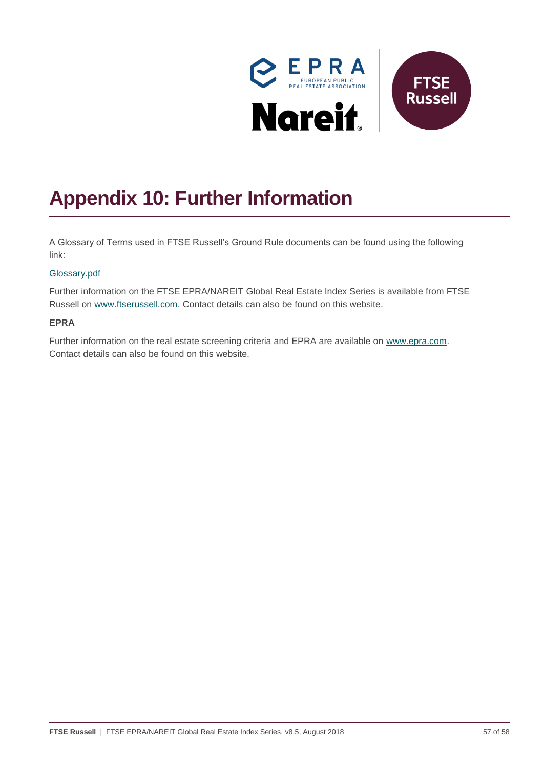# Appendix 10: Further Information

A Glossary of Terms used in FTSE Russell's Ground Rule documents can be found using the following link:

Glossary.pdf

Further information on the FTSE EPRA/NAREIT Global Real Estate Index Series is available from FTSE Russell on www.ftserussell.com. Contact details can also be found on this website.

**EPRA**

Further information on the real estate screening criteria and EPRA are available on www.epra.com. Contact details can also be found on this website.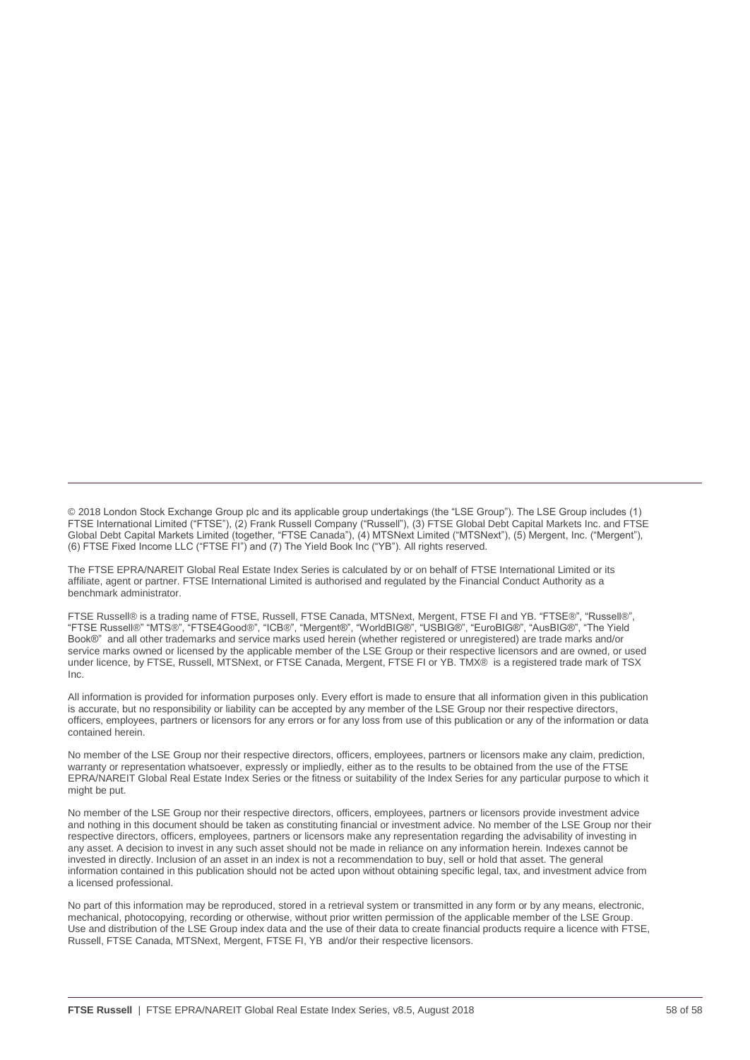© 2018 London Stock Exchange Group plc and its applicable group undertakings (the "LSE Group"). The LSE Group includes (1) FTSE International Limited ("FTSE"), (2) Frank Russell Company ("Russell"), (3) FTSE Global Debt Capital Markets Inc. and FTSE Global Debt Capital Markets Limited (together, "FTSE Canada"), (4) MTSNext Limited ("MTSNext"), (5) Mergent, Inc. ("Mergent"), (6) FTSE Fixed Income LLC ("FTSE FI") and (7) The Yield Book Inc ("YB"). All rights reserved.

The FTSE EPRA/NAREIT Global Real Estate Index Series is calculated by or on behalf of FTSE International Limited or its affiliate, agent or partner. FTSE International Limited is authorised and regulated by the Financial Conduct Authority as a benchmark administrator.

FTSE Russell® is a trading name of FTSE, Russell, FTSE Canada, MTSNext, Mergent, FTSE FI and YB. "FTSE®", "Russell®", "FTSE Russell®" "MTS®", "FTSE4Good®", "ICB®", "Mergent®", "WorldBIG®", "USBIG®", "EuroBIG®", "AusBIG®", "The Yield Book®" and all other trademarks and service marks used herein (whether registered or unregistered) are trade marks and/or service marks owned or licensed by the applicable member of the LSE Group or their respective licensors and are owned, or used under licence, by FTSE, Russell, MTSNext, or FTSE Canada, Mergent, FTSE FI or YB. TMX® is a registered trade mark of TSX Inc.

All information is provided for information purposes only. Every effort is made to ensure that all information given in this publication is accurate, but no responsibility or liability can be accepted by any member of the LSE Group nor their respective directors, officers, employees, partners or licensors for any errors or for any loss from use of this publication or any of the information or data contained herein.

No member of the LSE Group nor their respective directors, officers, employees, partners or licensors make any claim, prediction, warranty or representation whatsoever, expressly or impliedly, either as to the results to be obtained from the use of the FTSE EPRA/NAREIT Global Real Estate Index Series or the fitness or suitability of the Index Series for any particular purpose to which it might be put.

No member of the LSE Group nor their respective directors, officers, employees, partners or licensors provide investment advice and nothing in this document should be taken as constituting financial or investment advice. No member of the LSE Group nor their respective directors, officers, employees, partners or licensors make any representation regarding the advisability of investing in any asset. A decision to invest in any such asset should not be made in reliance on any information herein. Indexes cannot be invested in directly. Inclusion of an asset in an index is not a recommendation to buy, sell or hold that asset. The general information contained in this publication should not be acted upon without obtaining specific legal, tax, and investment advice from a licensed professional.

No part of this information may be reproduced, stored in a retrieval system or transmitted in any form or by any means, electronic, mechanical, photocopying, recording or otherwise, without prior written permission of the applicable member of the LSE Group. Use and distribution of the LSE Group index data and the use of their data to create financial products require a licence with FTSE, Russell, FTSE Canada, MTSNext, Mergent, FTSE FI, YB and/or their respective licensors.